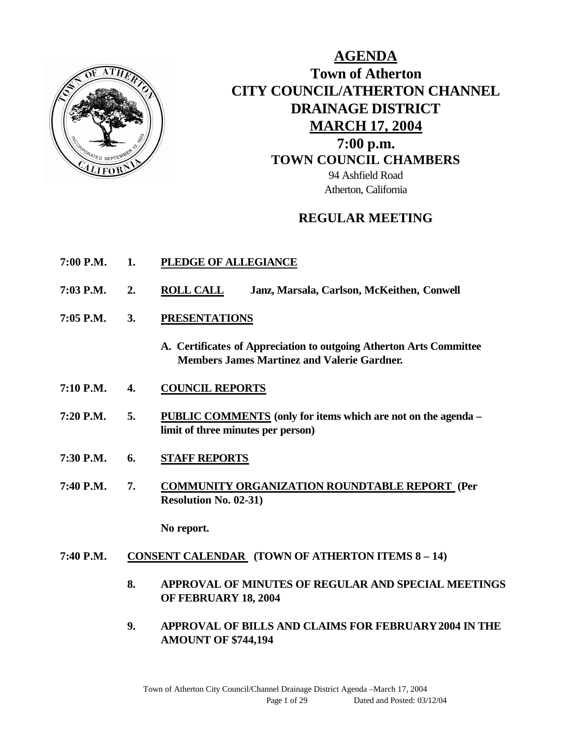# AGENDA

## Town of Atherton
## CITY COUNCIL/ATHERTON CHANNEL DRAINAGE DISTRICT
## MARCH 17, 2004
## 7:00 p.m.
## TOWN COUNCIL CHAMBERS

94 Ashfield Road
Atherton, California

## REGULAR MEETING

**7:00 P.M.** **1. PLEDGE OF ALLEGIANCE**

**7:03 P.M.** **2. ROLL CALL** **Janz, Marsala, Carlson, McKeithen, Conwell**

**7:05 P.M.** **3. PRESENTATIONS**

**A. Certificates of Appreciation to outgoing Atherton Arts Committee Members James Martinez and Valerie Gardner.**

**7:10 P.M.** **4. COUNCIL REPORTS**

**7:20 P.M.** **5. PUBLIC COMMENTS (only for items which are not on the agenda – limit of three minutes per person)**

**7:30 P.M.** **6. STAFF REPORTS**

**7:40 P.M.** **7. COMMUNITY ORGANIZATION ROUNDTABLE REPORT (Per Resolution No. 02-31)**

**No report.**

**7:40 P.M.** **CONSENT CALENDAR (TOWN OF ATHERTON ITEMS 8 – 14)**

**8. APPROVAL OF MINUTES OF REGULAR AND SPECIAL MEETINGS OF FEBRUARY 18, 2004**

**9. APPROVAL OF BILLS AND CLAIMS FOR FEBRUARY 2004 IN THE AMOUNT OF $744,194**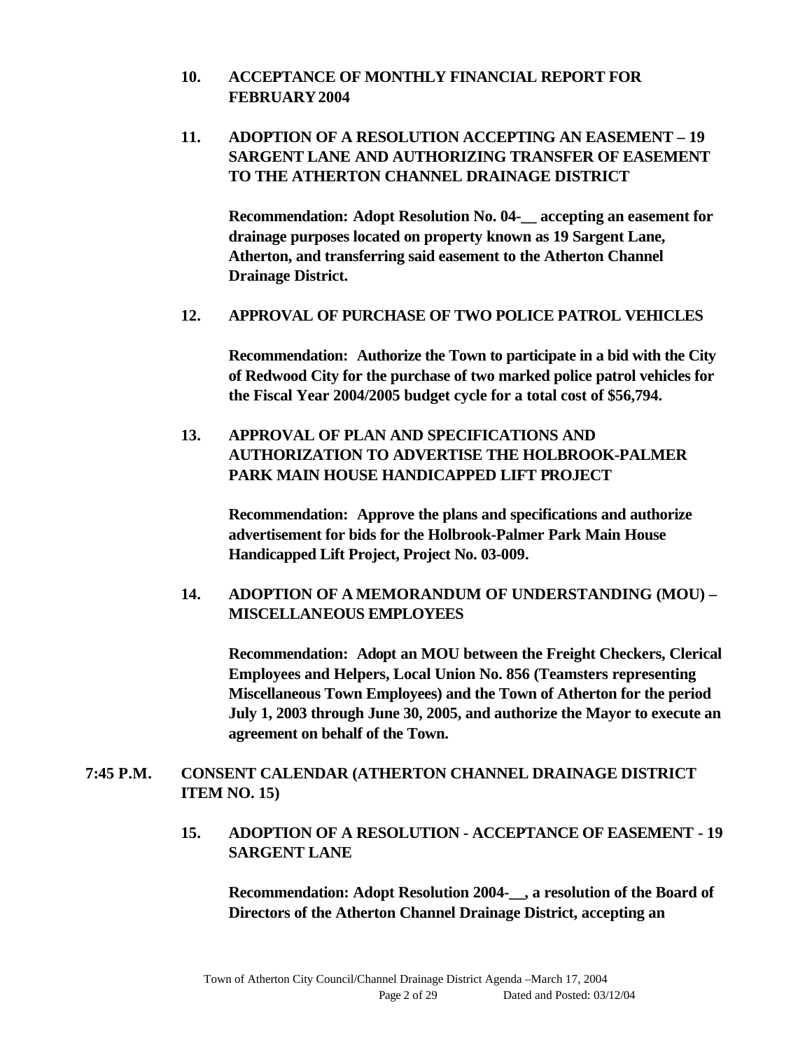**10. ACCEPTANCE OF MONTHLY FINANCIAL REPORT FOR FEBRUARY 2004**

**11. ADOPTION OF A RESOLUTION ACCEPTING AN EASEMENT – 19 SARGENT LANE AND AUTHORIZING TRANSFER OF EASEMENT TO THE ATHERTON CHANNEL DRAINAGE DISTRICT**

**Recommendation: Adopt Resolution No. 04-__ accepting an easement for drainage purposes located on property known as 19 Sargent Lane, Atherton, and transferring said easement to the Atherton Channel Drainage District.**

**12. APPROVAL OF PURCHASE OF TWO POLICE PATROL VEHICLES**

**Recommendation: Authorize the Town to participate in a bid with the City of Redwood City for the purchase of two marked police patrol vehicles for the Fiscal Year 2004/2005 budget cycle for a total cost of $56,794.**

**13. APPROVAL OF PLAN AND SPECIFICATIONS AND AUTHORIZATION TO ADVERTISE THE HOLBROOK-PALMER PARK MAIN HOUSE HANDICAPPED LIFT PROJECT**

**Recommendation: Approve the plans and specifications and authorize advertisement for bids for the Holbrook-Palmer Park Main House Handicapped Lift Project, Project No. 03-009.**

**14. ADOPTION OF A MEMORANDUM OF UNDERSTANDING (MOU) – MISCELLANEOUS EMPLOYEES**

**Recommendation: Adopt an MOU between the Freight Checkers, Clerical Employees and Helpers, Local Union No. 856 (Teamsters representing Miscellaneous Town Employees) and the Town of Atherton for the period July 1, 2003 through June 30, 2005, and authorize the Mayor to execute an agreement on behalf of the Town.**

**7:45 P.M. CONSENT CALENDAR (ATHERTON CHANNEL DRAINAGE DISTRICT ITEM NO. 15)**

**15. ADOPTION OF A RESOLUTION - ACCEPTANCE OF EASEMENT - 19 SARGENT LANE**

**Recommendation: Adopt Resolution 2004-__, a resolution of the Board of Directors of the Atherton Channel Drainage District, accepting an**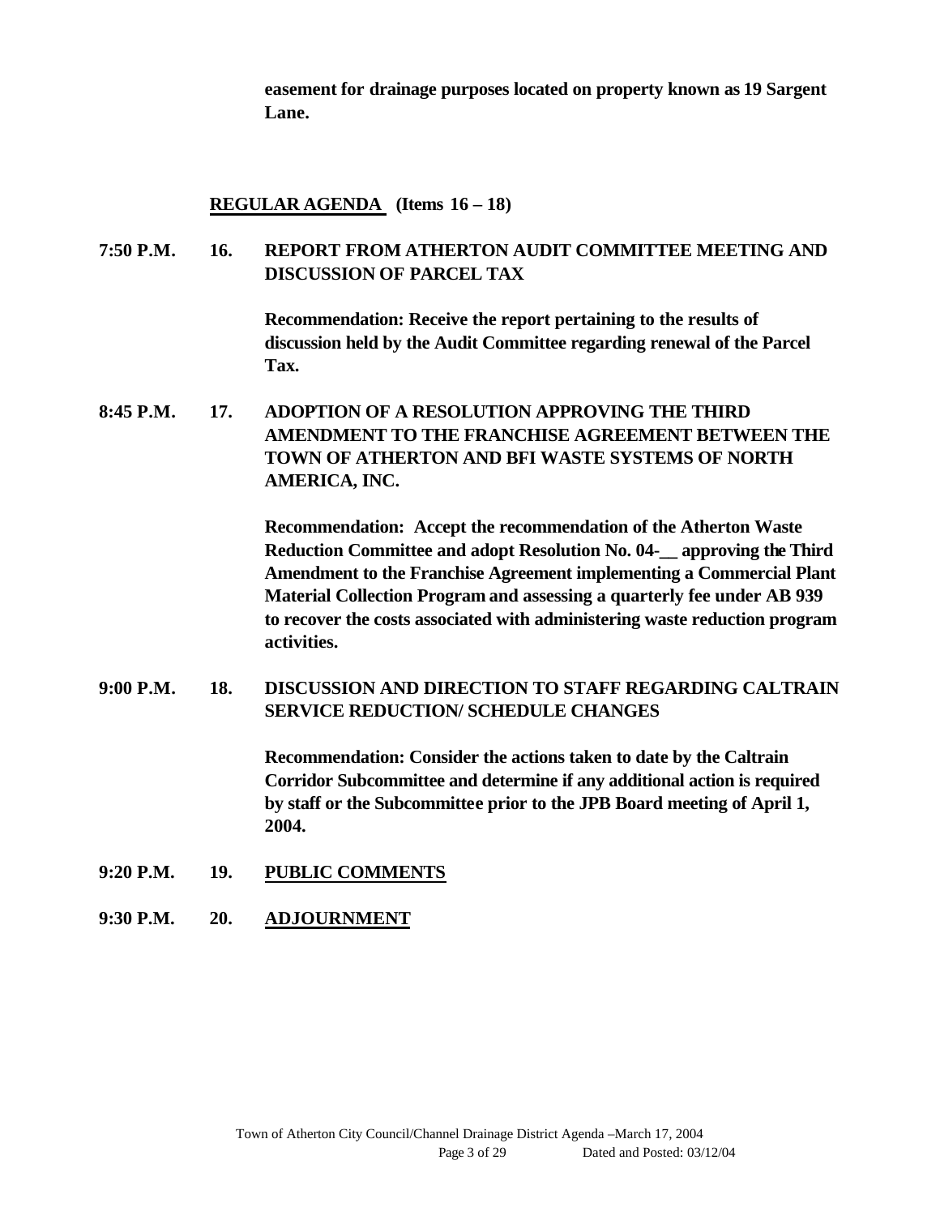**easement for drainage purposes located on property known as 19 Sargent Lane.**

**REGULAR AGENDA (Items 16 – 18)**

**7:50 P.M. 16. REPORT FROM ATHERTON AUDIT COMMITTEE MEETING AND DISCUSSION OF PARCEL TAX**

**Recommendation: Receive the report pertaining to the results of discussion held by the Audit Committee regarding renewal of the Parcel Tax.**

**8:45 P.M. 17. ADOPTION OF A RESOLUTION APPROVING THE THIRD AMENDMENT TO THE FRANCHISE AGREEMENT BETWEEN THE TOWN OF ATHERTON AND BFI WASTE SYSTEMS OF NORTH AMERICA, INC.**

**Recommendation: Accept the recommendation of the Atherton Waste Reduction Committee and adopt Resolution No. 04-__ approving the Third Amendment to the Franchise Agreement implementing a Commercial Plant Material Collection Program and assessing a quarterly fee under AB 939 to recover the costs associated with administering waste reduction program activities.**

**9:00 P.M. 18. DISCUSSION AND DIRECTION TO STAFF REGARDING CALTRAIN SERVICE REDUCTION/ SCHEDULE CHANGES**

**Recommendation: Consider the actions taken to date by the Caltrain Corridor Subcommittee and determine if any additional action is required by staff or the Subcommittee prior to the JPB Board meeting of April 1, 2004.**

**9:20 P.M. 19. PUBLIC COMMENTS**

**9:30 P.M. 20. ADJOURNMENT**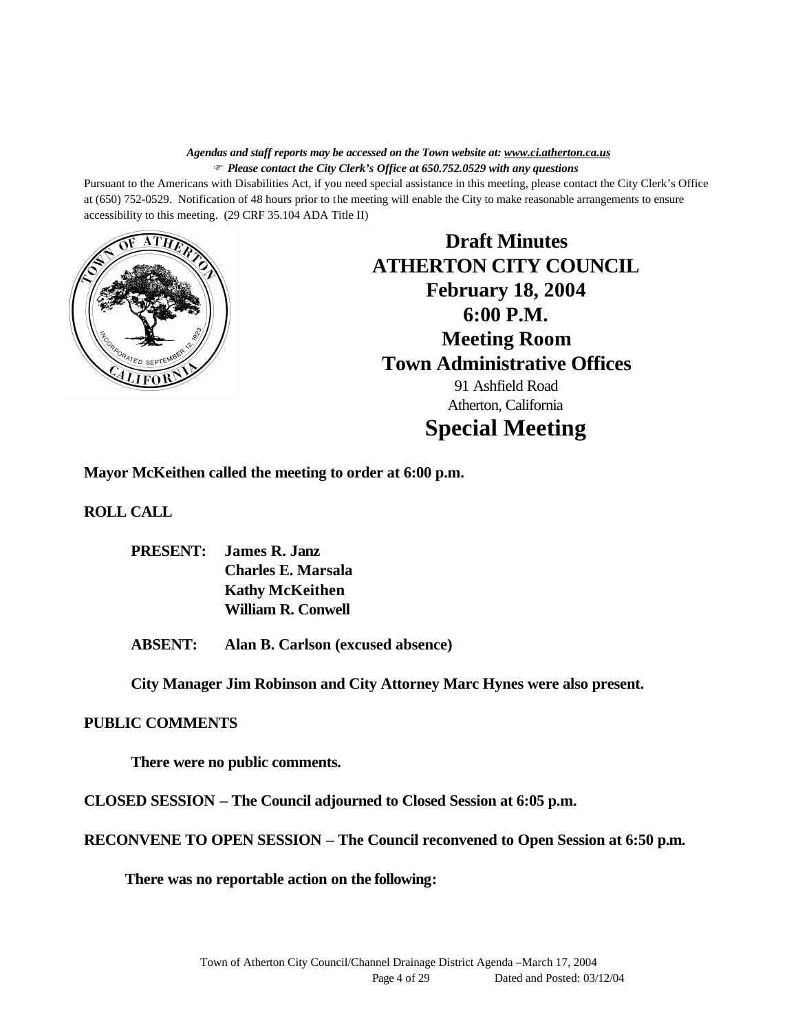*Agendas and staff reports may be accessed on the Town website at: www.ci.atherton.ca.us*
*☞ Please contact the City Clerk's Office at 650.752.0529 with any questions*

Pursuant to the Americans with Disabilities Act, if you need special assistance in this meeting, please contact the City Clerk's Office at (650) 752-0529. Notification of 48 hours prior to the meeting will enable the City to make reasonable arrangements to ensure accessibility to this meeting. (29 CRF 35.104 ADA Title II)

# Draft Minutes
# ATHERTON CITY COUNCIL
## February 18, 2004
## 6:00 P.M.
## Meeting Room
## Town Administrative Offices

91 Ashfield Road
Atherton, California

# Special Meeting

**Mayor McKeithen called the meeting to order at 6:00 p.m.**

**ROLL CALL**

**PRESENT:** **James R. Janz**
**Charles E. Marsala**
**Kathy McKeithen**
**William R. Conwell**

**ABSENT:** **Alan B. Carlson (excused absence)**

**City Manager Jim Robinson and City Attorney Marc Hynes were also present.**

**PUBLIC COMMENTS**

**There were no public comments.**

**CLOSED SESSION – The Council adjourned to Closed Session at 6:05 p.m.**

**RECONVENE TO OPEN SESSION – The Council reconvened to Open Session at 6:50 p.m.**

**There was no reportable action on the following:**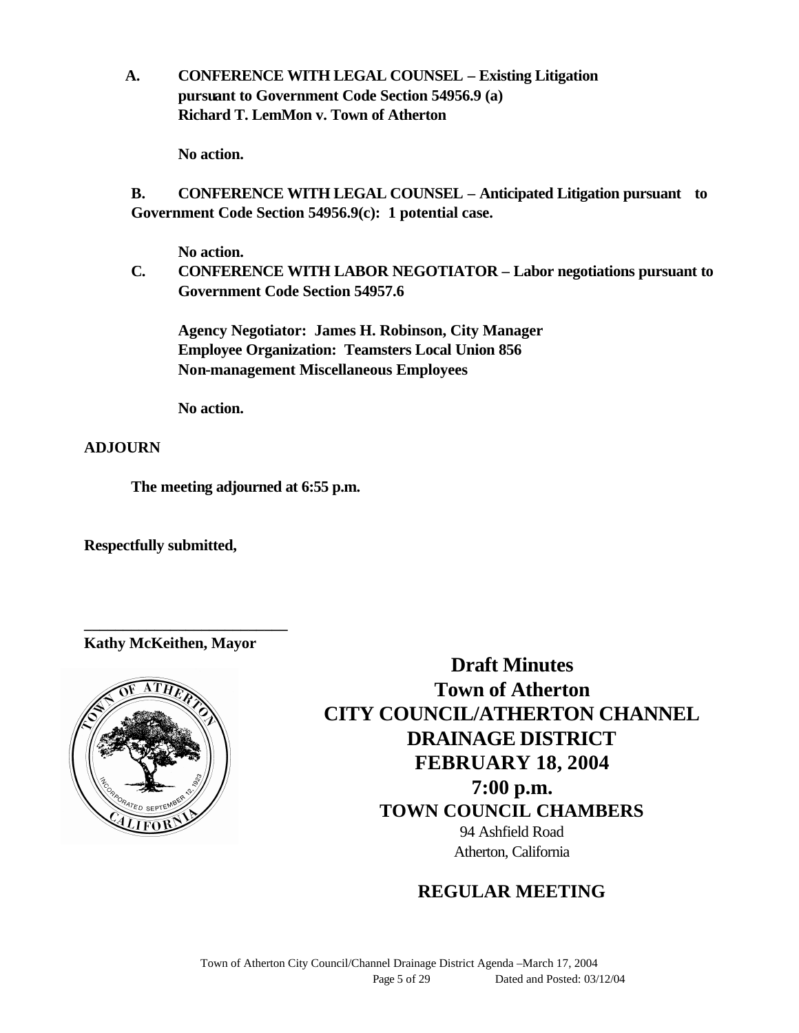**A. CONFERENCE WITH LEGAL COUNSEL – Existing Litigation pursuant to Government Code Section 54956.9 (a)**
**Richard T. LemMon v. Town of Atherton**

**No action.**

**B. CONFERENCE WITH LEGAL COUNSEL – Anticipated Litigation pursuant to Government Code Section 54956.9(c): 1 potential case.**

**No action.**

**C. CONFERENCE WITH LABOR NEGOTIATOR – Labor negotiations pursuant to Government Code Section 54957.6**

**Agency Negotiator: James H. Robinson, City Manager**
**Employee Organization: Teamsters Local Union 856**
**Non-management Miscellaneous Employees**

**No action.**

**ADJOURN**

**The meeting adjourned at 6:55 p.m.**

**Respectfully submitted,**

**\_\_\_\_\_\_\_\_\_\_\_\_\_\_\_\_\_\_\_\_\_\_\_\_\_\_**
**Kathy McKeithen, Mayor**

# Draft Minutes
# Town of Atherton
# CITY COUNCIL/ATHERTON CHANNEL DRAINAGE DISTRICT
# FEBRUARY 18, 2004
# 7:00 p.m.
## TOWN COUNCIL CHAMBERS

94 Ashfield Road
Atherton, California

## REGULAR MEETING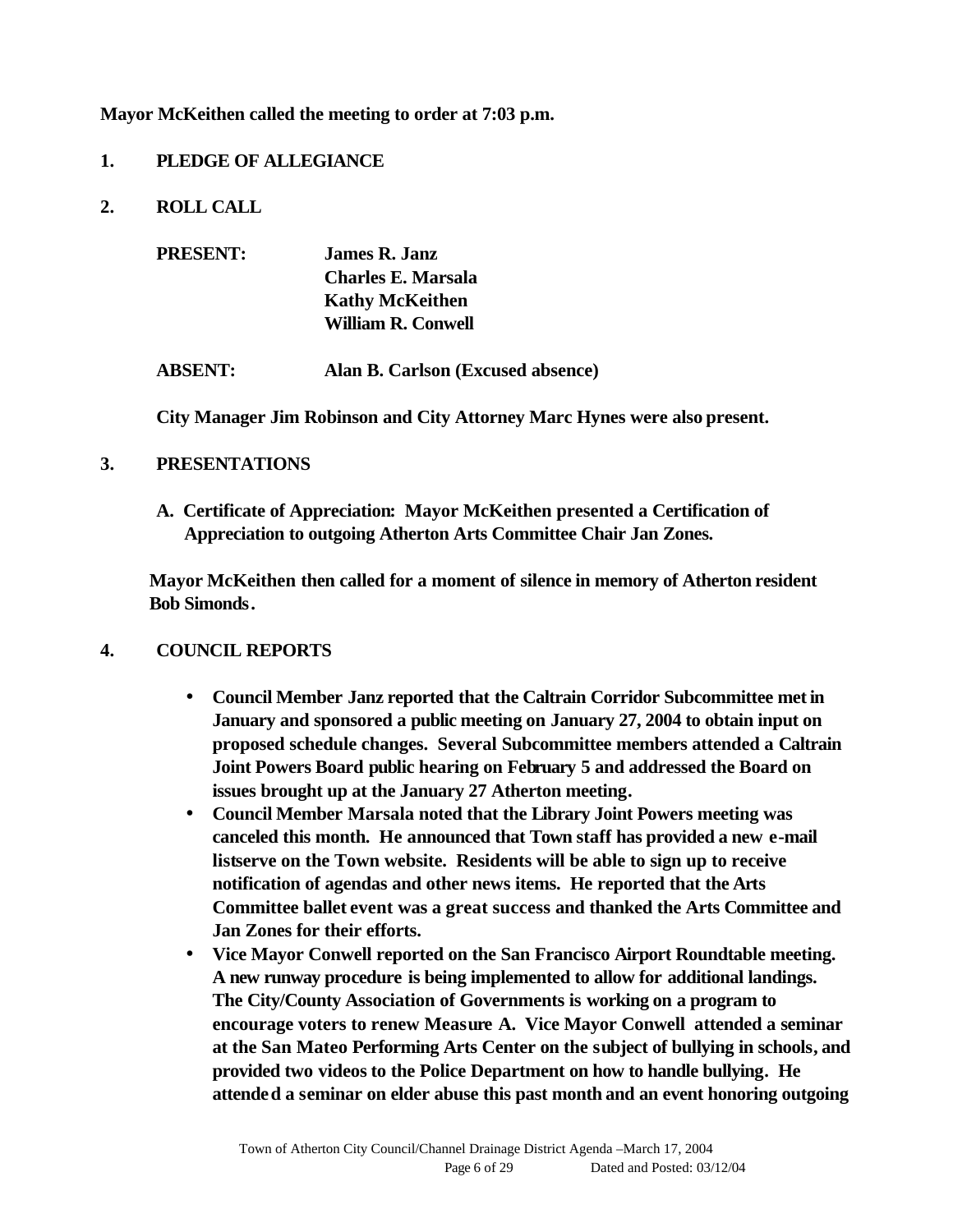**Mayor McKeithen called the meeting to order at 7:03 p.m.**

**1. PLEDGE OF ALLEGIANCE**

**2. ROLL CALL**

**PRESENT:** **James R. Janz**
**Charles E. Marsala**
**Kathy McKeithen**
**William R. Conwell**

**ABSENT:** **Alan B. Carlson (Excused absence)**

**City Manager Jim Robinson and City Attorney Marc Hynes were also present.**

**3. PRESENTATIONS**

**A. Certificate of Appreciation: Mayor McKeithen presented a Certification of Appreciation to outgoing Atherton Arts Committee Chair Jan Zones.**

**Mayor McKeithen then called for a moment of silence in memory of Atherton resident Bob Simonds.**

**4. COUNCIL REPORTS**

- **Council Member Janz reported that the Caltrain Corridor Subcommittee met in January and sponsored a public meeting on January 27, 2004 to obtain input on proposed schedule changes. Several Subcommittee members attended a Caltrain Joint Powers Board public hearing on February 5 and addressed the Board on issues brought up at the January 27 Atherton meeting.**
- **Council Member Marsala noted that the Library Joint Powers meeting was canceled this month. He announced that Town staff has provided a new e-mail listserve on the Town website. Residents will be able to sign up to receive notification of agendas and other news items. He reported that the Arts Committee ballet event was a great success and thanked the Arts Committee and Jan Zones for their efforts.**
- **Vice Mayor Conwell reported on the San Francisco Airport Roundtable meeting. A new runway procedure is being implemented to allow for additional landings. The City/County Association of Governments is working on a program to encourage voters to renew Measure A. Vice Mayor Conwell attended a seminar at the San Mateo Performing Arts Center on the subject of bullying in schools, and provided two videos to the Police Department on how to handle bullying. He attended a seminar on elder abuse this past month and an event honoring outgoing**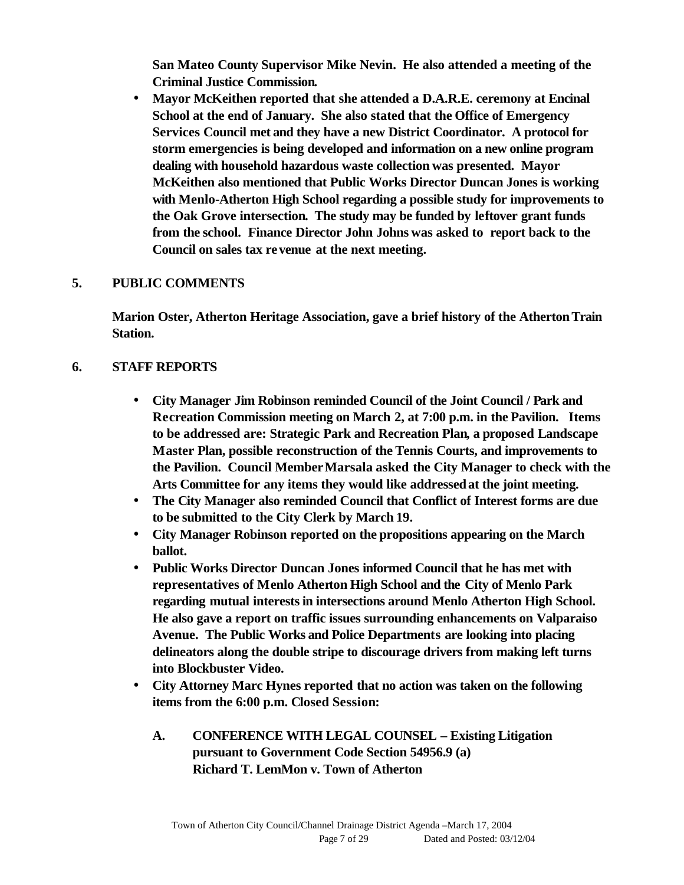**San Mateo County Supervisor Mike Nevin. He also attended a meeting of the Criminal Justice Commission.**

- **Mayor McKeithen reported that she attended a D.A.R.E. ceremony at Encinal School at the end of January. She also stated that the Office of Emergency Services Council met and they have a new District Coordinator. A protocol for storm emergencies is being developed and information on a new online program dealing with household hazardous waste collection was presented. Mayor McKeithen also mentioned that Public Works Director Duncan Jones is working with Menlo-Atherton High School regarding a possible study for improvements to the Oak Grove intersection. The study may be funded by leftover grant funds from the school. Finance Director John Johns was asked to report back to the Council on sales tax revenue at the next meeting.**

## 5. PUBLIC COMMENTS

**Marion Oster, Atherton Heritage Association, gave a brief history of the Atherton Train Station.**

## 6. STAFF REPORTS

- **City Manager Jim Robinson reminded Council of the Joint Council / Park and Recreation Commission meeting on March 2, at 7:00 p.m. in the Pavilion. Items to be addressed are: Strategic Park and Recreation Plan, a proposed Landscape Master Plan, possible reconstruction of the Tennis Courts, and improvements to the Pavilion. Council Member Marsala asked the City Manager to check with the Arts Committee for any items they would like addressed at the joint meeting.**
- **The City Manager also reminded Council that Conflict of Interest forms are due to be submitted to the City Clerk by March 19.**
- **City Manager Robinson reported on the propositions appearing on the March ballot.**
- **Public Works Director Duncan Jones informed Council that he has met with representatives of Menlo Atherton High School and the City of Menlo Park regarding mutual interests in intersections around Menlo Atherton High School. He also gave a report on traffic issues surrounding enhancements on Valparaiso Avenue. The Public Works and Police Departments are looking into placing delineators along the double stripe to discourage drivers from making left turns into Blockbuster Video.**
- **City Attorney Marc Hynes reported that no action was taken on the following items from the 6:00 p.m. Closed Session:**

  **A. CONFERENCE WITH LEGAL COUNSEL – Existing Litigation pursuant to Government Code Section 54956.9 (a)
  Richard T. LemMon v. Town of Atherton**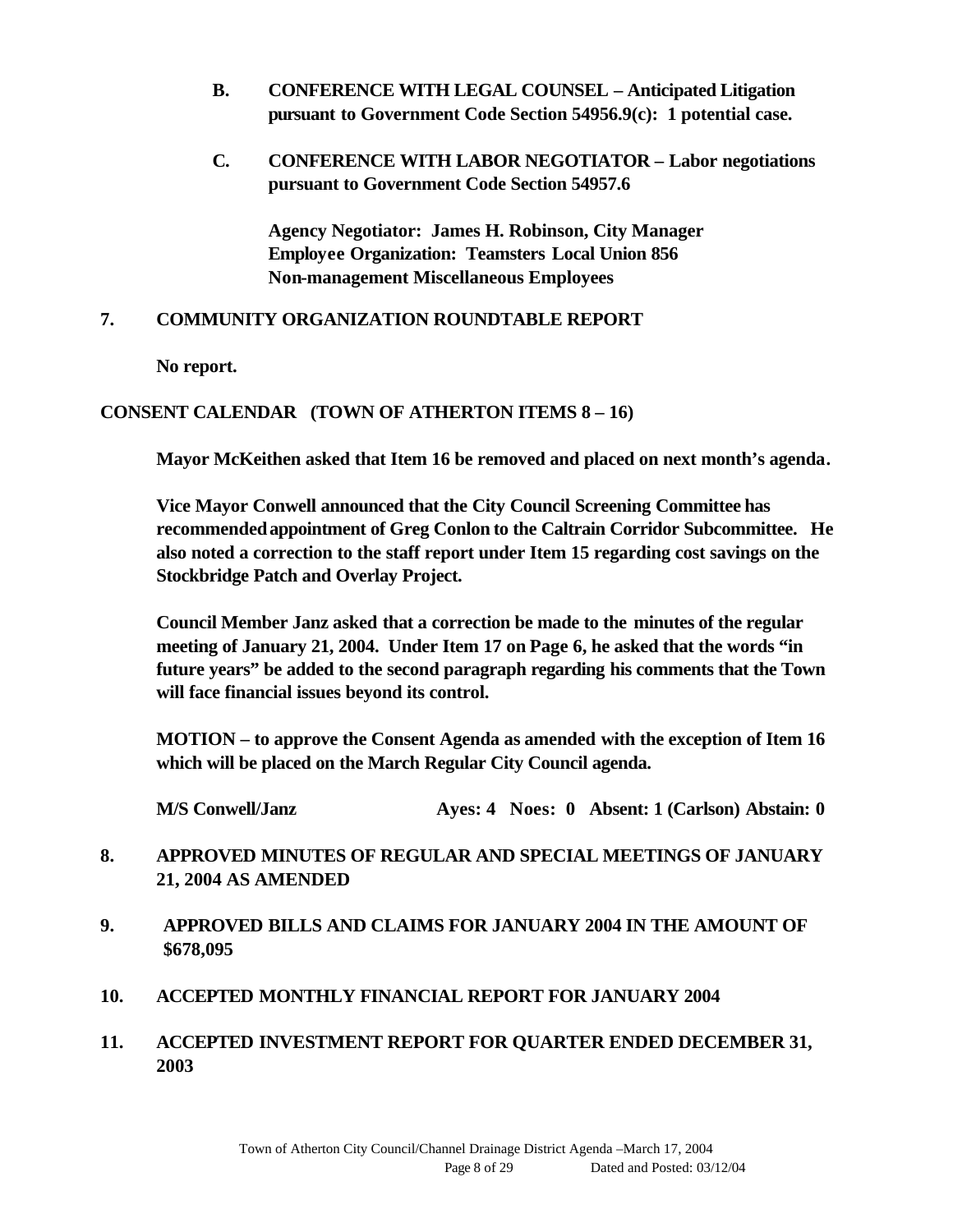**B. CONFERENCE WITH LEGAL COUNSEL – Anticipated Litigation pursuant to Government Code Section 54956.9(c): 1 potential case.**

**C. CONFERENCE WITH LABOR NEGOTIATOR – Labor negotiations pursuant to Government Code Section 54957.6**

**Agency Negotiator: James H. Robinson, City Manager**
**Employee Organization: Teamsters Local Union 856**
**Non-management Miscellaneous Employees**

## 7. COMMUNITY ORGANIZATION ROUNDTABLE REPORT

**No report.**

## CONSENT CALENDAR (TOWN OF ATHERTON ITEMS 8 – 16)

**Mayor McKeithen asked that Item 16 be removed and placed on next month's agenda.**

**Vice Mayor Conwell announced that the City Council Screening Committee has recommended appointment of Greg Conlon to the Caltrain Corridor Subcommittee. He also noted a correction to the staff report under Item 15 regarding cost savings on the Stockbridge Patch and Overlay Project.**

**Council Member Janz asked that a correction be made to the minutes of the regular meeting of January 21, 2004. Under Item 17 on Page 6, he asked that the words "in future years" be added to the second paragraph regarding his comments that the Town will face financial issues beyond its control.**

**MOTION – to approve the Consent Agenda as amended with the exception of Item 16 which will be placed on the March Regular City Council agenda.**

**M/S Conwell/Janz Ayes: 4 Noes: 0 Absent: 1 (Carlson) Abstain: 0**

## 8. APPROVED MINUTES OF REGULAR AND SPECIAL MEETINGS OF JANUARY 21, 2004 AS AMENDED

## 9. APPROVED BILLS AND CLAIMS FOR JANUARY 2004 IN THE AMOUNT OF $678,095

## 10. ACCEPTED MONTHLY FINANCIAL REPORT FOR JANUARY 2004

## 11. ACCEPTED INVESTMENT REPORT FOR QUARTER ENDED DECEMBER 31, 2003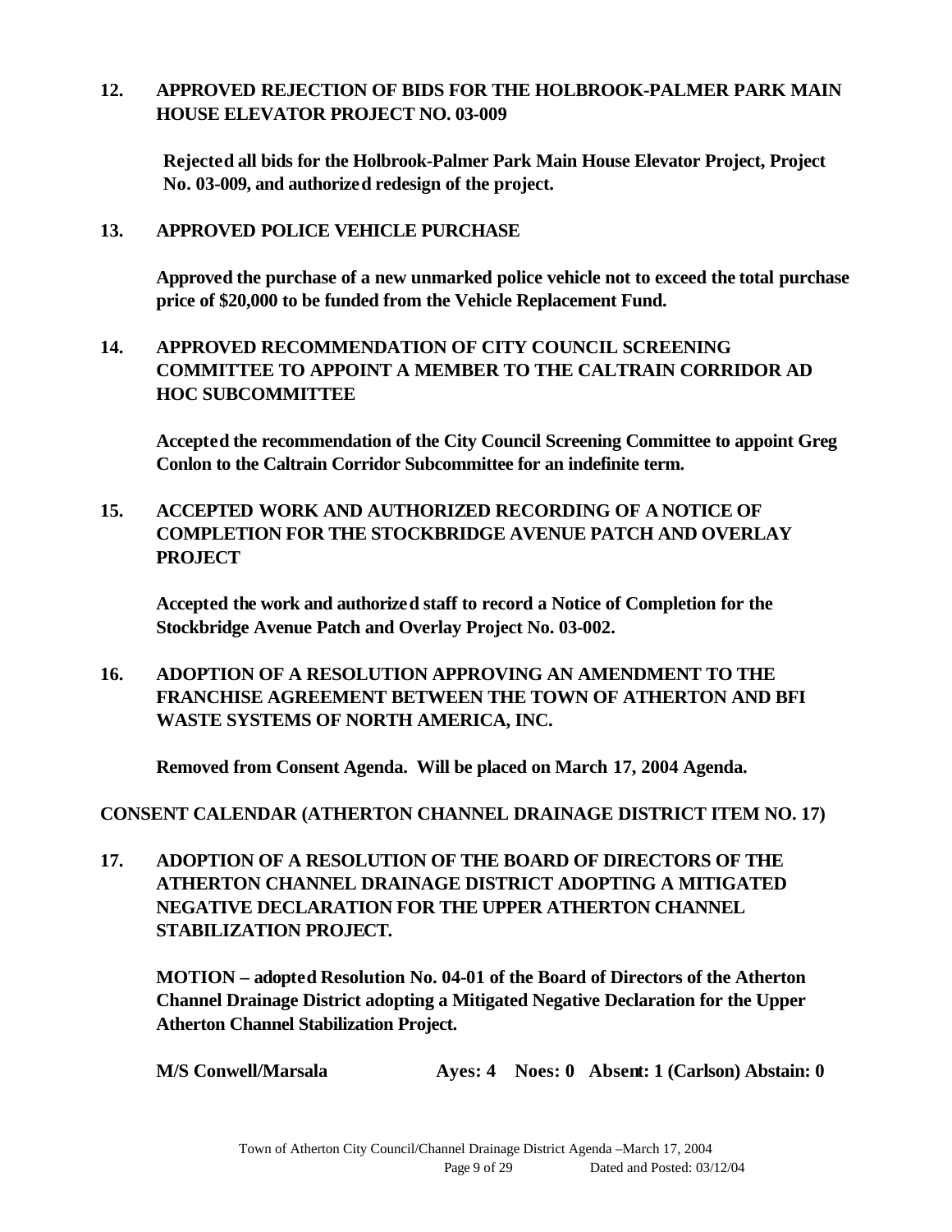**12. APPROVED REJECTION OF BIDS FOR THE HOLBROOK-PALMER PARK MAIN HOUSE ELEVATOR PROJECT NO. 03-009**

**Rejected all bids for the Holbrook-Palmer Park Main House Elevator Project, Project No. 03-009, and authorized redesign of the project.**

**13. APPROVED POLICE VEHICLE PURCHASE**

**Approved the purchase of a new unmarked police vehicle not to exceed the total purchase price of $20,000 to be funded from the Vehicle Replacement Fund.**

**14. APPROVED RECOMMENDATION OF CITY COUNCIL SCREENING COMMITTEE TO APPOINT A MEMBER TO THE CALTRAIN CORRIDOR AD HOC SUBCOMMITTEE**

**Accepted the recommendation of the City Council Screening Committee to appoint Greg Conlon to the Caltrain Corridor Subcommittee for an indefinite term.**

**15. ACCEPTED WORK AND AUTHORIZED RECORDING OF A NOTICE OF COMPLETION FOR THE STOCKBRIDGE AVENUE PATCH AND OVERLAY PROJECT**

**Accepted the work and authorized staff to record a Notice of Completion for the Stockbridge Avenue Patch and Overlay Project No. 03-002.**

**16. ADOPTION OF A RESOLUTION APPROVING AN AMENDMENT TO THE FRANCHISE AGREEMENT BETWEEN THE TOWN OF ATHERTON AND BFI WASTE SYSTEMS OF NORTH AMERICA, INC.**

**Removed from Consent Agenda. Will be placed on March 17, 2004 Agenda.**

**CONSENT CALENDAR (ATHERTON CHANNEL DRAINAGE DISTRICT ITEM NO. 17)**

**17. ADOPTION OF A RESOLUTION OF THE BOARD OF DIRECTORS OF THE ATHERTON CHANNEL DRAINAGE DISTRICT ADOPTING A MITIGATED NEGATIVE DECLARATION FOR THE UPPER ATHERTON CHANNEL STABILIZATION PROJECT.**

**MOTION – adopted Resolution No. 04-01 of the Board of Directors of the Atherton Channel Drainage District adopting a Mitigated Negative Declaration for the Upper Atherton Channel Stabilization Project.**

**M/S Conwell/Marsala Ayes: 4 Noes: 0 Absent: 1 (Carlson) Abstain: 0**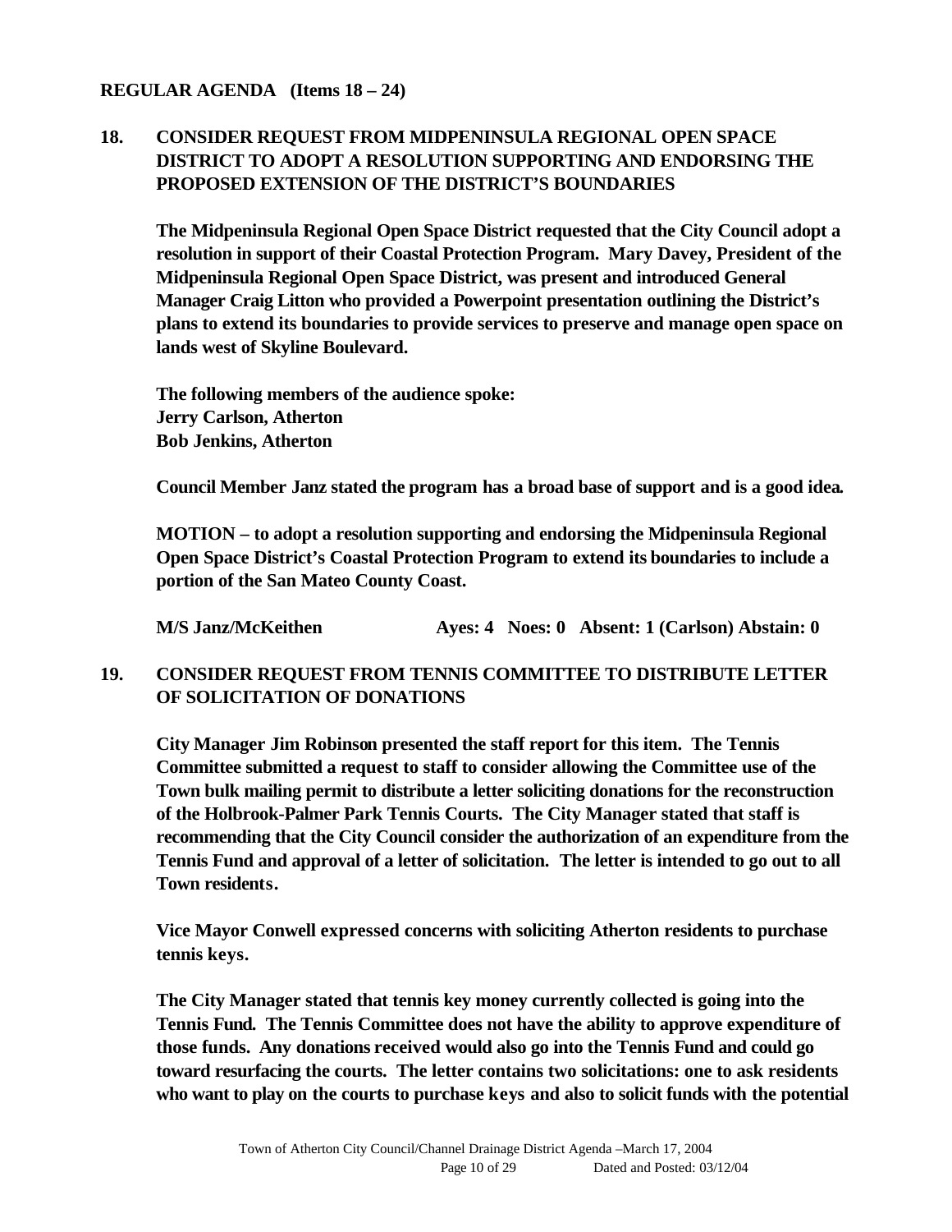**REGULAR AGENDA (Items 18 – 24)**

**18. CONSIDER REQUEST FROM MIDPENINSULA REGIONAL OPEN SPACE DISTRICT TO ADOPT A RESOLUTION SUPPORTING AND ENDORSING THE PROPOSED EXTENSION OF THE DISTRICT'S BOUNDARIES**

**The Midpeninsula Regional Open Space District requested that the City Council adopt a resolution in support of their Coastal Protection Program. Mary Davey, President of the Midpeninsula Regional Open Space District, was present and introduced General Manager Craig Litton who provided a Powerpoint presentation outlining the District's plans to extend its boundaries to provide services to preserve and manage open space on lands west of Skyline Boulevard.**

**The following members of the audience spoke:**
**Jerry Carlson, Atherton**
**Bob Jenkins, Atherton**

**Council Member Janz stated the program has a broad base of support and is a good idea.**

**MOTION – to adopt a resolution supporting and endorsing the Midpeninsula Regional Open Space District's Coastal Protection Program to extend its boundaries to include a portion of the San Mateo County Coast.**

**M/S Janz/McKeithen Ayes: 4 Noes: 0 Absent: 1 (Carlson) Abstain: 0**

**19. CONSIDER REQUEST FROM TENNIS COMMITTEE TO DISTRIBUTE LETTER OF SOLICITATION OF DONATIONS**

**City Manager Jim Robinson presented the staff report for this item. The Tennis Committee submitted a request to staff to consider allowing the Committee use of the Town bulk mailing permit to distribute a letter soliciting donations for the reconstruction of the Holbrook-Palmer Park Tennis Courts. The City Manager stated that staff is recommending that the City Council consider the authorization of an expenditure from the Tennis Fund and approval of a letter of solicitation. The letter is intended to go out to all Town residents.**

**Vice Mayor Conwell expressed concerns with soliciting Atherton residents to purchase tennis keys.**

**The City Manager stated that tennis key money currently collected is going into the Tennis Fund. The Tennis Committee does not have the ability to approve expenditure of those funds. Any donations received would also go into the Tennis Fund and could go toward resurfacing the courts. The letter contains two solicitations: one to ask residents who want to play on the courts to purchase keys and also to solicit funds with the potential**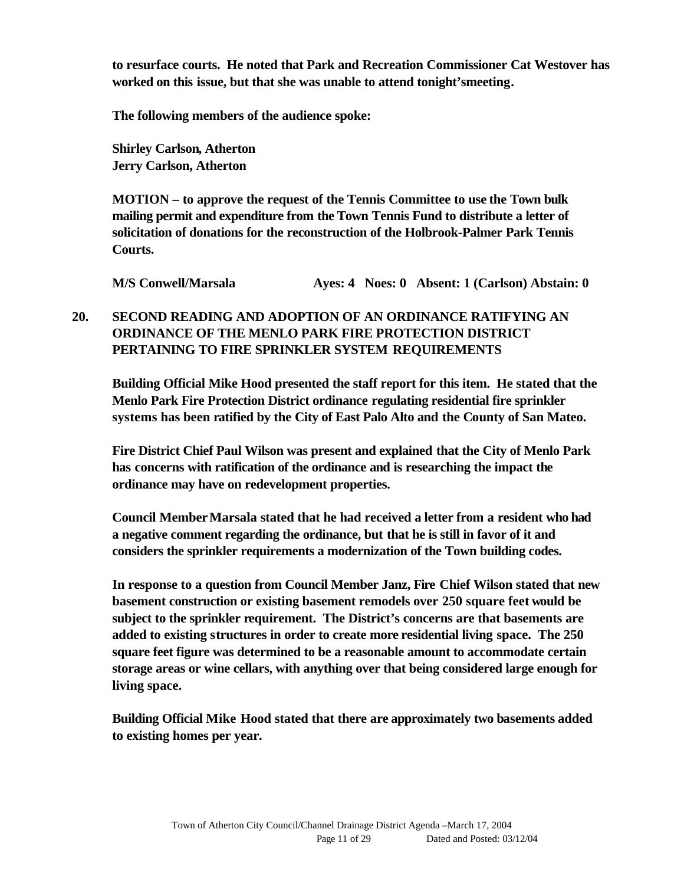**to resurface courts. He noted that Park and Recreation Commissioner Cat Westover has worked on this issue, but that she was unable to attend tonight'smeeting.**

**The following members of the audience spoke:**

**Shirley Carlson, Atherton**
**Jerry Carlson, Atherton**

**MOTION – to approve the request of the Tennis Committee to use the Town bulk mailing permit and expenditure from the Town Tennis Fund to distribute a letter of solicitation of donations for the reconstruction of the Holbrook-Palmer Park Tennis Courts.**

**M/S Conwell/Marsala Ayes: 4 Noes: 0 Absent: 1 (Carlson) Abstain: 0**

## 20. SECOND READING AND ADOPTION OF AN ORDINANCE RATIFYING AN ORDINANCE OF THE MENLO PARK FIRE PROTECTION DISTRICT PERTAINING TO FIRE SPRINKLER SYSTEM REQUIREMENTS

**Building Official Mike Hood presented the staff report for this item. He stated that the Menlo Park Fire Protection District ordinance regulating residential fire sprinkler systems has been ratified by the City of East Palo Alto and the County of San Mateo.**

**Fire District Chief Paul Wilson was present and explained that the City of Menlo Park has concerns with ratification of the ordinance and is researching the impact the ordinance may have on redevelopment properties.**

**Council Member Marsala stated that he had received a letter from a resident who had a negative comment regarding the ordinance, but that he is still in favor of it and considers the sprinkler requirements a modernization of the Town building codes.**

**In response to a question from Council Member Janz, Fire Chief Wilson stated that new basement construction or existing basement remodels over 250 square feet would be subject to the sprinkler requirement. The District's concerns are that basements are added to existing structures in order to create more residential living space. The 250 square feet figure was determined to be a reasonable amount to accommodate certain storage areas or wine cellars, with anything over that being considered large enough for living space.**

**Building Official Mike Hood stated that there are approximately two basements added to existing homes per year.**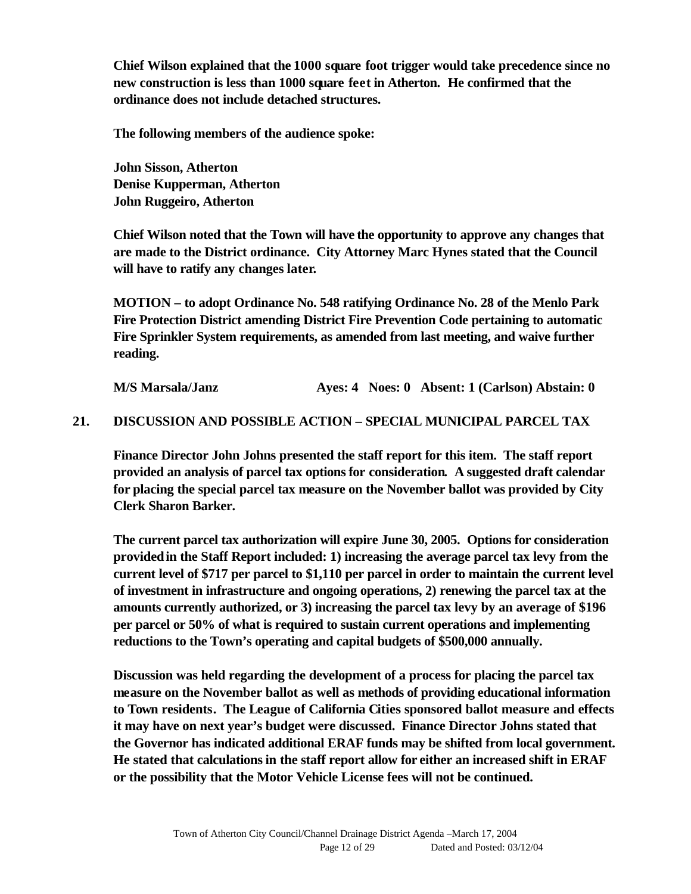**Chief Wilson explained that the 1000 square foot trigger would take precedence since no new construction is less than 1000 square feet in Atherton. He confirmed that the ordinance does not include detached structures.**

**The following members of the audience spoke:**

**John Sisson, Atherton**
**Denise Kupperman, Atherton**
**John Ruggeiro, Atherton**

**Chief Wilson noted that the Town will have the opportunity to approve any changes that are made to the District ordinance. City Attorney Marc Hynes stated that the Council will have to ratify any changes later.**

**MOTION – to adopt Ordinance No. 548 ratifying Ordinance No. 28 of the Menlo Park Fire Protection District amending District Fire Prevention Code pertaining to automatic Fire Sprinkler System requirements, as amended from last meeting, and waive further reading.**

**M/S Marsala/Janz    Ayes: 4  Noes: 0  Absent: 1 (Carlson) Abstain: 0**

## 21. DISCUSSION AND POSSIBLE ACTION – SPECIAL MUNICIPAL PARCEL TAX

**Finance Director John Johns presented the staff report for this item. The staff report provided an analysis of parcel tax options for consideration. A suggested draft calendar for placing the special parcel tax measure on the November ballot was provided by City Clerk Sharon Barker.**

**The current parcel tax authorization will expire June 30, 2005. Options for consideration provided in the Staff Report included: 1) increasing the average parcel tax levy from the current level of $717 per parcel to $1,110 per parcel in order to maintain the current level of investment in infrastructure and ongoing operations, 2) renewing the parcel tax at the amounts currently authorized, or 3) increasing the parcel tax levy by an average of $196 per parcel or 50% of what is required to sustain current operations and implementing reductions to the Town's operating and capital budgets of $500,000 annually.**

**Discussion was held regarding the development of a process for placing the parcel tax measure on the November ballot as well as methods of providing educational information to Town residents. The League of California Cities sponsored ballot measure and effects it may have on next year's budget were discussed. Finance Director Johns stated that the Governor has indicated additional ERAF funds may be shifted from local government. He stated that calculations in the staff report allow for either an increased shift in ERAF or the possibility that the Motor Vehicle License fees will not be continued.**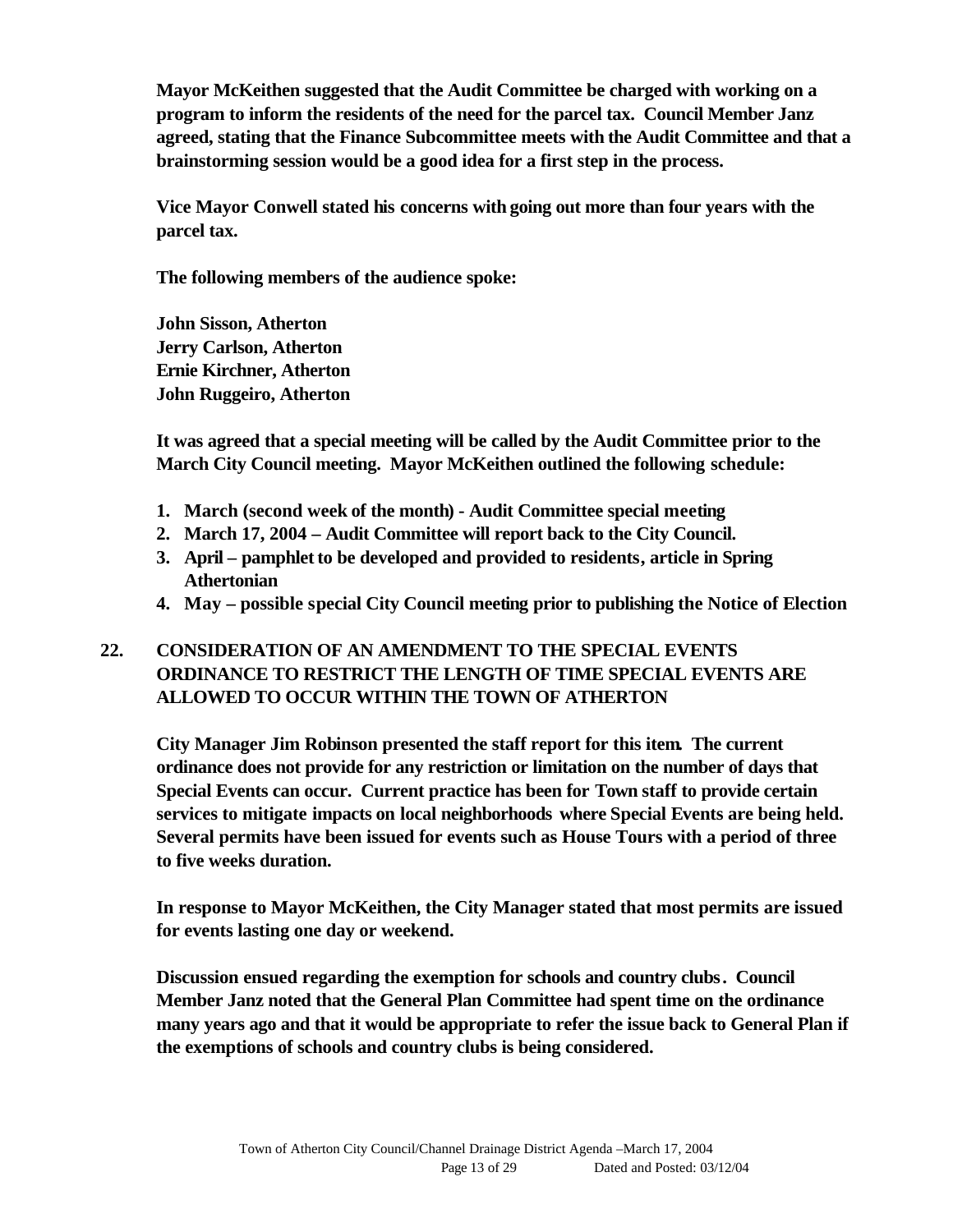**Mayor McKeithen suggested that the Audit Committee be charged with working on a program to inform the residents of the need for the parcel tax. Council Member Janz agreed, stating that the Finance Subcommittee meets with the Audit Committee and that a brainstorming session would be a good idea for a first step in the process.**

**Vice Mayor Conwell stated his concerns with going out more than four years with the parcel tax.**

**The following members of the audience spoke:**

**John Sisson, Atherton**
**Jerry Carlson, Atherton**
**Ernie Kirchner, Atherton**
**John Ruggeiro, Atherton**

**It was agreed that a special meeting will be called by the Audit Committee prior to the March City Council meeting. Mayor McKeithen outlined the following schedule:**

1. **March (second week of the month) - Audit Committee special meeting**
2. **March 17, 2004 – Audit Committee will report back to the City Council.**
3. **April – pamphlet to be developed and provided to residents, article in Spring Athertonian**
4. **May – possible special City Council meeting prior to publishing the Notice of Election**

## 22. CONSIDERATION OF AN AMENDMENT TO THE SPECIAL EVENTS ORDINANCE TO RESTRICT THE LENGTH OF TIME SPECIAL EVENTS ARE ALLOWED TO OCCUR WITHIN THE TOWN OF ATHERTON

**City Manager Jim Robinson presented the staff report for this item. The current ordinance does not provide for any restriction or limitation on the number of days that Special Events can occur. Current practice has been for Town staff to provide certain services to mitigate impacts on local neighborhoods where Special Events are being held. Several permits have been issued for events such as House Tours with a period of three to five weeks duration.**

**In response to Mayor McKeithen, the City Manager stated that most permits are issued for events lasting one day or weekend.**

**Discussion ensued regarding the exemption for schools and country clubs. Council Member Janz noted that the General Plan Committee had spent time on the ordinance many years ago and that it would be appropriate to refer the issue back to General Plan if the exemptions of schools and country clubs is being considered.**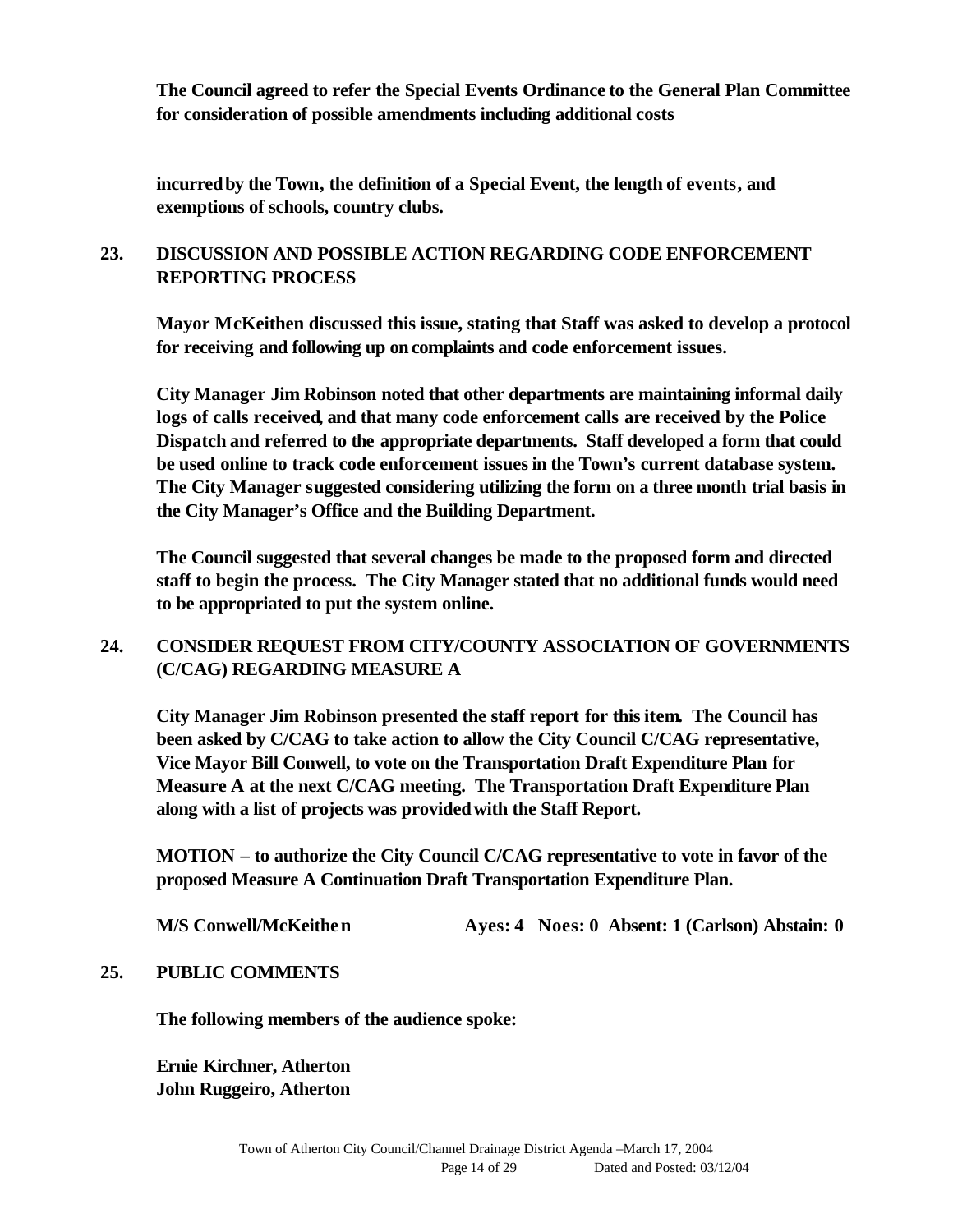**The Council agreed to refer the Special Events Ordinance to the General Plan Committee for consideration of possible amendments including additional costs**

**incurred by the Town, the definition of a Special Event, the length of events, and exemptions of schools, country clubs.**

## 23. DISCUSSION AND POSSIBLE ACTION REGARDING CODE ENFORCEMENT REPORTING PROCESS

**Mayor McKeithen discussed this issue, stating that Staff was asked to develop a protocol for receiving and following up on complaints and code enforcement issues.**

**City Manager Jim Robinson noted that other departments are maintaining informal daily logs of calls received, and that many code enforcement calls are received by the Police Dispatch and referred to the appropriate departments. Staff developed a form that could be used online to track code enforcement issues in the Town's current database system. The City Manager suggested considering utilizing the form on a three month trial basis in the City Manager's Office and the Building Department.**

**The Council suggested that several changes be made to the proposed form and directed staff to begin the process. The City Manager stated that no additional funds would need to be appropriated to put the system online.**

## 24. CONSIDER REQUEST FROM CITY/COUNTY ASSOCIATION OF GOVERNMENTS (C/CAG) REGARDING MEASURE A

**City Manager Jim Robinson presented the staff report for this item. The Council has been asked by C/CAG to take action to allow the City Council C/CAG representative, Vice Mayor Bill Conwell, to vote on the Transportation Draft Expenditure Plan for Measure A at the next C/CAG meeting. The Transportation Draft Expenditure Plan along with a list of projects was provided with the Staff Report.**

**MOTION – to authorize the City Council C/CAG representative to vote in favor of the proposed Measure A Continuation Draft Transportation Expenditure Plan.**

**M/S Conwell/McKeithen Ayes: 4 Noes: 0 Absent: 1 (Carlson) Abstain: 0**

## 25. PUBLIC COMMENTS

**The following members of the audience spoke:**

**Ernie Kirchner, Atherton**
**John Ruggeiro, Atherton**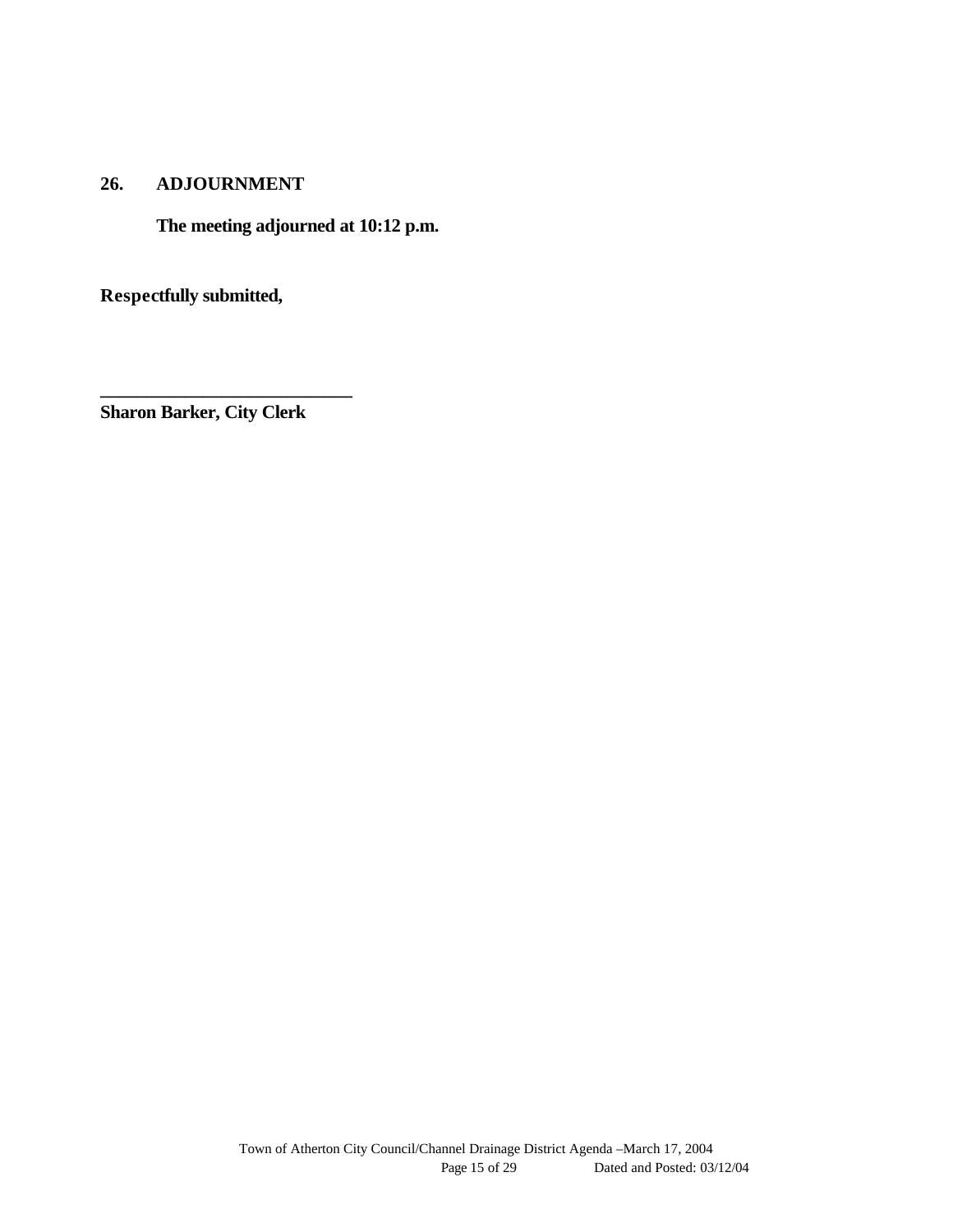## 26. ADJOURNMENT

**The meeting adjourned at 10:12 p.m.**

**Respectfully submitted,**

**___________________________**
**Sharon Barker, City Clerk**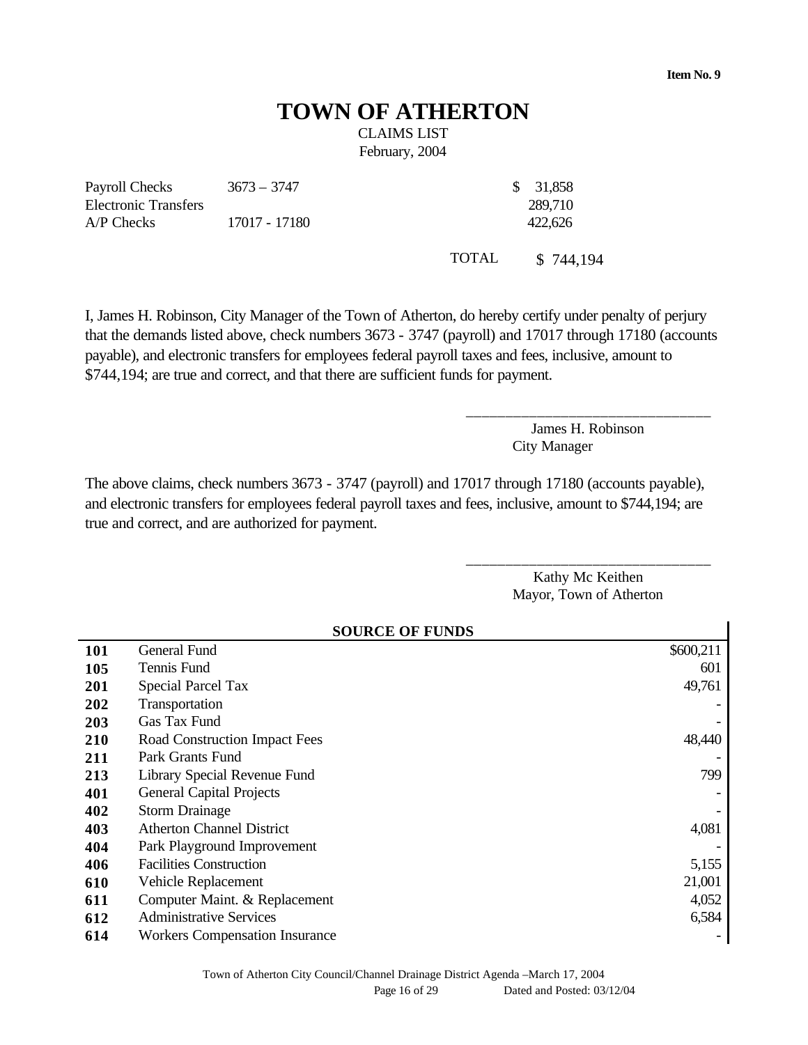Item No. 9

# TOWN OF ATHERTON

CLAIMS LIST

February, 2004

| | | |
|---|---|---|
| Payroll Checks | 3673 – 3747 | $ 31,858 |
| Electronic Transfers | | 289,710 |
| A/P Checks | 17017 - 17180 | 422,626 |
| | TOTAL | $ 744,194 |

I, James H. Robinson, City Manager of the Town of Atherton, do hereby certify under penalty of perjury that the demands listed above, check numbers 3673 - 3747 (payroll) and 17017 through 17180 (accounts payable), and electronic transfers for employees federal payroll taxes and fees, inclusive, amount to $744,194; are true and correct, and that there are sufficient funds for payment.

\_\_\_\_\_\_\_\_\_\_\_\_\_\_\_\_\_\_\_\_\_\_\_\_\_\_\_\_\_\_\_\_

James H. Robinson
City Manager

The above claims, check numbers 3673 - 3747 (payroll) and 17017 through 17180 (accounts payable), and electronic transfers for employees federal payroll taxes and fees, inclusive, amount to $744,194; are true and correct, and are authorized for payment.

\_\_\_\_\_\_\_\_\_\_\_\_\_\_\_\_\_\_\_\_\_\_\_\_\_\_\_\_\_\_\_\_

Kathy Mc Keithen
Mayor, Town of Atherton

| | SOURCE OF FUNDS | |
|---|---|---|
| **101** | General Fund | $600,211 |
| **105** | Tennis Fund | 601 |
| **201** | Special Parcel Tax | 49,761 |
| **202** | Transportation | - |
| **203** | Gas Tax Fund | - |
| **210** | Road Construction Impact Fees | 48,440 |
| **211** | Park Grants Fund | - |
| **213** | Library Special Revenue Fund | 799 |
| **401** | General Capital Projects | - |
| **402** | Storm Drainage | - |
| **403** | Atherton Channel District | 4,081 |
| **404** | Park Playground Improvement | - |
| **406** | Facilities Construction | 5,155 |
| **610** | Vehicle Replacement | 21,001 |
| **611** | Computer Maint. & Replacement | 4,052 |
| **612** | Administrative Services | 6,584 |
| **614** | Workers Compensation Insurance | - |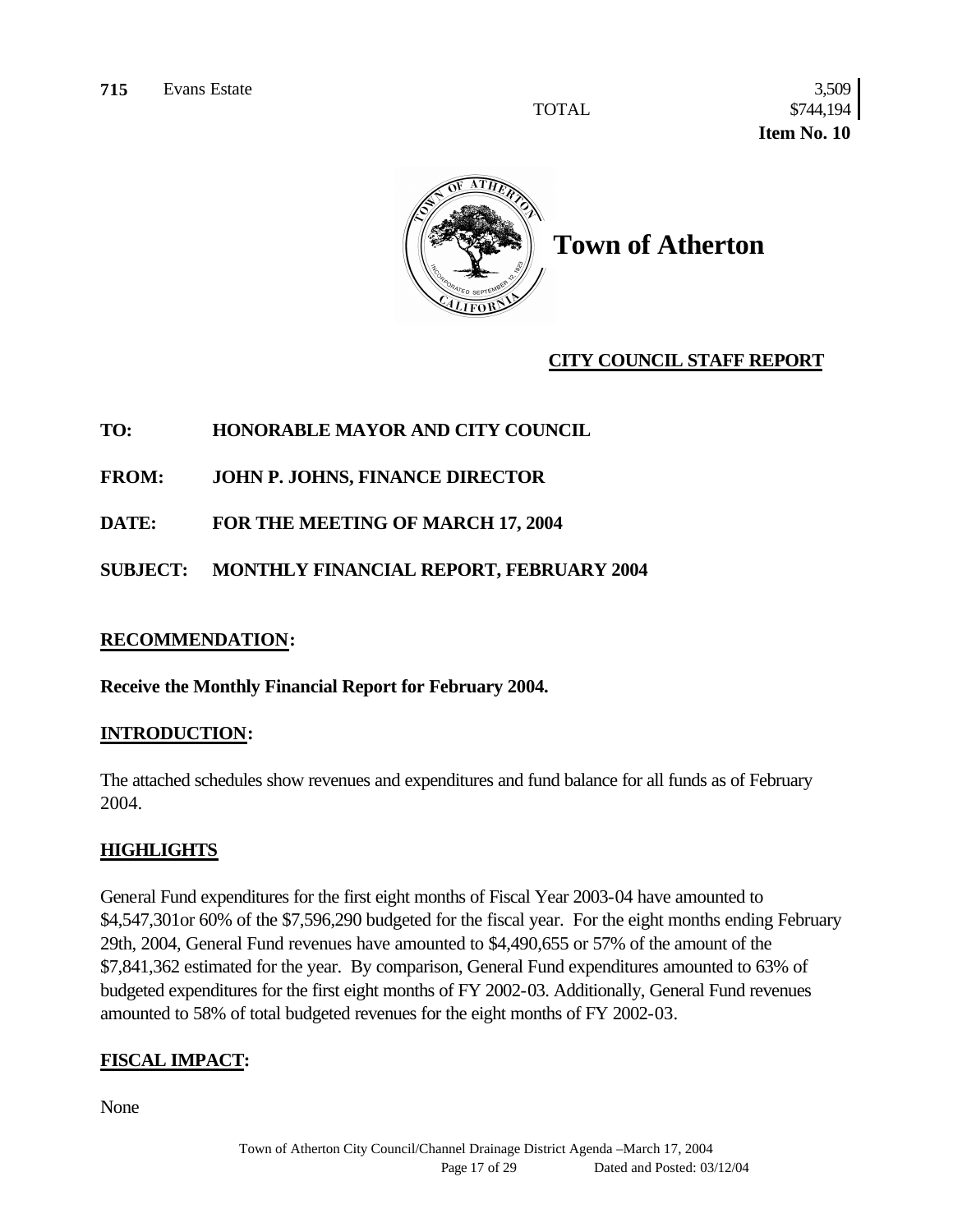| | | |
|---|---|---|
| **715** | Evans Estate | 3,509 |
| | TOTAL | $744,194 |

**Item No. 10**

# Town of Atherton

**CITY COUNCIL STAFF REPORT**

**TO:** HONORABLE MAYOR AND CITY COUNCIL

**FROM:** JOHN P. JOHNS, FINANCE DIRECTOR

**DATE:** FOR THE MEETING OF MARCH 17, 2004

**SUBJECT:** MONTHLY FINANCIAL REPORT, FEBRUARY 2004

## RECOMMENDATION:

**Receive the Monthly Financial Report for February 2004.**

## INTRODUCTION:

The attached schedules show revenues and expenditures and fund balance for all funds as of February 2004.

## HIGHLIGHTS

General Fund expenditures for the first eight months of Fiscal Year 2003-04 have amounted to $4,547,301or 60% of the $7,596,290 budgeted for the fiscal year. For the eight months ending February 29th, 2004, General Fund revenues have amounted to $4,490,655 or 57% of the amount of the $7,841,362 estimated for the year. By comparison, General Fund expenditures amounted to 63% of budgeted expenditures for the first eight months of FY 2002-03. Additionally, General Fund revenues amounted to 58% of total budgeted revenues for the eight months of FY 2002-03.

## FISCAL IMPACT:

None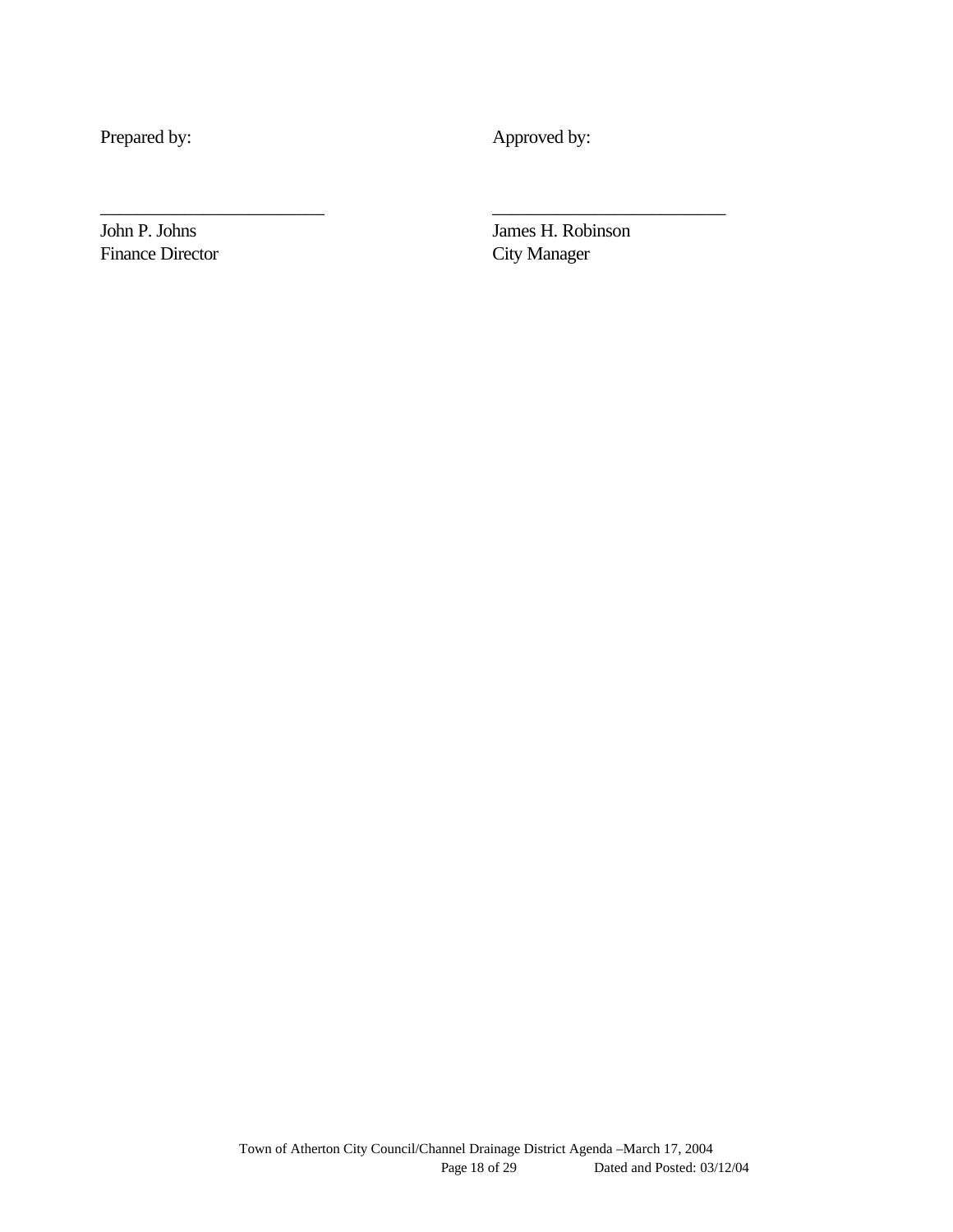| Prepared by: | Approved by: |
| --- | --- |
| \_\_\_\_\_\_\_\_\_\_\_\_\_\_\_\_\_\_\_\_\_\_\_\_\_ | \_\_\_\_\_\_\_\_\_\_\_\_\_\_\_\_\_\_\_\_\_\_\_\_\_ |
| John P. Johns | James H. Robinson |
| Finance Director | City Manager |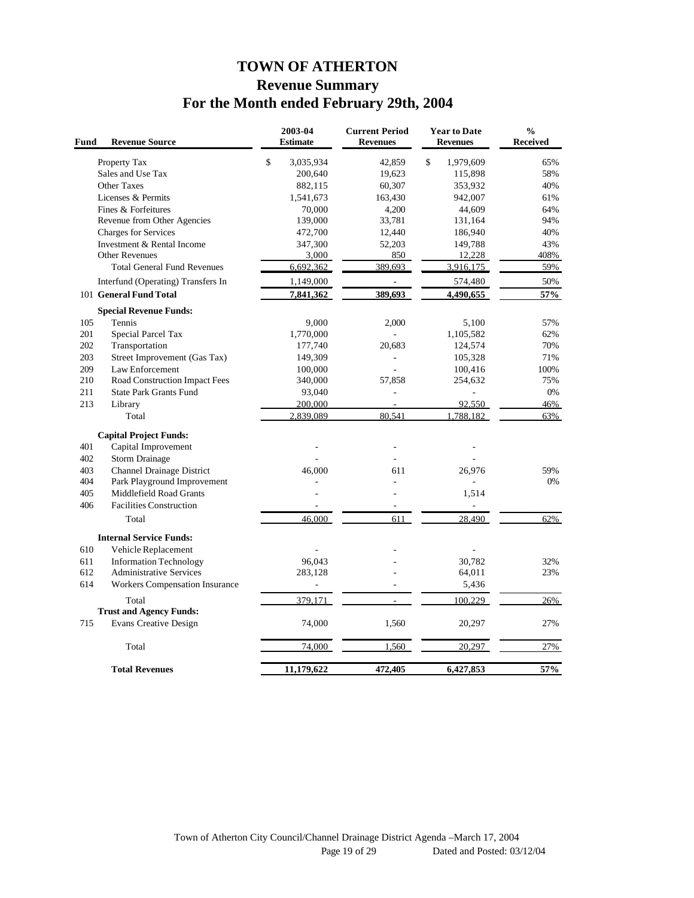# TOWN OF ATHERTON
## Revenue Summary
## For the Month ended February 29th, 2004

| Fund | Revenue Source | 2003-04 Estimate | Current Period Revenues | Year to Date Revenues | % Received |
|---|---|---|---|---|---|
| | Property Tax | $ 3,035,934 | 42,859 | $ 1,979,609 | 65% |
| | Sales and Use Tax | 200,640 | 19,623 | 115,898 | 58% |
| | Other Taxes | 882,115 | 60,307 | 353,932 | 40% |
| | Licenses & Permits | 1,541,673 | 163,430 | 942,007 | 61% |
| | Fines & Forfeitures | 70,000 | 4,200 | 44,609 | 64% |
| | Revenue from Other Agencies | 139,000 | 33,781 | 131,164 | 94% |
| | Charges for Services | 472,700 | 12,440 | 186,940 | 40% |
| | Investment & Rental Income | 347,300 | 52,203 | 149,788 | 43% |
| | Other Revenues | 3,000 | 850 | 12,228 | 408% |
| | Total General Fund Revenues | 6,692,362 | 389,693 | 3,916,175 | 59% |
| | Interfund (Operating) Transfers In | 1,149,000 | - | 574,480 | 50% |
| 101 | **General Fund Total** | **7,841,362** | **389,693** | **4,490,655** | **57%** |
| | **Special Revenue Funds:** | | | | |
| 105 | Tennis | 9,000 | 2,000 | 5,100 | 57% |
| 201 | Special Parcel Tax | 1,770,000 | - | 1,105,582 | 62% |
| 202 | Transportation | 177,740 | 20,683 | 124,574 | 70% |
| 203 | Street Improvement (Gas Tax) | 149,309 | - | 105,328 | 71% |
| 209 | Law Enforcement | 100,000 | - | 100,416 | 100% |
| 210 | Road Construction Impact Fees | 340,000 | 57,858 | 254,632 | 75% |
| 211 | State Park Grants Fund | 93,040 | - | - | 0% |
| 213 | Library | 200,000 | - | 92,550 | 46% |
| | Total | 2,839,089 | 80,541 | 1,788,182 | 63% |
| | **Capital Project Funds:** | | | | |
| 401 | Capital Improvement | - | - | - | |
| 402 | Storm Drainage | - | - | - | |
| 403 | Channel Drainage District | 46,000 | 611 | 26,976 | 59% |
| 404 | Park Playground Improvement | - | - | - | 0% |
| 405 | Middlefield Road Grants | - | - | 1,514 | |
| 406 | Facilities Construction | - | - | - | |
| | Total | 46,000 | 611 | 28,490 | 62% |
| | **Internal Service Funds:** | | | | |
| 610 | Vehicle Replacement | - | - | - | |
| 611 | Information Technology | 96,043 | - | 30,782 | 32% |
| 612 | Administrative Services | 283,128 | - | 64,011 | 23% |
| 614 | Workers Compensation Insurance | - | - | 5,436 | |
| | Total | 379,171 | - | 100,229 | 26% |
| | **Trust and Agency Funds:** | | | | |
| 715 | Evans Creative Design | 74,000 | 1,560 | 20,297 | 27% |
| | Total | 74,000 | 1,560 | 20,297 | 27% |
| | **Total Revenues** | **11,179,622** | **472,405** | **6,427,853** | **57%** |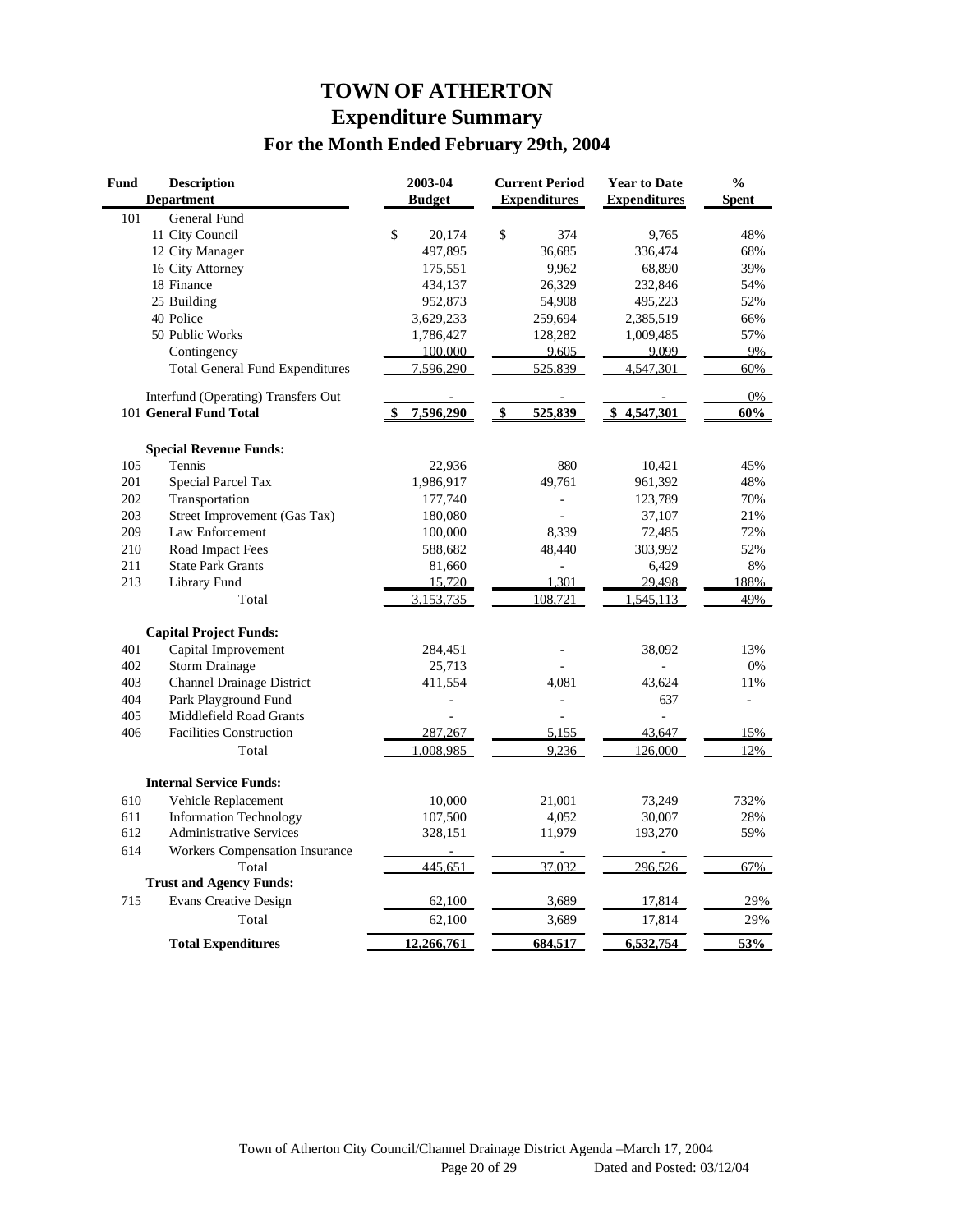# TOWN OF ATHERTON
## Expenditure Summary
### For the Month Ended February 29th, 2004

| Fund | Description / Department | 2003-04 Budget | Current Period Expenditures | Year to Date Expenditures | % Spent |
|---|---|---|---|---|---|
| 101 | General Fund | | | | |
| | 11 City Council | $ 20,174 | $ 374 | 9,765 | 48% |
| | 12 City Manager | 497,895 | 36,685 | 336,474 | 68% |
| | 16 City Attorney | 175,551 | 9,962 | 68,890 | 39% |
| | 18 Finance | 434,137 | 26,329 | 232,846 | 54% |
| | 25 Building | 952,873 | 54,908 | 495,223 | 52% |
| | 40 Police | 3,629,233 | 259,694 | 2,385,519 | 66% |
| | 50 Public Works | 1,786,427 | 128,282 | 1,009,485 | 57% |
| | Contingency | 100,000 | 9,605 | 9,099 | 9% |
| | Total General Fund Expenditures | 7,596,290 | 525,839 | 4,547,301 | 60% |
| | Interfund (Operating) Transfers Out | - | - | - | 0% |
| 101 | **General Fund Total** | **$ 7,596,290** | **$ 525,839** | **$ 4,547,301** | **60%** |
| | **Special Revenue Funds:** | | | | |
| 105 | Tennis | 22,936 | 880 | 10,421 | 45% |
| 201 | Special Parcel Tax | 1,986,917 | 49,761 | 961,392 | 48% |
| 202 | Transportation | 177,740 | - | 123,789 | 70% |
| 203 | Street Improvement (Gas Tax) | 180,080 | - | 37,107 | 21% |
| 209 | Law Enforcement | 100,000 | 8,339 | 72,485 | 72% |
| 210 | Road Impact Fees | 588,682 | 48,440 | 303,992 | 52% |
| 211 | State Park Grants | 81,660 | - | 6,429 | 8% |
| 213 | Library Fund | 15,720 | 1,301 | 29,498 | 188% |
| | Total | 3,153,735 | 108,721 | 1,545,113 | 49% |
| | **Capital Project Funds:** | | | | |
| 401 | Capital Improvement | 284,451 | - | 38,092 | 13% |
| 402 | Storm Drainage | 25,713 | - | - | 0% |
| 403 | Channel Drainage District | 411,554 | 4,081 | 43,624 | 11% |
| 404 | Park Playground Fund | - | - | 637 | - |
| 405 | Middlefield Road Grants | - | - | - | |
| 406 | Facilities Construction | 287,267 | 5,155 | 43,647 | 15% |
| | Total | 1,008,985 | 9,236 | 126,000 | 12% |
| | **Internal Service Funds:** | | | | |
| 610 | Vehicle Replacement | 10,000 | 21,001 | 73,249 | 732% |
| 611 | Information Technology | 107,500 | 4,052 | 30,007 | 28% |
| 612 | Administrative Services | 328,151 | 11,979 | 193,270 | 59% |
| 614 | Workers Compensation Insurance | - | - | - | |
| | Total | 445,651 | 37,032 | 296,526 | 67% |
| | **Trust and Agency Funds:** | | | | |
| 715 | Evans Creative Design | 62,100 | 3,689 | 17,814 | 29% |
| | Total | 62,100 | 3,689 | 17,814 | 29% |
| | **Total Expenditures** | **12,266,761** | **684,517** | **6,532,754** | **53%** |

Town of Atherton City Council/Channel Drainage District Agenda –March 17, 2004
Dated and Posted: 03/12/04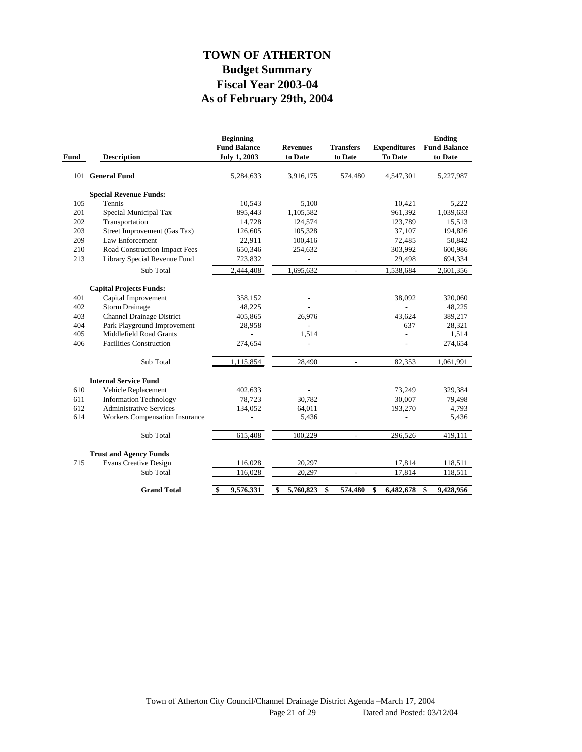# TOWN OF ATHERTON
## Budget Summary
## Fiscal Year 2003-04
## As of February 29th, 2004

| Fund | Description | Beginning Fund Balance July 1, 2003 | Revenues to Date | Transfers to Date | Expenditures To Date | Ending Fund Balance to Date |
|---|---|---|---|---|---|---|
| 101 | **General Fund** | 5,284,633 | 3,916,175 | 574,480 | 4,547,301 | 5,227,987 |
| | **Special Revenue Funds:** | | | | | |
| 105 | Tennis | 10,543 | 5,100 | | 10,421 | 5,222 |
| 201 | Special Municipal Tax | 895,443 | 1,105,582 | | 961,392 | 1,039,633 |
| 202 | Transportation | 14,728 | 124,574 | | 123,789 | 15,513 |
| 203 | Street Improvement (Gas Tax) | 126,605 | 105,328 | | 37,107 | 194,826 |
| 209 | Law Enforcement | 22,911 | 100,416 | | 72,485 | 50,842 |
| 210 | Road Construction Impact Fees | 650,346 | 254,632 | | 303,992 | 600,986 |
| 213 | Library Special Revenue Fund | 723,832 | - | | 29,498 | 694,334 |
| | Sub Total | 2,444,408 | 1,695,632 | - | 1,538,684 | 2,601,356 |
| | **Capital Projects Funds:** | | | | | |
| 401 | Capital Improvement | 358,152 | - | | 38,092 | 320,060 |
| 402 | Storm Drainage | 48,225 | - | | - | 48,225 |
| 403 | Channel Drainage District | 405,865 | 26,976 | | 43,624 | 389,217 |
| 404 | Park Playground Improvement | 28,958 | - | | 637 | 28,321 |
| 405 | Middlefield Road Grants | - | 1,514 | | - | 1,514 |
| 406 | Facilities Construction | 274,654 | - | | - | 274,654 |
| | Sub Total | 1,115,854 | 28,490 | - | 82,353 | 1,061,991 |
| | **Internal Service Fund** | | | | | |
| 610 | Vehicle Replacement | 402,633 | - | | 73,249 | 329,384 |
| 611 | Information Technology | 78,723 | 30,782 | | 30,007 | 79,498 |
| 612 | Administrative Services | 134,052 | 64,011 | | 193,270 | 4,793 |
| 614 | Workers Compensation Insurance | - | 5,436 | | - | 5,436 |
| | Sub Total | 615,408 | 100,229 | - | 296,526 | 419,111 |
| | **Trust and Agency Funds** | | | | | |
| 715 | Evans Creative Design | 116,028 | 20,297 | | 17,814 | 118,511 |
| | Sub Total | 116,028 | 20,297 | - | 17,814 | 118,511 |
| | **Grand Total** | **$ 9,576,331** | **$ 5,760,823** | **$ 574,480** | **$ 6,482,678** | **$ 9,428,956** |

Town of Atherton City Council/Channel Drainage District Agenda –March 17, 2004
Page 21 of 29 Dated and Posted: 03/12/04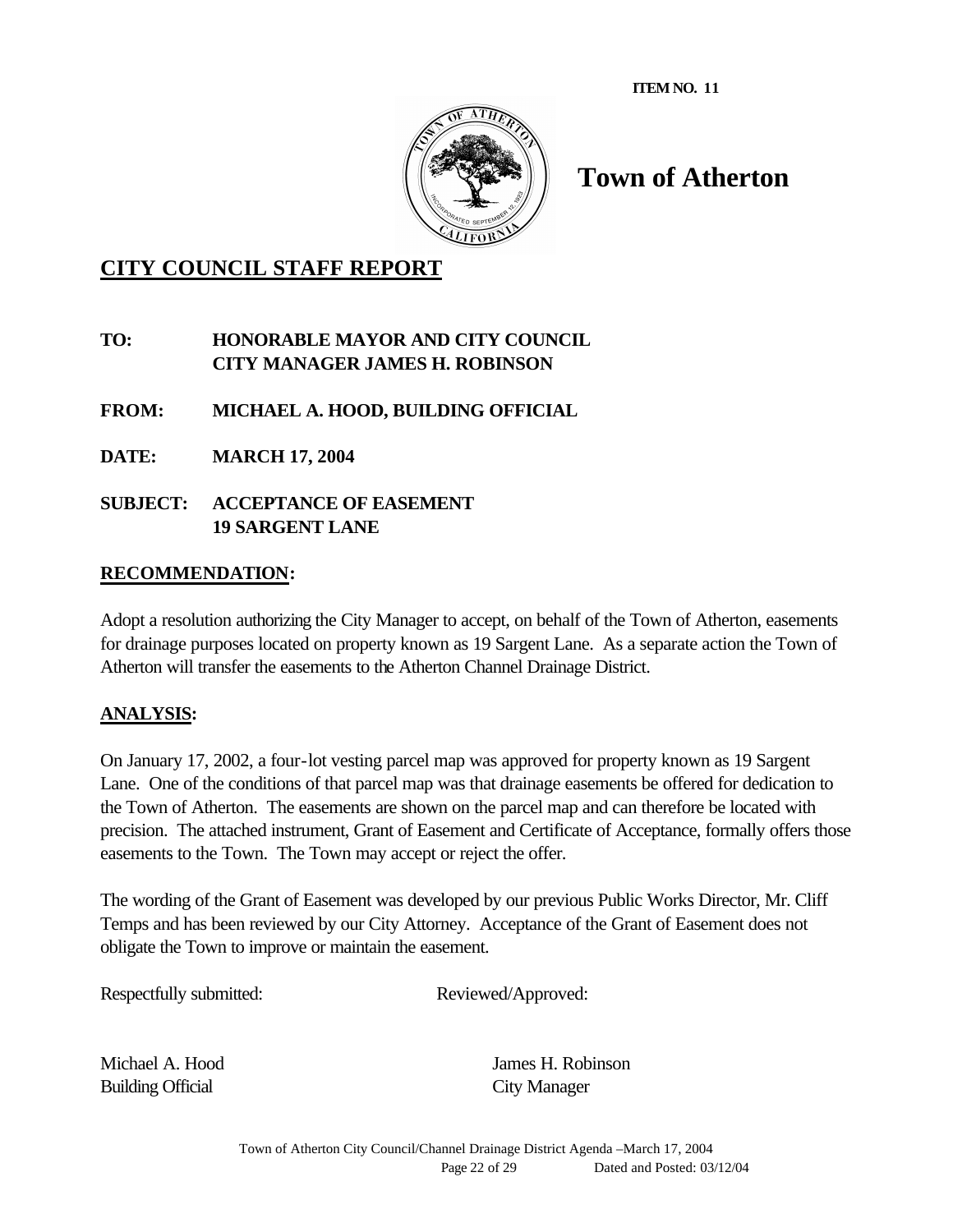**ITEM NO. 11**

# Town of Atherton

## CITY COUNCIL STAFF REPORT

**TO:** HONORABLE MAYOR AND CITY COUNCIL
CITY MANAGER JAMES H. ROBINSON

**FROM:** MICHAEL A. HOOD, BUILDING OFFICIAL

**DATE:** MARCH 17, 2004

**SUBJECT:** ACCEPTANCE OF EASEMENT
19 SARGENT LANE

### RECOMMENDATION:

Adopt a resolution authorizing the City Manager to accept, on behalf of the Town of Atherton, easements for drainage purposes located on property known as 19 Sargent Lane. As a separate action the Town of Atherton will transfer the easements to the Atherton Channel Drainage District.

### ANALYSIS:

On January 17, 2002, a four-lot vesting parcel map was approved for property known as 19 Sargent Lane. One of the conditions of that parcel map was that drainage easements be offered for dedication to the Town of Atherton. The easements are shown on the parcel map and can therefore be located with precision. The attached instrument, Grant of Easement and Certificate of Acceptance, formally offers those easements to the Town. The Town may accept or reject the offer.

The wording of the Grant of Easement was developed by our previous Public Works Director, Mr. Cliff Temps and has been reviewed by our City Attorney. Acceptance of the Grant of Easement does not obligate the Town to improve or maintain the easement.

Respectfully submitted: Reviewed/Approved:

Michael A. Hood
Building Official

James H. Robinson
City Manager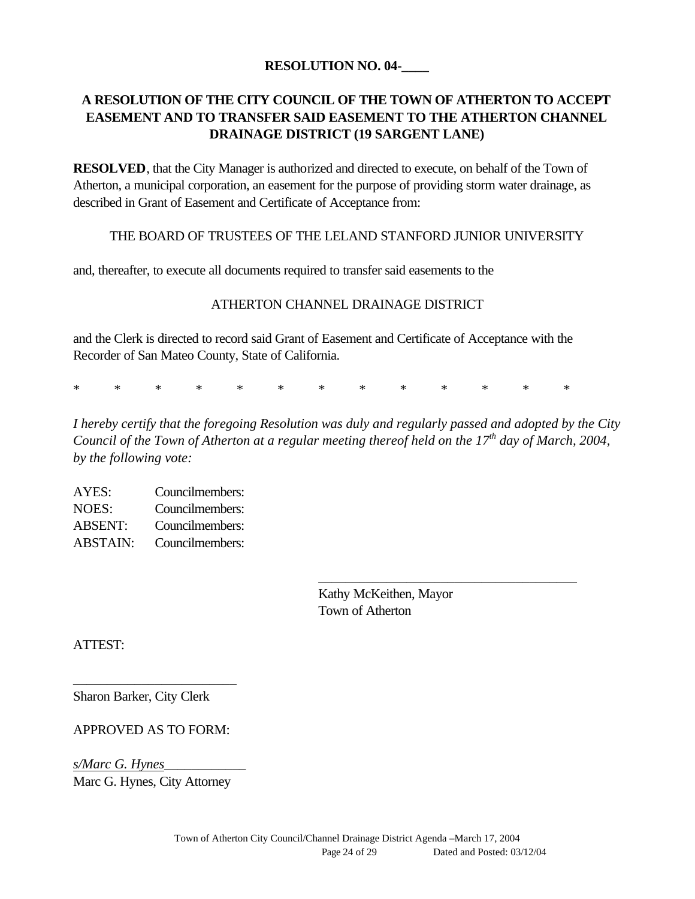**RESOLUTION NO. 04-____**

**A RESOLUTION OF THE CITY COUNCIL OF THE TOWN OF ATHERTON TO ACCEPT EASEMENT AND TO TRANSFER SAID EASEMENT TO THE ATHERTON CHANNEL DRAINAGE DISTRICT (19 SARGENT LANE)**

**RESOLVED**, that the City Manager is authorized and directed to execute, on behalf of the Town of Atherton, a municipal corporation, an easement for the purpose of providing storm water drainage, as described in Grant of Easement and Certificate of Acceptance from:

THE BOARD OF TRUSTEES OF THE LELAND STANFORD JUNIOR UNIVERSITY

and, thereafter, to execute all documents required to transfer said easements to the

ATHERTON CHANNEL DRAINAGE DISTRICT

and the Clerk is directed to record said Grant of Easement and Certificate of Acceptance with the Recorder of San Mateo County, State of California.

\* \* \* \* \* \* \* \* \* \* \* \* \*

*I hereby certify that the foregoing Resolution was duly and regularly passed and adopted by the City Council of the Town of Atherton at a regular meeting thereof held on the 17th day of March, 2004, by the following vote:*

AYES: Councilmembers:
NOES: Councilmembers:
ABSENT: Councilmembers:
ABSTAIN: Councilmembers:

\_\_\_\_\_\_\_\_\_\_\_\_\_\_\_\_\_\_\_\_\_\_\_\_\_\_\_\_\_\_\_\_\_\_\_\_\_\_\_
Kathy McKeithen, Mayor
Town of Atherton

ATTEST:

\_\_\_\_\_\_\_\_\_\_\_\_\_\_\_\_\_\_\_\_\_\_\_\_
Sharon Barker, City Clerk

APPROVED AS TO FORM:

*s/Marc G. Hynes*\_\_\_\_\_\_\_\_\_\_\_\_
Marc G. Hynes, City Attorney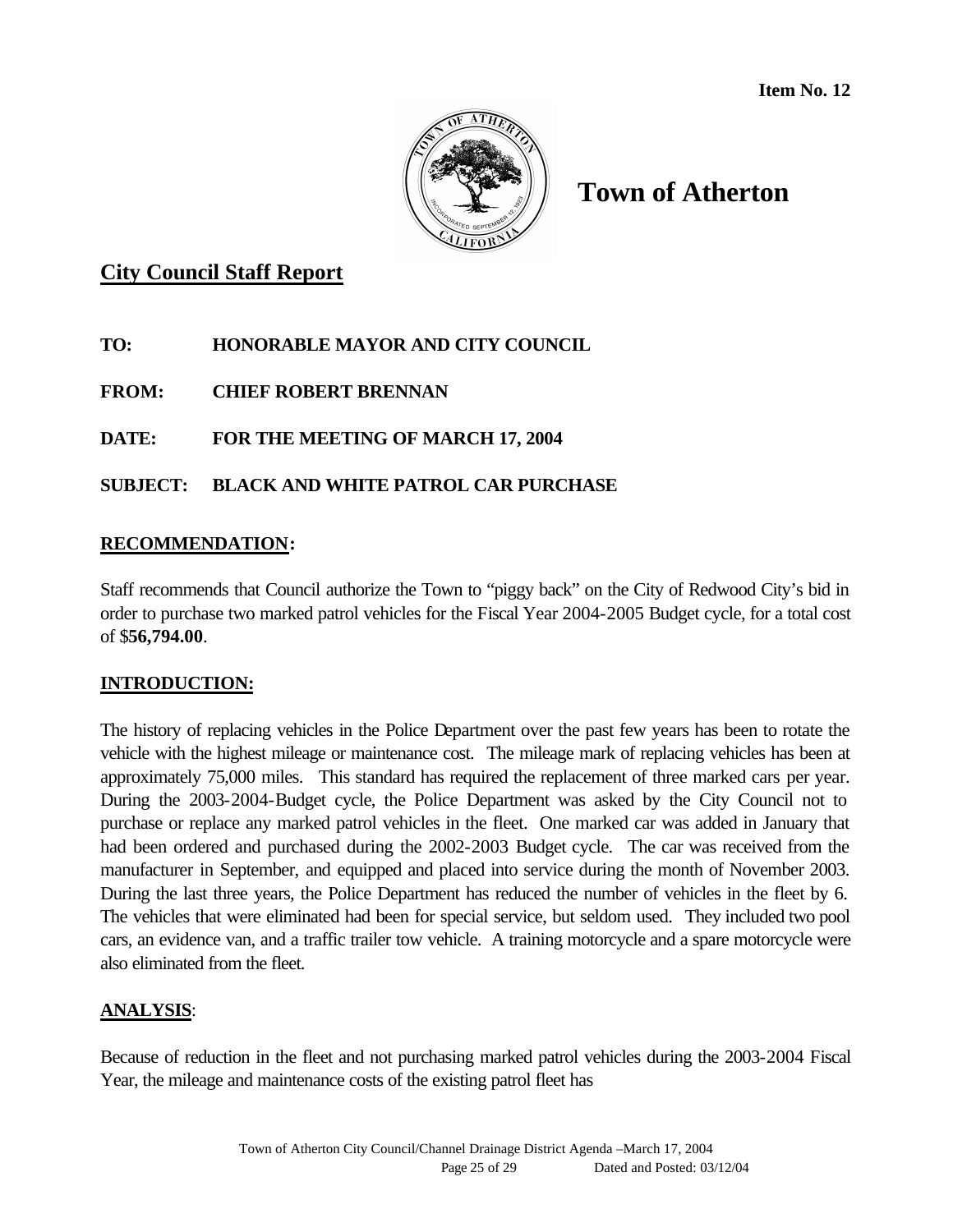**Item No. 12**

# Town of Atherton

## City Council Staff Report

**TO:** HONORABLE MAYOR AND CITY COUNCIL

**FROM:** CHIEF ROBERT BRENNAN

**DATE:** FOR THE MEETING OF MARCH 17, 2004

**SUBJECT:** BLACK AND WHITE PATROL CAR PURCHASE

### RECOMMENDATION:

Staff recommends that Council authorize the Town to "piggy back" on the City of Redwood City's bid in order to purchase two marked patrol vehicles for the Fiscal Year 2004-2005 Budget cycle, for a total cost of $**56,794.00**.

### INTRODUCTION:

The history of replacing vehicles in the Police Department over the past few years has been to rotate the vehicle with the highest mileage or maintenance cost. The mileage mark of replacing vehicles has been at approximately 75,000 miles. This standard has required the replacement of three marked cars per year. During the 2003-2004-Budget cycle, the Police Department was asked by the City Council not to purchase or replace any marked patrol vehicles in the fleet. One marked car was added in January that had been ordered and purchased during the 2002-2003 Budget cycle. The car was received from the manufacturer in September, and equipped and placed into service during the month of November 2003. During the last three years, the Police Department has reduced the number of vehicles in the fleet by 6. The vehicles that were eliminated had been for special service, but seldom used. They included two pool cars, an evidence van, and a traffic trailer tow vehicle. A training motorcycle and a spare motorcycle were also eliminated from the fleet.

### ANALYSIS:

Because of reduction in the fleet and not purchasing marked patrol vehicles during the 2003-2004 Fiscal Year, the mileage and maintenance costs of the existing patrol fleet has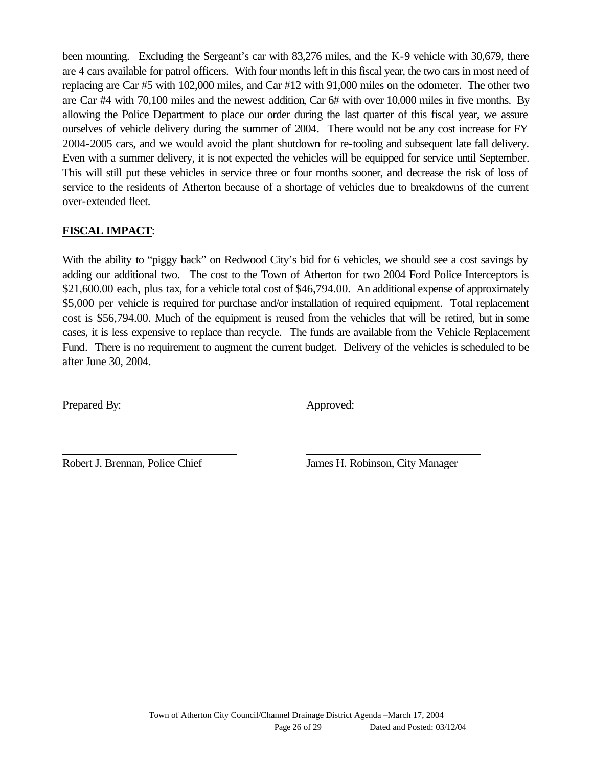been mounting. Excluding the Sergeant's car with 83,276 miles, and the K-9 vehicle with 30,679, there are 4 cars available for patrol officers. With four months left in this fiscal year, the two cars in most need of replacing are Car #5 with 102,000 miles, and Car #12 with 91,000 miles on the odometer. The other two are Car #4 with 70,100 miles and the newest addition, Car 6# with over 10,000 miles in five months. By allowing the Police Department to place our order during the last quarter of this fiscal year, we assure ourselves of vehicle delivery during the summer of 2004. There would not be any cost increase for FY 2004-2005 cars, and we would avoid the plant shutdown for re-tooling and subsequent late fall delivery. Even with a summer delivery, it is not expected the vehicles will be equipped for service until September. This will still put these vehicles in service three or four months sooner, and decrease the risk of loss of service to the residents of Atherton because of a shortage of vehicles due to breakdowns of the current over-extended fleet.

**FISCAL IMPACT**:

With the ability to "piggy back" on Redwood City's bid for 6 vehicles, we should see a cost savings by adding our additional two. The cost to the Town of Atherton for two 2004 Ford Police Interceptors is $21,600.00 each, plus tax, for a vehicle total cost of $46,794.00. An additional expense of approximately $5,000 per vehicle is required for purchase and/or installation of required equipment. Total replacement cost is $56,794.00. Much of the equipment is reused from the vehicles that will be retired, but in some cases, it is less expensive to replace than recycle. The funds are available from the Vehicle Replacement Fund. There is no requirement to augment the current budget. Delivery of the vehicles is scheduled to be after June 30, 2004.

Prepared By: Approved:

Robert J. Brennan, Police Chief James H. Robinson, City Manager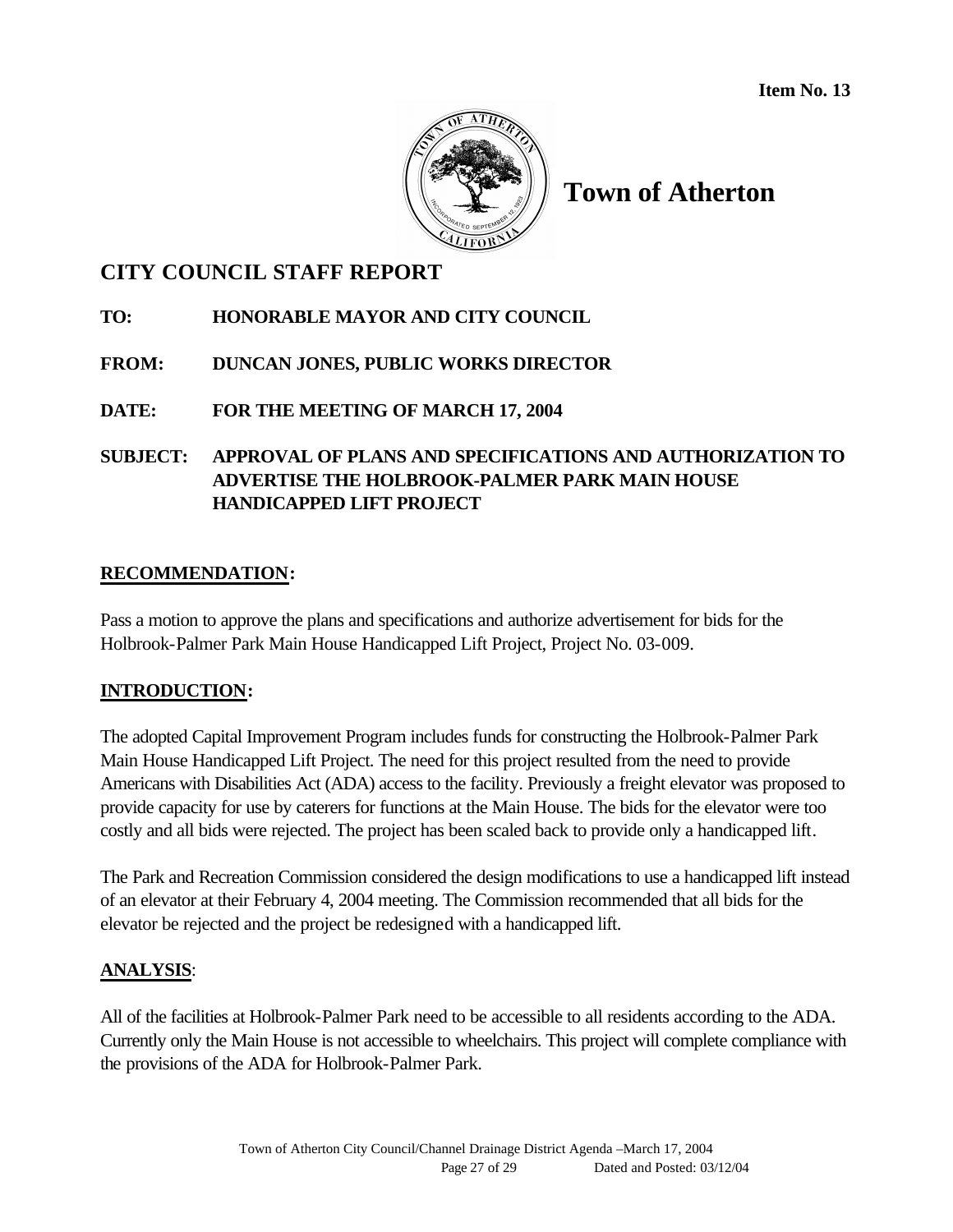**Item No. 13**

# Town of Atherton

## CITY COUNCIL STAFF REPORT

**TO:** HONORABLE MAYOR AND CITY COUNCIL

**FROM:** DUNCAN JONES, PUBLIC WORKS DIRECTOR

**DATE:** FOR THE MEETING OF MARCH 17, 2004

**SUBJECT:** APPROVAL OF PLANS AND SPECIFICATIONS AND AUTHORIZATION TO ADVERTISE THE HOLBROOK-PALMER PARK MAIN HOUSE HANDICAPPED LIFT PROJECT

### RECOMMENDATION:

Pass a motion to approve the plans and specifications and authorize advertisement for bids for the Holbrook-Palmer Park Main House Handicapped Lift Project, Project No. 03-009.

### INTRODUCTION:

The adopted Capital Improvement Program includes funds for constructing the Holbrook-Palmer Park Main House Handicapped Lift Project. The need for this project resulted from the need to provide Americans with Disabilities Act (ADA) access to the facility. Previously a freight elevator was proposed to provide capacity for use by caterers for functions at the Main House. The bids for the elevator were too costly and all bids were rejected. The project has been scaled back to provide only a handicapped lift.

The Park and Recreation Commission considered the design modifications to use a handicapped lift instead of an elevator at their February 4, 2004 meeting. The Commission recommended that all bids for the elevator be rejected and the project be redesigned with a handicapped lift.

### ANALYSIS:

All of the facilities at Holbrook-Palmer Park need to be accessible to all residents according to the ADA. Currently only the Main House is not accessible to wheelchairs. This project will complete compliance with the provisions of the ADA for Holbrook-Palmer Park.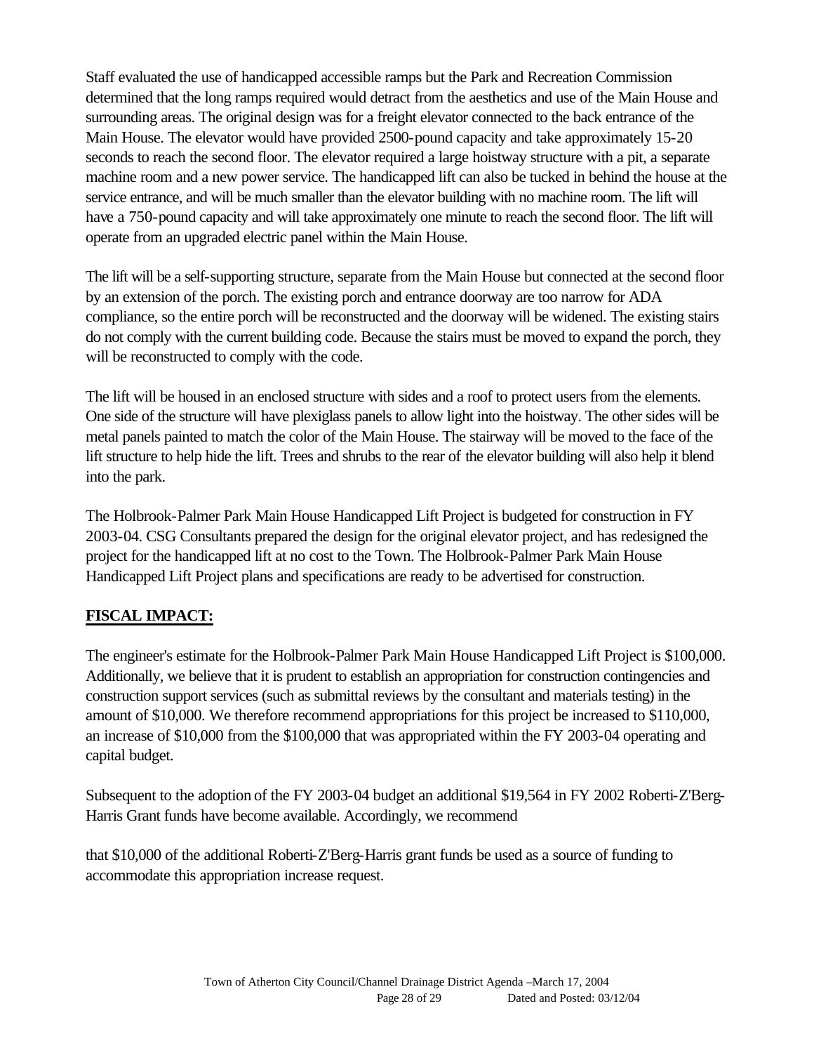Staff evaluated the use of handicapped accessible ramps but the Park and Recreation Commission determined that the long ramps required would detract from the aesthetics and use of the Main House and surrounding areas. The original design was for a freight elevator connected to the back entrance of the Main House. The elevator would have provided 2500-pound capacity and take approximately 15-20 seconds to reach the second floor. The elevator required a large hoistway structure with a pit, a separate machine room and a new power service. The handicapped lift can also be tucked in behind the house at the service entrance, and will be much smaller than the elevator building with no machine room. The lift will have a 750-pound capacity and will take approximately one minute to reach the second floor. The lift will operate from an upgraded electric panel within the Main House.

The lift will be a self-supporting structure, separate from the Main House but connected at the second floor by an extension of the porch. The existing porch and entrance doorway are too narrow for ADA compliance, so the entire porch will be reconstructed and the doorway will be widened. The existing stairs do not comply with the current building code. Because the stairs must be moved to expand the porch, they will be reconstructed to comply with the code.

The lift will be housed in an enclosed structure with sides and a roof to protect users from the elements. One side of the structure will have plexiglass panels to allow light into the hoistway. The other sides will be metal panels painted to match the color of the Main House. The stairway will be moved to the face of the lift structure to help hide the lift. Trees and shrubs to the rear of the elevator building will also help it blend into the park.

The Holbrook-Palmer Park Main House Handicapped Lift Project is budgeted for construction in FY 2003-04. CSG Consultants prepared the design for the original elevator project, and has redesigned the project for the handicapped lift at no cost to the Town. The Holbrook-Palmer Park Main House Handicapped Lift Project plans and specifications are ready to be advertised for construction.

**FISCAL IMPACT:**

The engineer's estimate for the Holbrook-Palmer Park Main House Handicapped Lift Project is $100,000. Additionally, we believe that it is prudent to establish an appropriation for construction contingencies and construction support services (such as submittal reviews by the consultant and materials testing) in the amount of $10,000. We therefore recommend appropriations for this project be increased to $110,000, an increase of $10,000 from the $100,000 that was appropriated within the FY 2003-04 operating and capital budget.

Subsequent to the adoption of the FY 2003-04 budget an additional $19,564 in FY 2002 Roberti-Z'Berg-Harris Grant funds have become available. Accordingly, we recommend

that $10,000 of the additional Roberti-Z'Berg-Harris grant funds be used as a source of funding to accommodate this appropriation increase request.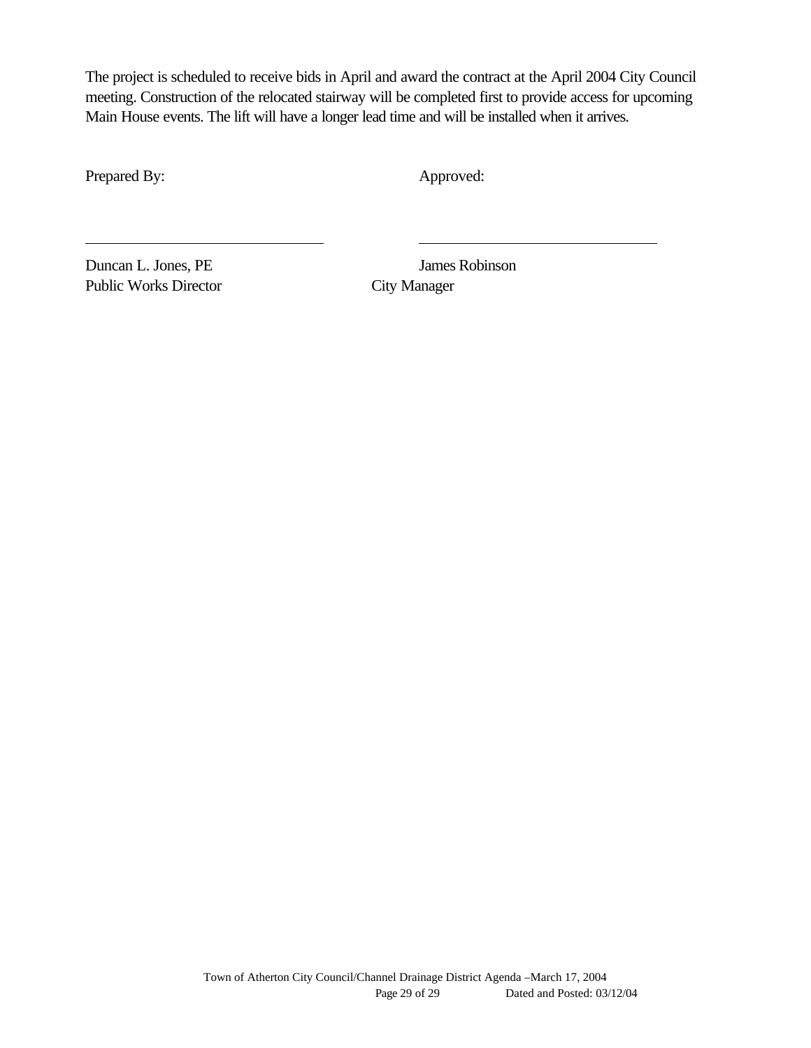The project is scheduled to receive bids in April and award the contract at the April 2004 City Council meeting. Construction of the relocated stairway will be completed first to provide access for upcoming Main House events. The lift will have a longer lead time and will be installed when it arrives.

Prepared By: Approved:

\_\_\_\_\_\_\_\_\_\_\_\_\_\_\_\_\_\_\_\_\_\_\_\_\_\_\_\_\_\_ \_\_\_\_\_\_\_\_\_\_\_\_\_\_\_\_\_\_\_\_\_\_\_\_\_\_\_\_\_\_

Duncan L. Jones, PE
Public Works Director

James Robinson
City Manager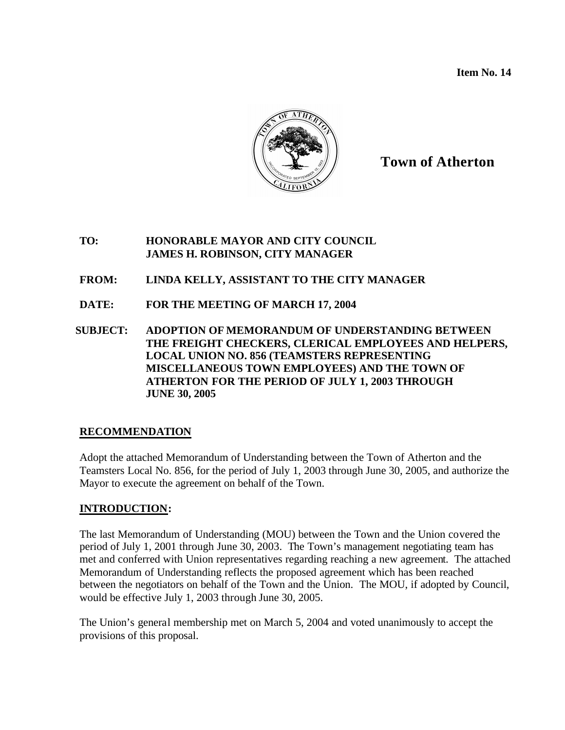**Item No. 14**

**Town of Atherton**

**TO:** HONORABLE MAYOR AND CITY COUNCIL
JAMES H. ROBINSON, CITY MANAGER

**FROM:** LINDA KELLY, ASSISTANT TO THE CITY MANAGER

**DATE:** FOR THE MEETING OF MARCH 17, 2004

**SUBJECT:** ADOPTION OF MEMORANDUM OF UNDERSTANDING BETWEEN THE FREIGHT CHECKERS, CLERICAL EMPLOYEES AND HELPERS, LOCAL UNION NO. 856 (TEAMSTERS REPRESENTING MISCELLANEOUS TOWN EMPLOYEES) AND THE TOWN OF ATHERTON FOR THE PERIOD OF JULY 1, 2003 THROUGH JUNE 30, 2005

## RECOMMENDATION

Adopt the attached Memorandum of Understanding between the Town of Atherton and the Teamsters Local No. 856, for the period of July 1, 2003 through June 30, 2005, and authorize the Mayor to execute the agreement on behalf of the Town.

## INTRODUCTION:

The last Memorandum of Understanding (MOU) between the Town and the Union covered the period of July 1, 2001 through June 30, 2003. The Town's management negotiating team has met and conferred with Union representatives regarding reaching a new agreement. The attached Memorandum of Understanding reflects the proposed agreement which has been reached between the negotiators on behalf of the Town and the Union. The MOU, if adopted by Council, would be effective July 1, 2003 through June 30, 2005.

The Union's general membership met on March 5, 2004 and voted unanimously to accept the provisions of this proposal.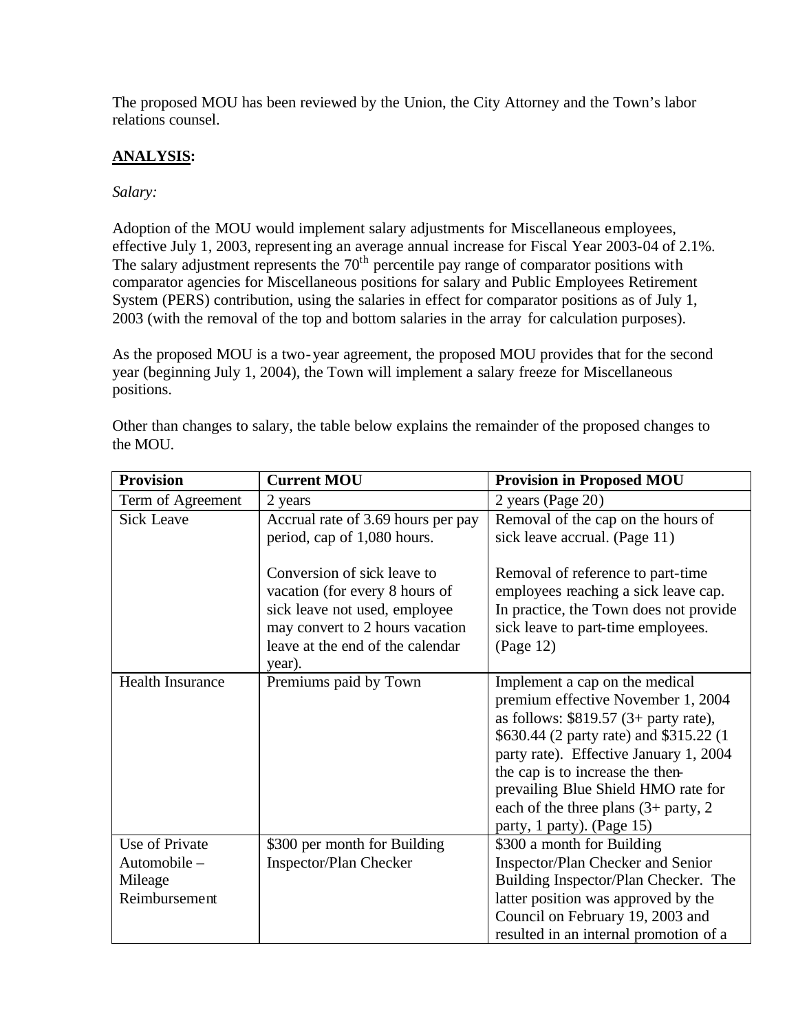The proposed MOU has been reviewed by the Union, the City Attorney and the Town's labor relations counsel.

## **ANALYSIS:**

*Salary:*

Adoption of the MOU would implement salary adjustments for Miscellaneous employees, effective July 1, 2003, representing an average annual increase for Fiscal Year 2003-04 of 2.1%. The salary adjustment represents the 70th percentile pay range of comparator positions with comparator agencies for Miscellaneous positions for salary and Public Employees Retirement System (PERS) contribution, using the salaries in effect for comparator positions as of July 1, 2003 (with the removal of the top and bottom salaries in the array for calculation purposes).

As the proposed MOU is a two-year agreement, the proposed MOU provides that for the second year (beginning July 1, 2004), the Town will implement a salary freeze for Miscellaneous positions.

Other than changes to salary, the table below explains the remainder of the proposed changes to the MOU.

| Provision | Current MOU | Provision in Proposed MOU |
|---|---|---|
| Term of Agreement | 2 years | 2 years (Page 20) |
| Sick Leave | Accrual rate of 3.69 hours per pay period, cap of 1,080 hours.<br><br>Conversion of sick leave to vacation (for every 8 hours of sick leave not used, employee may convert to 2 hours vacation leave at the end of the calendar year). | Removal of the cap on the hours of sick leave accrual. (Page 11)<br><br>Removal of reference to part-time employees reaching a sick leave cap. In practice, the Town does not provide sick leave to part-time employees. (Page 12) |
| Health Insurance | Premiums paid by Town | Implement a cap on the medical premium effective November 1, 2004 as follows: $819.57 (3+ party rate), $630.44 (2 party rate) and $315.22 (1 party rate). Effective January 1, 2004 the cap is to increase the then-prevailing Blue Shield HMO rate for each of the three plans (3+ party, 2 party, 1 party). (Page 15) |
| Use of Private Automobile – Mileage Reimbursement | $300 per month for Building Inspector/Plan Checker | $300 a month for Building Inspector/Plan Checker and Senior Building Inspector/Plan Checker. The latter position was approved by the Council on February 19, 2003 and resulted in an internal promotion of a |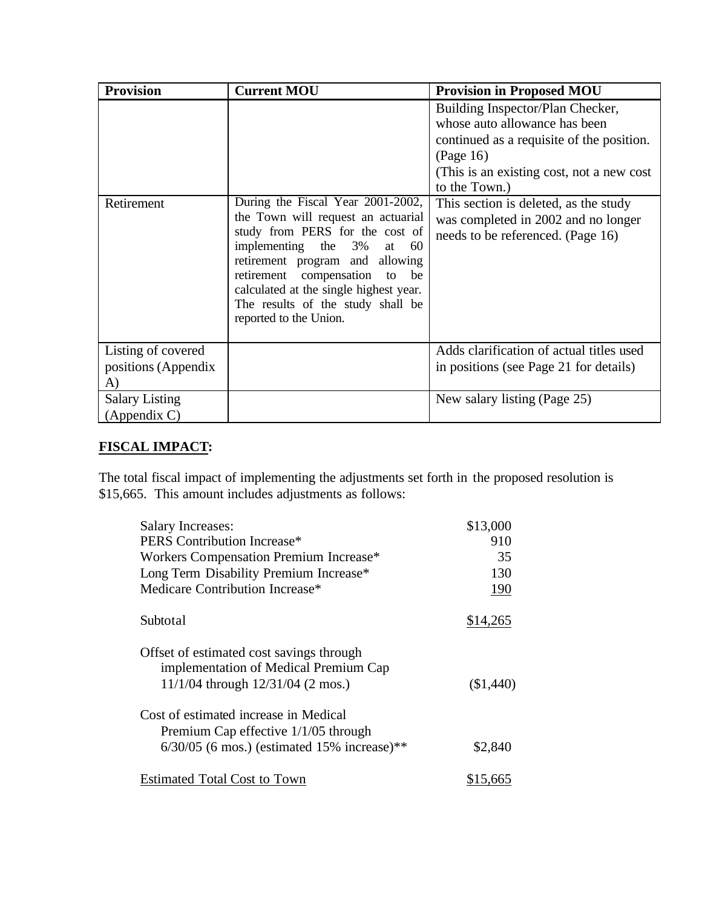| Provision | Current MOU | Provision in Proposed MOU |
|---|---|---|
| | | Building Inspector/Plan Checker, whose auto allowance has been continued as a requisite of the position. (Page 16)<br>(This is an existing cost, not a new cost to the Town.) |
| Retirement | During the Fiscal Year 2001-2002, the Town will request an actuarial study from PERS for the cost of implementing the 3% at 60 retirement program and allowing retirement compensation to be calculated at the single highest year. The results of the study shall be reported to the Union. | This section is deleted, as the study was completed in 2002 and no longer needs to be referenced. (Page 16) |
| Listing of covered positions (Appendix A) | | Adds clarification of actual titles used in positions (see Page 21 for details) |
| Salary Listing (Appendix C) | | New salary listing (Page 25) |

**FISCAL IMPACT:**

The total fiscal impact of implementing the adjustments set forth in the proposed resolution is $15,665. This amount includes adjustments as follows:

| | |
|---|---|
| Salary Increases: | $13,000 |
| PERS Contribution Increase* | 910 |
| Workers Compensation Premium Increase* | 35 |
| Long Term Disability Premium Increase* | 130 |
| Medicare Contribution Increase* | 190 |
| Subtotal | $14,265 |
| Offset of estimated cost savings through implementation of Medical Premium Cap 11/1/04 through 12/31/04 (2 mos.) | ($1,440) |
| Cost of estimated increase in Medical Premium Cap effective 1/1/05 through 6/30/05 (6 mos.) (estimated 15% increase)** | $2,840 |
| Estimated Total Cost to Town | $15,665 |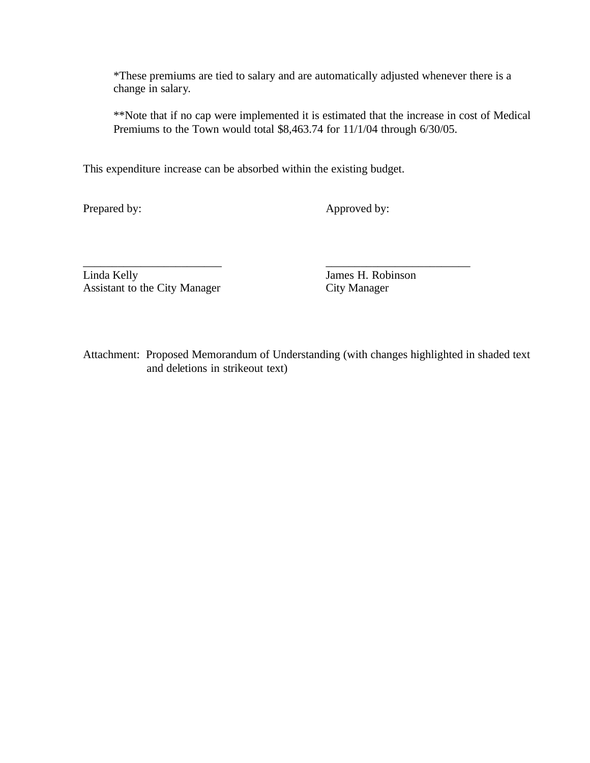*These premiums are tied to salary and are automatically adjusted whenever there is a change in salary.

**Note that if no cap were implemented it is estimated that the increase in cost of Medical Premiums to the Town would total $8,463.74 for 11/1/04 through 6/30/05.

This expenditure increase can be absorbed within the existing budget.

| Prepared by: | Approved by: |
|---|---|
| ________________________ | ________________________ |
| Linda Kelly | James H. Robinson |
| Assistant to the City Manager | City Manager |

Attachment: Proposed Memorandum of Understanding (with changes highlighted in shaded text and deletions in strikeout text)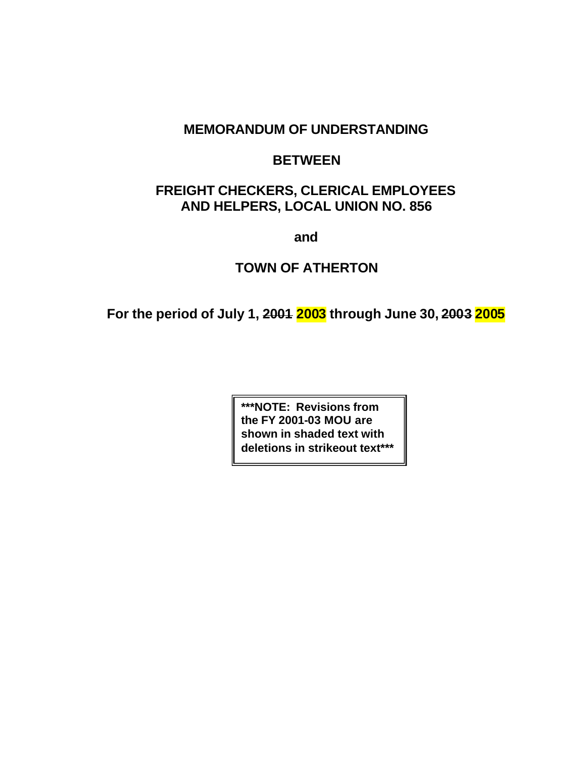**MEMORANDUM OF UNDERSTANDING**

**BETWEEN**

**FREIGHT CHECKERS, CLERICAL EMPLOYEES AND HELPERS, LOCAL UNION NO. 856**

**and**

**TOWN OF ATHERTON**

**For the period of July 1, ~~2001~~ 2003 through June 30, ~~2003~~ 2005**

**\*\*\*NOTE: Revisions from the FY 2001-03 MOU are shown in shaded text with deletions in strikeout text\*\*\***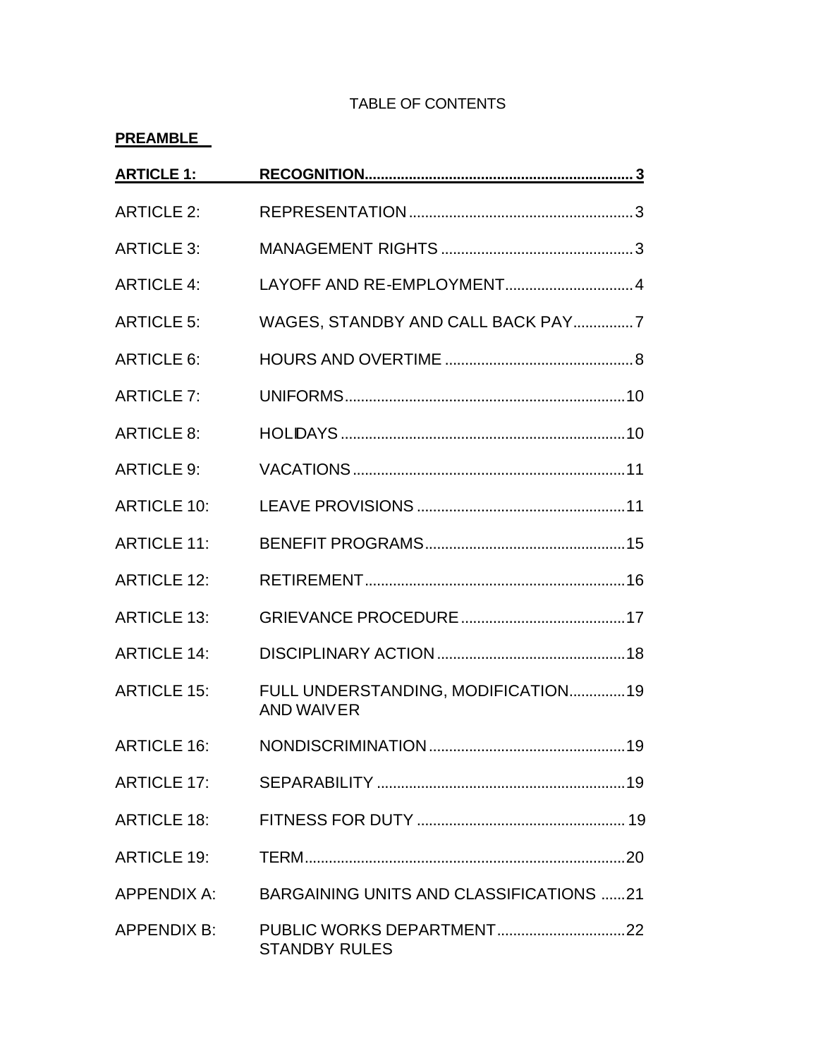TABLE OF CONTENTS

**PREAMBLE**

| | | |
|---|---|---|
| **ARTICLE 1:** | **RECOGNITION** | **3** |
| ARTICLE 2: | REPRESENTATION | 3 |
| ARTICLE 3: | MANAGEMENT RIGHTS | 3 |
| ARTICLE 4: | LAYOFF AND RE-EMPLOYMENT | 4 |
| ARTICLE 5: | WAGES, STANDBY AND CALL BACK PAY | 7 |
| ARTICLE 6: | HOURS AND OVERTIME | 8 |
| ARTICLE 7: | UNIFORMS | 10 |
| ARTICLE 8: | HOLIDAYS | 10 |
| ARTICLE 9: | VACATIONS | 11 |
| ARTICLE 10: | LEAVE PROVISIONS | 11 |
| ARTICLE 11: | BENEFIT PROGRAMS | 15 |
| ARTICLE 12: | RETIREMENT | 16 |
| ARTICLE 13: | GRIEVANCE PROCEDURE | 17 |
| ARTICLE 14: | DISCIPLINARY ACTION | 18 |
| ARTICLE 15: | FULL UNDERSTANDING, MODIFICATION AND WAIVER | 19 |
| ARTICLE 16: | NONDISCRIMINATION | 19 |
| ARTICLE 17: | SEPARABILITY | 19 |
| ARTICLE 18: | FITNESS FOR DUTY | 19 |
| ARTICLE 19: | TERM | 20 |
| APPENDIX A: | BARGAINING UNITS AND CLASSIFICATIONS | 21 |
| APPENDIX B: | PUBLIC WORKS DEPARTMENT STANDBY RULES | 22 |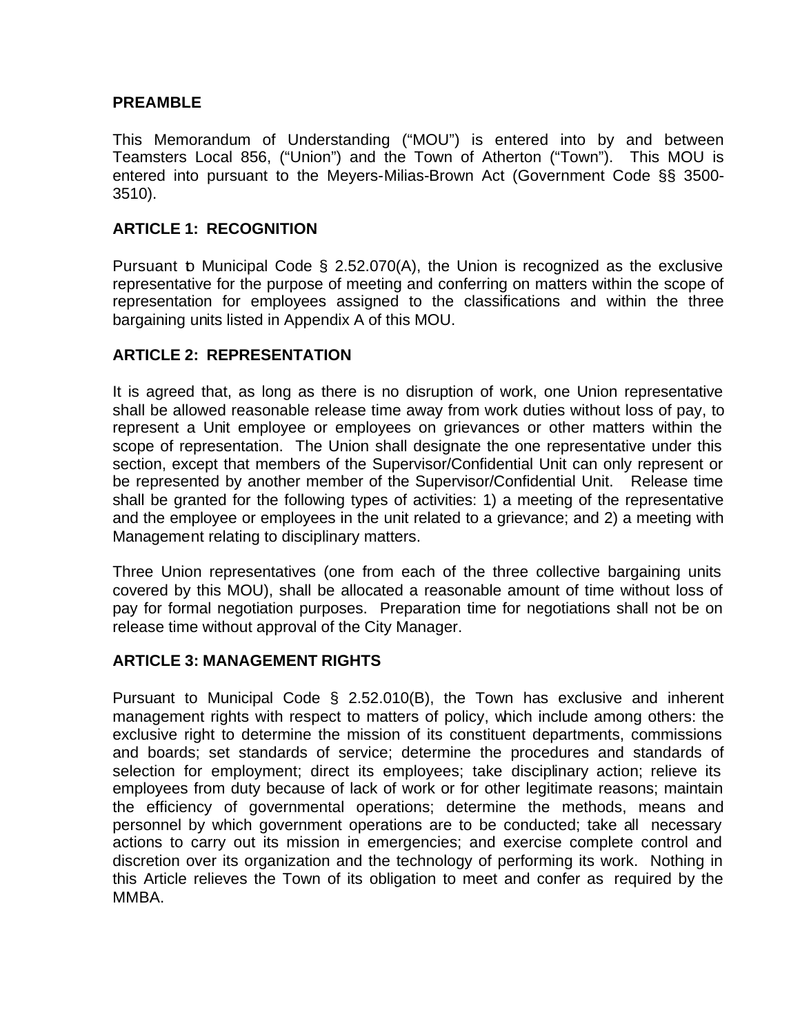## PREAMBLE

This Memorandum of Understanding ("MOU") is entered into by and between Teamsters Local 856, ("Union") and the Town of Atherton ("Town"). This MOU is entered into pursuant to the Meyers-Milias-Brown Act (Government Code §§ 3500-3510).

## ARTICLE 1: RECOGNITION

Pursuant to Municipal Code § 2.52.070(A), the Union is recognized as the exclusive representative for the purpose of meeting and conferring on matters within the scope of representation for employees assigned to the classifications and within the three bargaining units listed in Appendix A of this MOU.

## ARTICLE 2: REPRESENTATION

It is agreed that, as long as there is no disruption of work, one Union representative shall be allowed reasonable release time away from work duties without loss of pay, to represent a Unit employee or employees on grievances or other matters within the scope of representation. The Union shall designate the one representative under this section, except that members of the Supervisor/Confidential Unit can only represent or be represented by another member of the Supervisor/Confidential Unit. Release time shall be granted for the following types of activities: 1) a meeting of the representative and the employee or employees in the unit related to a grievance; and 2) a meeting with Management relating to disciplinary matters.

Three Union representatives (one from each of the three collective bargaining units covered by this MOU), shall be allocated a reasonable amount of time without loss of pay for formal negotiation purposes. Preparation time for negotiations shall not be on release time without approval of the City Manager.

## ARTICLE 3: MANAGEMENT RIGHTS

Pursuant to Municipal Code § 2.52.010(B), the Town has exclusive and inherent management rights with respect to matters of policy, which include among others: the exclusive right to determine the mission of its constituent departments, commissions and boards; set standards of service; determine the procedures and standards of selection for employment; direct its employees; take disciplinary action; relieve its employees from duty because of lack of work or for other legitimate reasons; maintain the efficiency of governmental operations; determine the methods, means and personnel by which government operations are to be conducted; take all necessary actions to carry out its mission in emergencies; and exercise complete control and discretion over its organization and the technology of performing its work. Nothing in this Article relieves the Town of its obligation to meet and confer as required by the MMBA.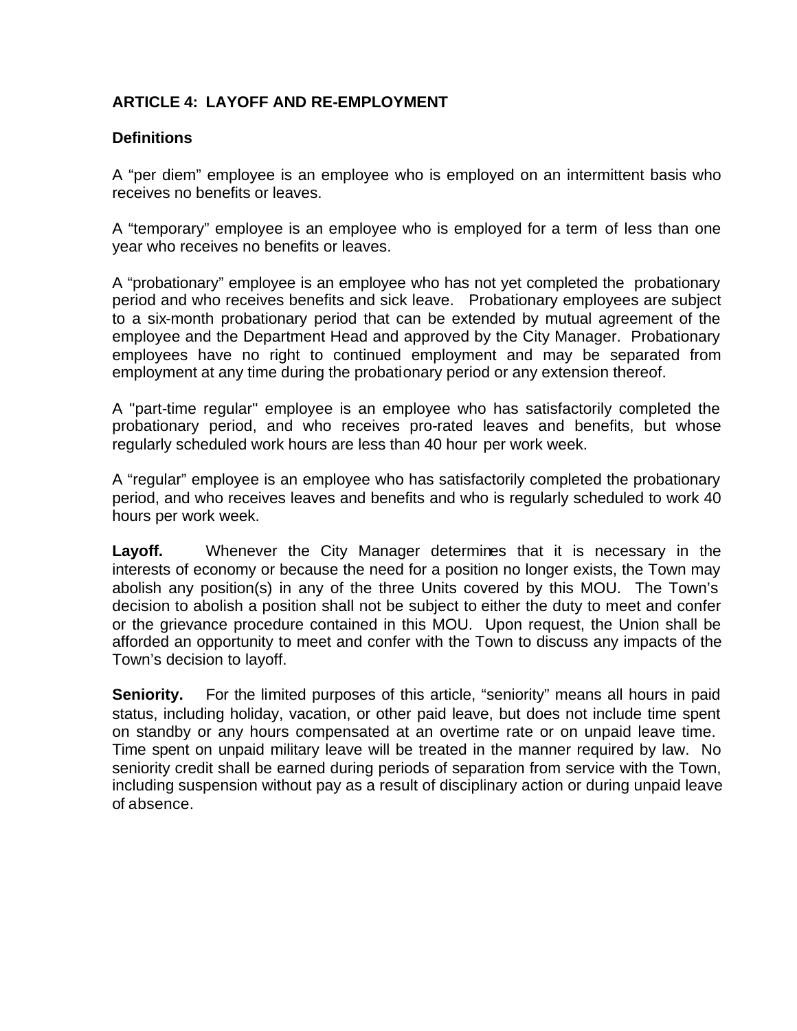## ARTICLE 4: LAYOFF AND RE-EMPLOYMENT

### Definitions

A “per diem” employee is an employee who is employed on an intermittent basis who receives no benefits or leaves.

A “temporary” employee is an employee who is employed for a term of less than one year who receives no benefits or leaves.

A “probationary” employee is an employee who has not yet completed the probationary period and who receives benefits and sick leave. Probationary employees are subject to a six-month probationary period that can be extended by mutual agreement of the employee and the Department Head and approved by the City Manager. Probationary employees have no right to continued employment and may be separated from employment at any time during the probationary period or any extension thereof.

A "part-time regular" employee is an employee who has satisfactorily completed the probationary period, and who receives pro-rated leaves and benefits, but whose regularly scheduled work hours are less than 40 hour per work week.

A “regular” employee is an employee who has satisfactorily completed the probationary period, and who receives leaves and benefits and who is regularly scheduled to work 40 hours per work week.

**Layoff.** Whenever the City Manager determines that it is necessary in the interests of economy or because the need for a position no longer exists, the Town may abolish any position(s) in any of the three Units covered by this MOU. The Town’s decision to abolish a position shall not be subject to either the duty to meet and confer or the grievance procedure contained in this MOU. Upon request, the Union shall be afforded an opportunity to meet and confer with the Town to discuss any impacts of the Town’s decision to layoff.

**Seniority.** For the limited purposes of this article, “seniority” means all hours in paid status, including holiday, vacation, or other paid leave, but does not include time spent on standby or any hours compensated at an overtime rate or on unpaid leave time. Time spent on unpaid military leave will be treated in the manner required by law. No seniority credit shall be earned during periods of separation from service with the Town, including suspension without pay as a result of disciplinary action or during unpaid leave of absence.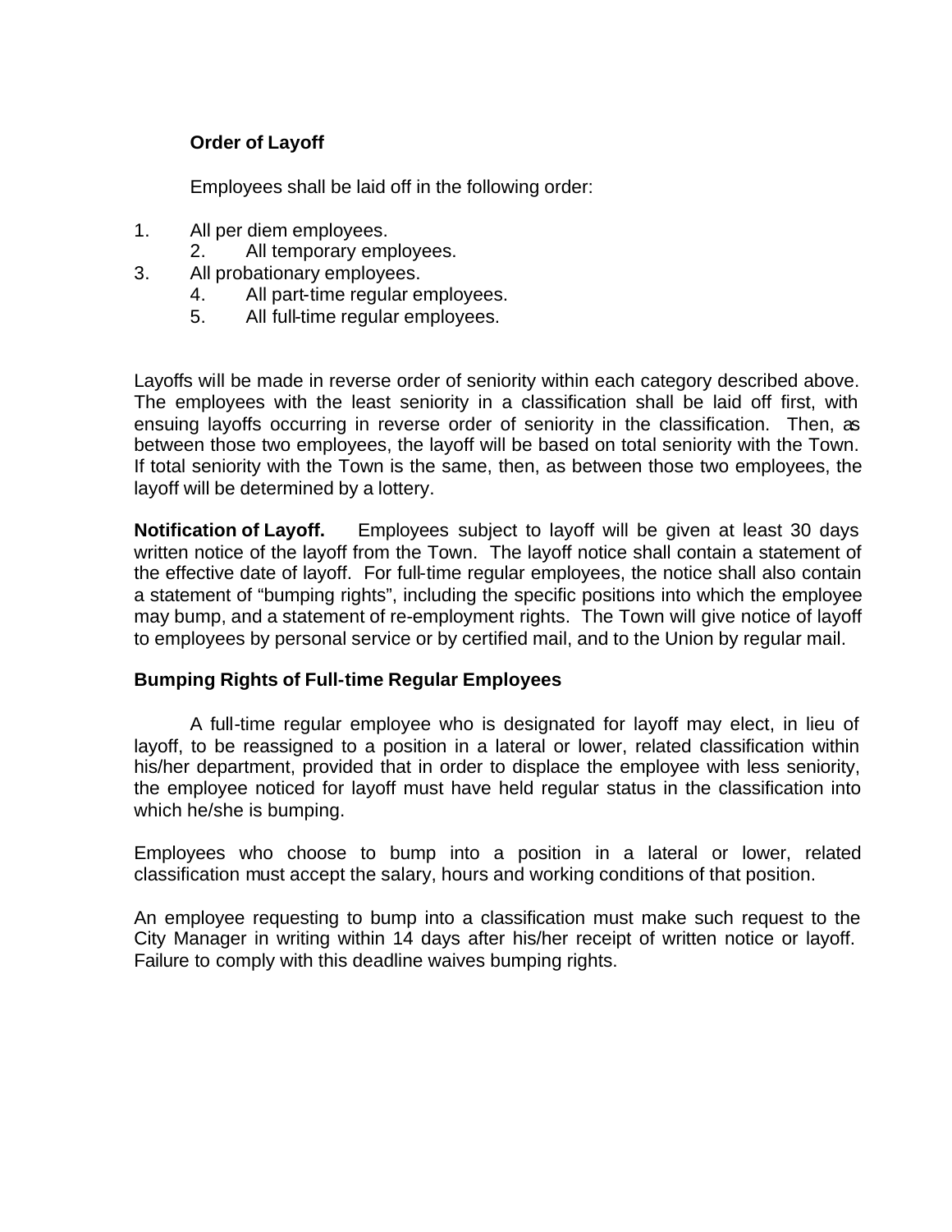**Order of Layoff**

Employees shall be laid off in the following order:

1. All per diem employees.
2. All temporary employees.
3. All probationary employees.
4. All part-time regular employees.
5. All full-time regular employees.

Layoffs will be made in reverse order of seniority within each category described above. The employees with the least seniority in a classification shall be laid off first, with ensuing layoffs occurring in reverse order of seniority in the classification. Then, as between those two employees, the layoff will be based on total seniority with the Town. If total seniority with the Town is the same, then, as between those two employees, the layoff will be determined by a lottery.

**Notification of Layoff.** Employees subject to layoff will be given at least 30 days written notice of the layoff from the Town. The layoff notice shall contain a statement of the effective date of layoff. For full-time regular employees, the notice shall also contain a statement of "bumping rights", including the specific positions into which the employee may bump, and a statement of re-employment rights. The Town will give notice of layoff to employees by personal service or by certified mail, and to the Union by regular mail.

**Bumping Rights of Full-time Regular Employees**

A full-time regular employee who is designated for layoff may elect, in lieu of layoff, to be reassigned to a position in a lateral or lower, related classification within his/her department, provided that in order to displace the employee with less seniority, the employee noticed for layoff must have held regular status in the classification into which he/she is bumping.

Employees who choose to bump into a position in a lateral or lower, related classification must accept the salary, hours and working conditions of that position.

An employee requesting to bump into a classification must make such request to the City Manager in writing within 14 days after his/her receipt of written notice or layoff. Failure to comply with this deadline waives bumping rights.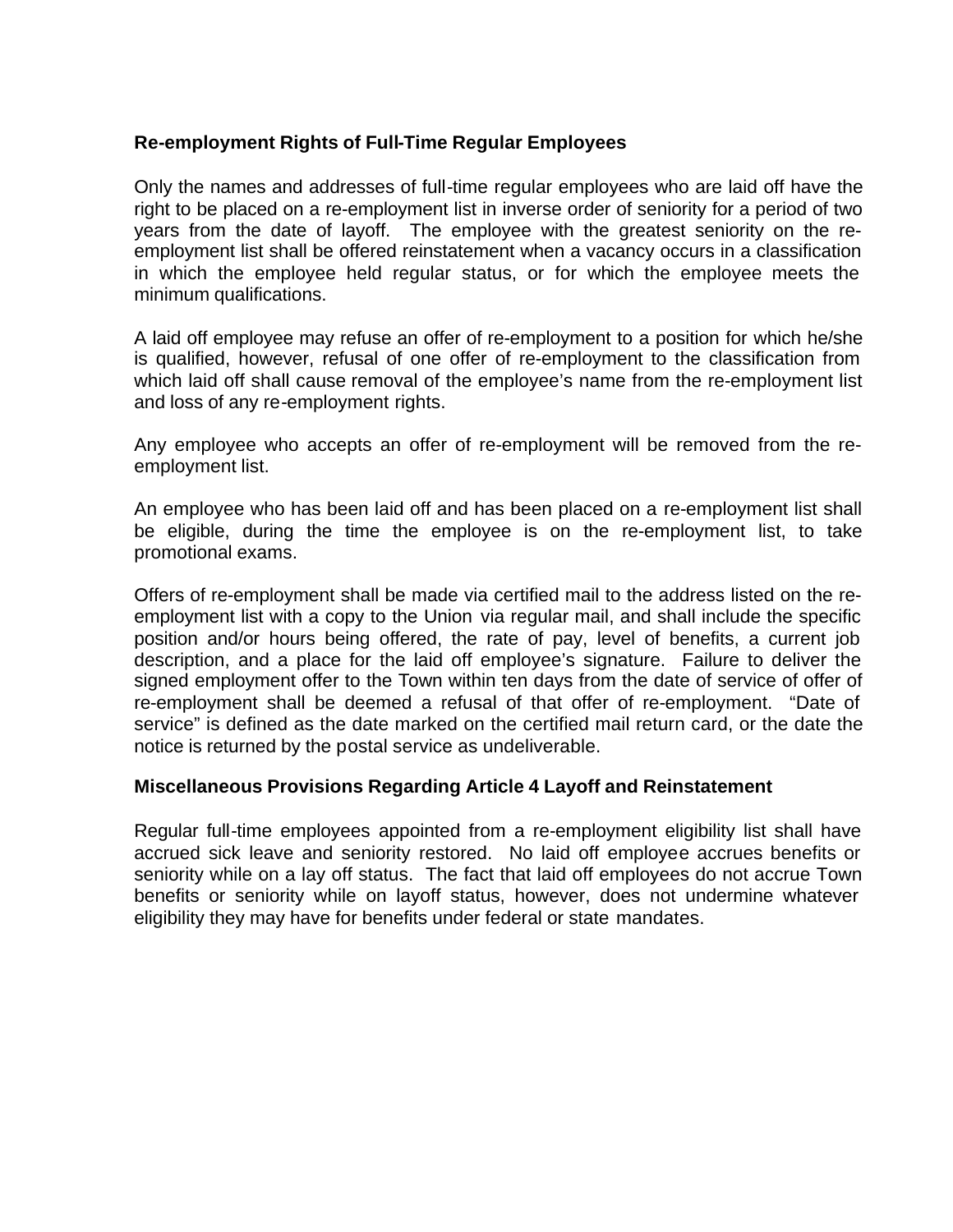### Re-employment Rights of Full-Time Regular Employees

Only the names and addresses of full-time regular employees who are laid off have the right to be placed on a re-employment list in inverse order of seniority for a period of two years from the date of layoff. The employee with the greatest seniority on the re-employment list shall be offered reinstatement when a vacancy occurs in a classification in which the employee held regular status, or for which the employee meets the minimum qualifications.

A laid off employee may refuse an offer of re-employment to a position for which he/she is qualified, however, refusal of one offer of re-employment to the classification from which laid off shall cause removal of the employee's name from the re-employment list and loss of any re-employment rights.

Any employee who accepts an offer of re-employment will be removed from the re-employment list.

An employee who has been laid off and has been placed on a re-employment list shall be eligible, during the time the employee is on the re-employment list, to take promotional exams.

Offers of re-employment shall be made via certified mail to the address listed on the re-employment list with a copy to the Union via regular mail, and shall include the specific position and/or hours being offered, the rate of pay, level of benefits, a current job description, and a place for the laid off employee's signature. Failure to deliver the signed employment offer to the Town within ten days from the date of service of offer of re-employment shall be deemed a refusal of that offer of re-employment. "Date of service" is defined as the date marked on the certified mail return card, or the date the notice is returned by the postal service as undeliverable.

### Miscellaneous Provisions Regarding Article 4 Layoff and Reinstatement

Regular full-time employees appointed from a re-employment eligibility list shall have accrued sick leave and seniority restored. No laid off employee accrues benefits or seniority while on a lay off status. The fact that laid off employees do not accrue Town benefits or seniority while on layoff status, however, does not undermine whatever eligibility they may have for benefits under federal or state mandates.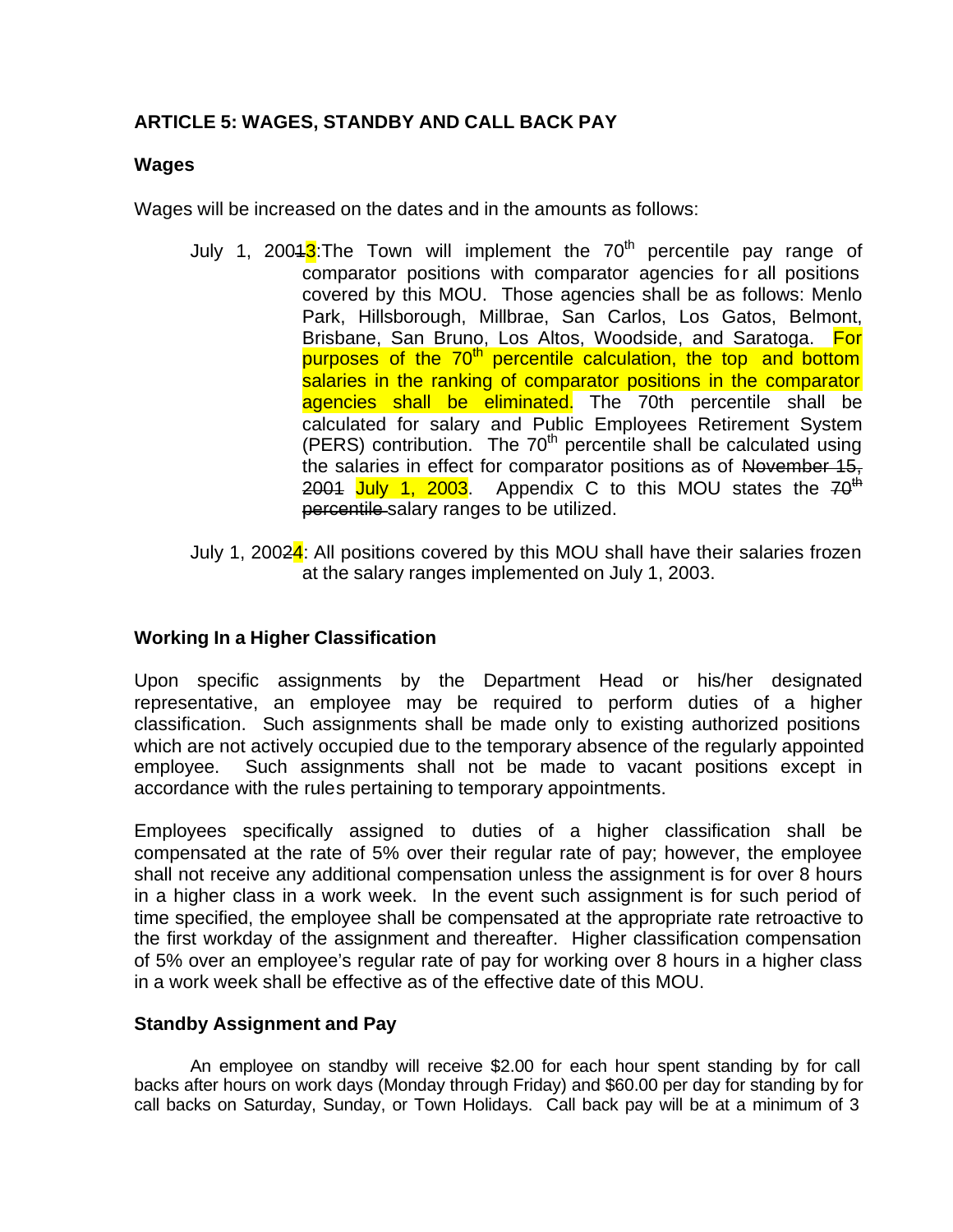## ARTICLE 5: WAGES, STANDBY AND CALL BACK PAY

### Wages

Wages will be increased on the dates and in the amounts as follows:

July 1, 2001~~1~~3:The Town will implement the 70th percentile pay range of comparator positions with comparator agencies for all positions covered by this MOU. Those agencies shall be as follows: Menlo Park, Hillsborough, Millbrae, San Carlos, Los Gatos, Belmont, Brisbane, San Bruno, Los Altos, Woodside, and Saratoga. For purposes of the 70th percentile calculation, the top and bottom salaries in the ranking of comparator positions in the comparator agencies shall be eliminated. The 70th percentile shall be calculated for salary and Public Employees Retirement System (PERS) contribution. The 70th percentile shall be calculated using the salaries in effect for comparator positions as of ~~November 15, 2001~~ July 1, 2003. Appendix C to this MOU states the ~~70th percentile~~ salary ranges to be utilized.

July 1, 200~~2~~4: All positions covered by this MOU shall have their salaries frozen at the salary ranges implemented on July 1, 2003.

### Working In a Higher Classification

Upon specific assignments by the Department Head or his/her designated representative, an employee may be required to perform duties of a higher classification. Such assignments shall be made only to existing authorized positions which are not actively occupied due to the temporary absence of the regularly appointed employee. Such assignments shall not be made to vacant positions except in accordance with the rules pertaining to temporary appointments.

Employees specifically assigned to duties of a higher classification shall be compensated at the rate of 5% over their regular rate of pay; however, the employee shall not receive any additional compensation unless the assignment is for over 8 hours in a higher class in a work week. In the event such assignment is for such period of time specified, the employee shall be compensated at the appropriate rate retroactive to the first workday of the assignment and thereafter. Higher classification compensation of 5% over an employee's regular rate of pay for working over 8 hours in a higher class in a work week shall be effective as of the effective date of this MOU.

### Standby Assignment and Pay

An employee on standby will receive $2.00 for each hour spent standing by for call backs after hours on work days (Monday through Friday) and $60.00 per day for standing by for call backs on Saturday, Sunday, or Town Holidays. Call back pay will be at a minimum of 3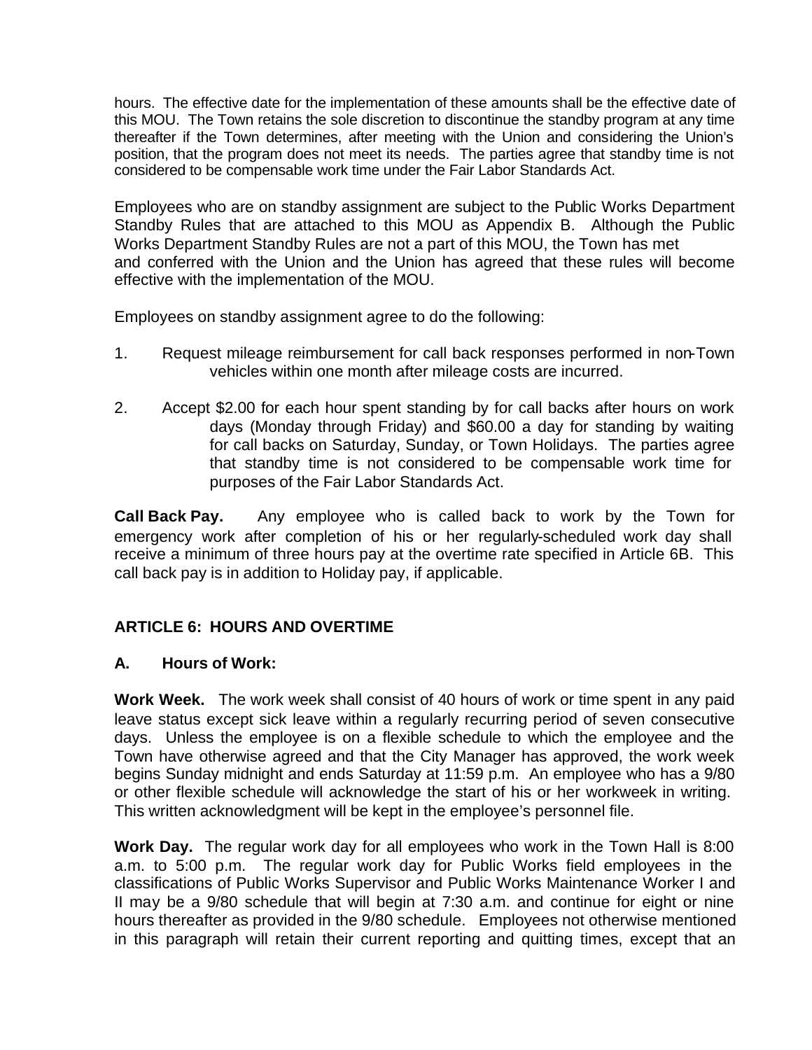hours. The effective date for the implementation of these amounts shall be the effective date of this MOU. The Town retains the sole discretion to discontinue the standby program at any time thereafter if the Town determines, after meeting with the Union and considering the Union's position, that the program does not meet its needs. The parties agree that standby time is not considered to be compensable work time under the Fair Labor Standards Act.

Employees who are on standby assignment are subject to the Public Works Department Standby Rules that are attached to this MOU as Appendix B. Although the Public Works Department Standby Rules are not a part of this MOU, the Town has met and conferred with the Union and the Union has agreed that these rules will become effective with the implementation of the MOU.

Employees on standby assignment agree to do the following:

1. Request mileage reimbursement for call back responses performed in non-Town vehicles within one month after mileage costs are incurred.

2. Accept $2.00 for each hour spent standing by for call backs after hours on work days (Monday through Friday) and $60.00 a day for standing by waiting for call backs on Saturday, Sunday, or Town Holidays. The parties agree that standby time is not considered to be compensable work time for purposes of the Fair Labor Standards Act.

**Call Back Pay.** Any employee who is called back to work by the Town for emergency work after completion of his or her regularly-scheduled work day shall receive a minimum of three hours pay at the overtime rate specified in Article 6B. This call back pay is in addition to Holiday pay, if applicable.

## ARTICLE 6: HOURS AND OVERTIME

### A. Hours of Work:

**Work Week.** The work week shall consist of 40 hours of work or time spent in any paid leave status except sick leave within a regularly recurring period of seven consecutive days. Unless the employee is on a flexible schedule to which the employee and the Town have otherwise agreed and that the City Manager has approved, the work week begins Sunday midnight and ends Saturday at 11:59 p.m. An employee who has a 9/80 or other flexible schedule will acknowledge the start of his or her workweek in writing. This written acknowledgment will be kept in the employee's personnel file.

**Work Day.** The regular work day for all employees who work in the Town Hall is 8:00 a.m. to 5:00 p.m. The regular work day for Public Works field employees in the classifications of Public Works Supervisor and Public Works Maintenance Worker I and II may be a 9/80 schedule that will begin at 7:30 a.m. and continue for eight or nine hours thereafter as provided in the 9/80 schedule. Employees not otherwise mentioned in this paragraph will retain their current reporting and quitting times, except that an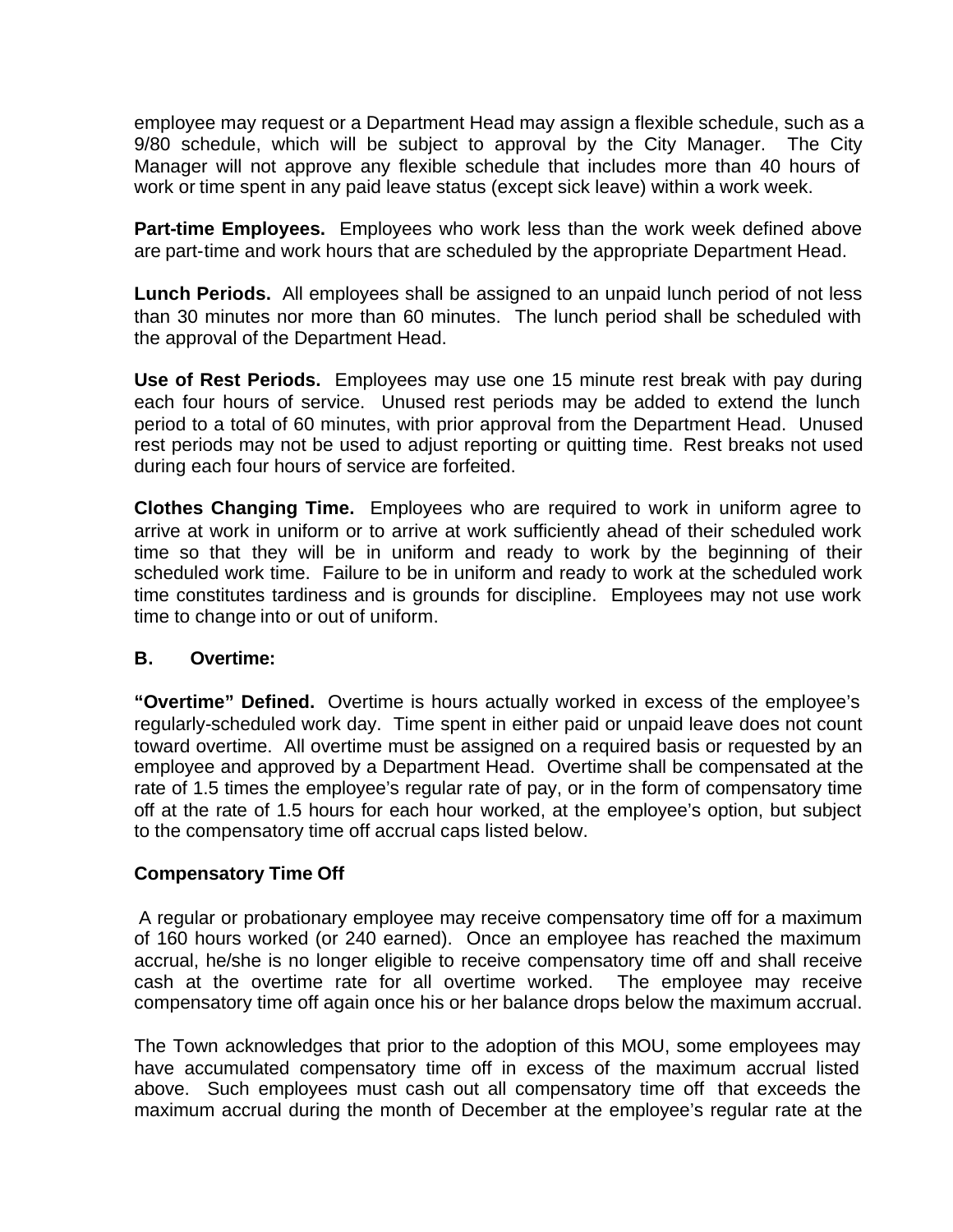employee may request or a Department Head may assign a flexible schedule, such as a 9/80 schedule, which will be subject to approval by the City Manager. The City Manager will not approve any flexible schedule that includes more than 40 hours of work or time spent in any paid leave status (except sick leave) within a work week.

**Part-time Employees.** Employees who work less than the work week defined above are part-time and work hours that are scheduled by the appropriate Department Head.

**Lunch Periods.** All employees shall be assigned to an unpaid lunch period of not less than 30 minutes nor more than 60 minutes. The lunch period shall be scheduled with the approval of the Department Head.

**Use of Rest Periods.** Employees may use one 15 minute rest break with pay during each four hours of service. Unused rest periods may be added to extend the lunch period to a total of 60 minutes, with prior approval from the Department Head. Unused rest periods may not be used to adjust reporting or quitting time. Rest breaks not used during each four hours of service are forfeited.

**Clothes Changing Time.** Employees who are required to work in uniform agree to arrive at work in uniform or to arrive at work sufficiently ahead of their scheduled work time so that they will be in uniform and ready to work by the beginning of their scheduled work time. Failure to be in uniform and ready to work at the scheduled work time constitutes tardiness and is grounds for discipline. Employees may not use work time to change into or out of uniform.

**B. Overtime:**

**"Overtime" Defined.** Overtime is hours actually worked in excess of the employee's regularly-scheduled work day. Time spent in either paid or unpaid leave does not count toward overtime. All overtime must be assigned on a required basis or requested by an employee and approved by a Department Head. Overtime shall be compensated at the rate of 1.5 times the employee's regular rate of pay, or in the form of compensatory time off at the rate of 1.5 hours for each hour worked, at the employee's option, but subject to the compensatory time off accrual caps listed below.

**Compensatory Time Off**

A regular or probationary employee may receive compensatory time off for a maximum of 160 hours worked (or 240 earned). Once an employee has reached the maximum accrual, he/she is no longer eligible to receive compensatory time off and shall receive cash at the overtime rate for all overtime worked. The employee may receive compensatory time off again once his or her balance drops below the maximum accrual.

The Town acknowledges that prior to the adoption of this MOU, some employees may have accumulated compensatory time off in excess of the maximum accrual listed above. Such employees must cash out all compensatory time off that exceeds the maximum accrual during the month of December at the employee's regular rate at the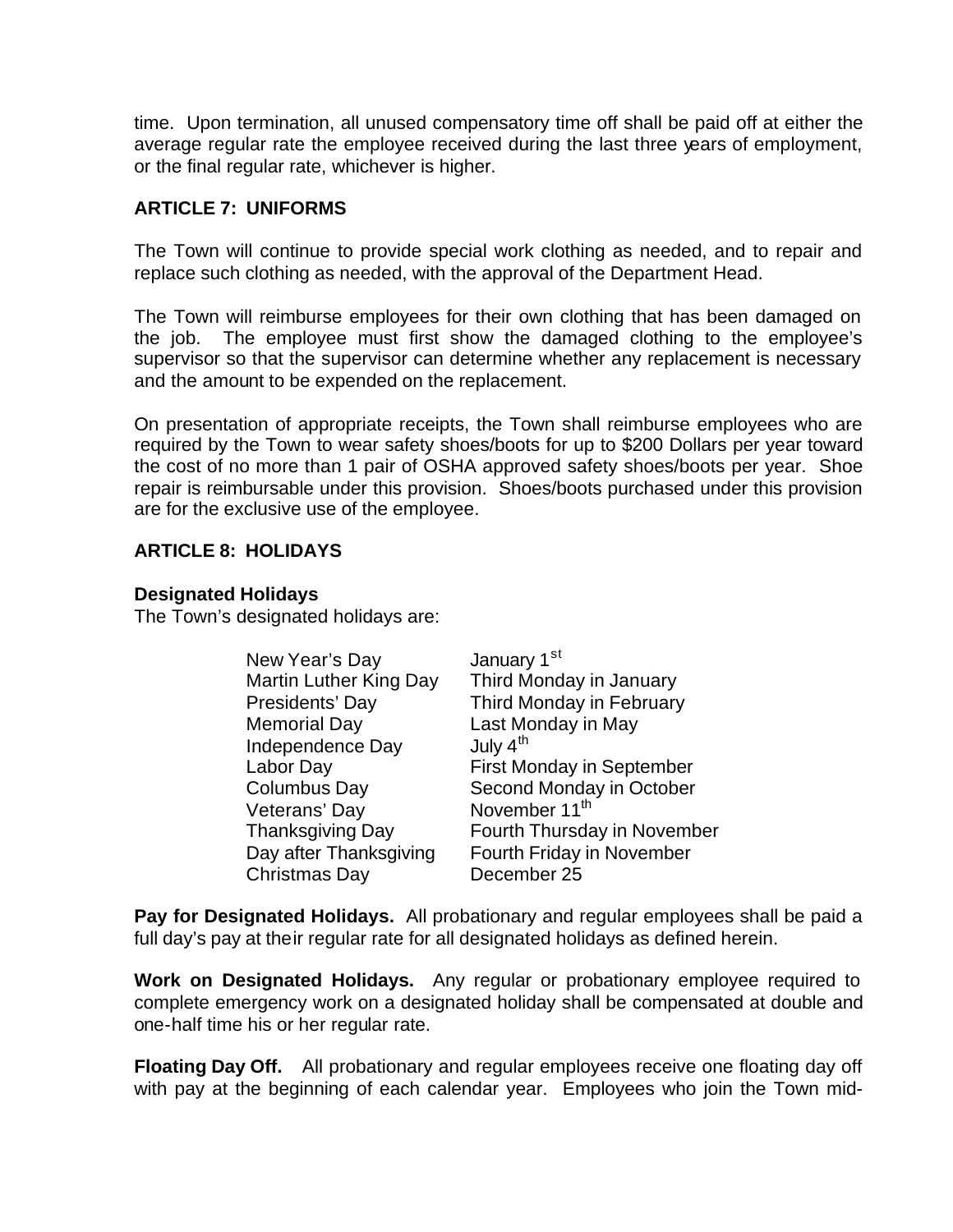time. Upon termination, all unused compensatory time off shall be paid off at either the average regular rate the employee received during the last three years of employment, or the final regular rate, whichever is higher.

## ARTICLE 7: UNIFORMS

The Town will continue to provide special work clothing as needed, and to repair and replace such clothing as needed, with the approval of the Department Head.

The Town will reimburse employees for their own clothing that has been damaged on the job. The employee must first show the damaged clothing to the employee's supervisor so that the supervisor can determine whether any replacement is necessary and the amount to be expended on the replacement.

On presentation of appropriate receipts, the Town shall reimburse employees who are required by the Town to wear safety shoes/boots for up to $200 Dollars per year toward the cost of no more than 1 pair of OSHA approved safety shoes/boots per year. Shoe repair is reimbursable under this provision. Shoes/boots purchased under this provision are for the exclusive use of the employee.

## ARTICLE 8: HOLIDAYS

**Designated Holidays**
The Town's designated holidays are:

| | |
|---|---|
| New Year's Day | January 1st |
| Martin Luther King Day | Third Monday in January |
| Presidents' Day | Third Monday in February |
| Memorial Day | Last Monday in May |
| Independence Day | July 4th |
| Labor Day | First Monday in September |
| Columbus Day | Second Monday in October |
| Veterans' Day | November 11th |
| Thanksgiving Day | Fourth Thursday in November |
| Day after Thanksgiving | Fourth Friday in November |
| Christmas Day | December 25 |

**Pay for Designated Holidays.** All probationary and regular employees shall be paid a full day's pay at their regular rate for all designated holidays as defined herein.

**Work on Designated Holidays.** Any regular or probationary employee required to complete emergency work on a designated holiday shall be compensated at double and one-half time his or her regular rate.

**Floating Day Off.** All probationary and regular employees receive one floating day off with pay at the beginning of each calendar year. Employees who join the Town mid-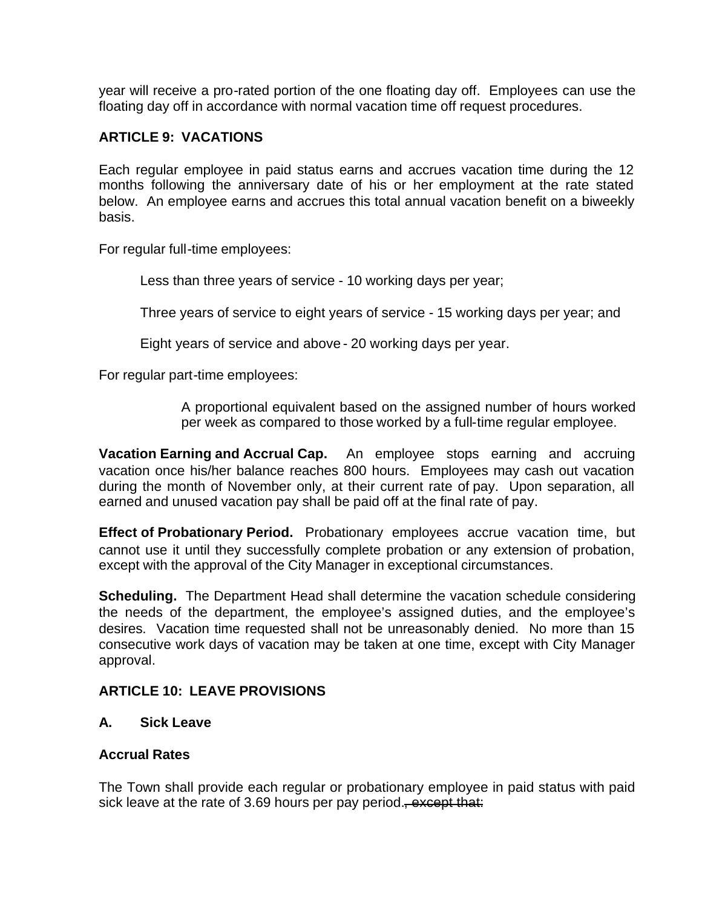year will receive a pro-rated portion of the one floating day off. Employees can use the floating day off in accordance with normal vacation time off request procedures.

## ARTICLE 9: VACATIONS

Each regular employee in paid status earns and accrues vacation time during the 12 months following the anniversary date of his or her employment at the rate stated below. An employee earns and accrues this total annual vacation benefit on a biweekly basis.

For regular full-time employees:

> Less than three years of service - 10 working days per year;
>
> Three years of service to eight years of service - 15 working days per year; and
>
> Eight years of service and above - 20 working days per year.

For regular part-time employees:

> A proportional equivalent based on the assigned number of hours worked per week as compared to those worked by a full-time regular employee.

**Vacation Earning and Accrual Cap.** An employee stops earning and accruing vacation once his/her balance reaches 800 hours. Employees may cash out vacation during the month of November only, at their current rate of pay. Upon separation, all earned and unused vacation pay shall be paid off at the final rate of pay.

**Effect of Probationary Period.** Probationary employees accrue vacation time, but cannot use it until they successfully complete probation or any extension of probation, except with the approval of the City Manager in exceptional circumstances.

**Scheduling.** The Department Head shall determine the vacation schedule considering the needs of the department, the employee's assigned duties, and the employee's desires. Vacation time requested shall not be unreasonably denied. No more than 15 consecutive work days of vacation may be taken at one time, except with City Manager approval.

## ARTICLE 10: LEAVE PROVISIONS

### A. Sick Leave

**Accrual Rates**

The Town shall provide each regular or probationary employee in paid status with paid sick leave at the rate of 3.69 hours per pay period.~~, except that:~~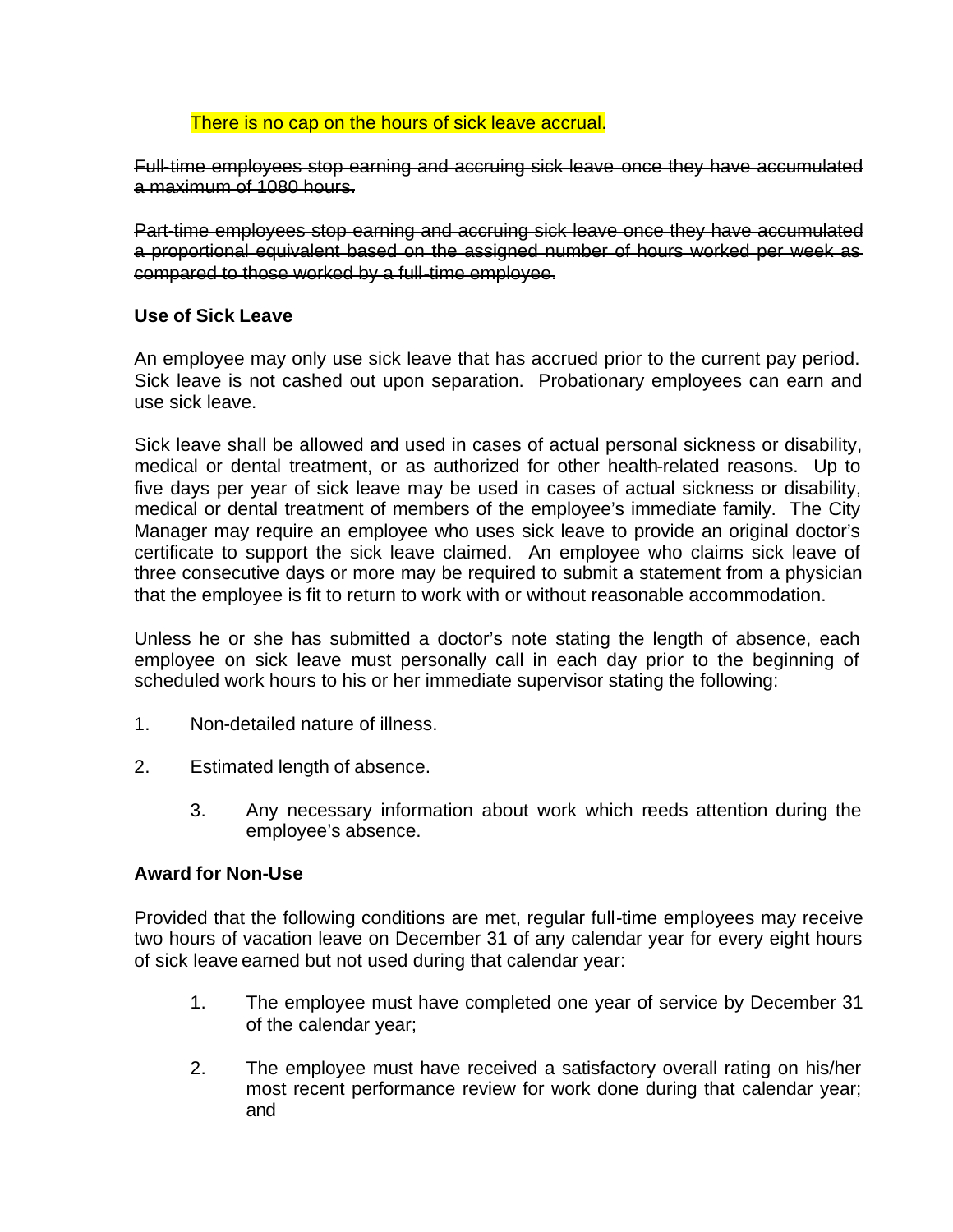There is no cap on the hours of sick leave accrual.

~~Full-time employees stop earning and accruing sick leave once they have accumulated a maximum of 1080 hours.~~

~~Part-time employees stop earning and accruing sick leave once they have accumulated a proportional equivalent based on the assigned number of hours worked per week as compared to those worked by a full-time employee.~~

**Use of Sick Leave**

An employee may only use sick leave that has accrued prior to the current pay period. Sick leave is not cashed out upon separation. Probationary employees can earn and use sick leave.

Sick leave shall be allowed and used in cases of actual personal sickness or disability, medical or dental treatment, or as authorized for other health-related reasons. Up to five days per year of sick leave may be used in cases of actual sickness or disability, medical or dental treatment of members of the employee's immediate family. The City Manager may require an employee who uses sick leave to provide an original doctor's certificate to support the sick leave claimed. An employee who claims sick leave of three consecutive days or more may be required to submit a statement from a physician that the employee is fit to return to work with or without reasonable accommodation.

Unless he or she has submitted a doctor's note stating the length of absence, each employee on sick leave must personally call in each day prior to the beginning of scheduled work hours to his or her immediate supervisor stating the following:

1. Non-detailed nature of illness.
2. Estimated length of absence.
3. Any necessary information about work which needs attention during the employee's absence.

**Award for Non-Use**

Provided that the following conditions are met, regular full-time employees may receive two hours of vacation leave on December 31 of any calendar year for every eight hours of sick leave earned but not used during that calendar year:

1. The employee must have completed one year of service by December 31 of the calendar year;
2. The employee must have received a satisfactory overall rating on his/her most recent performance review for work done during that calendar year; and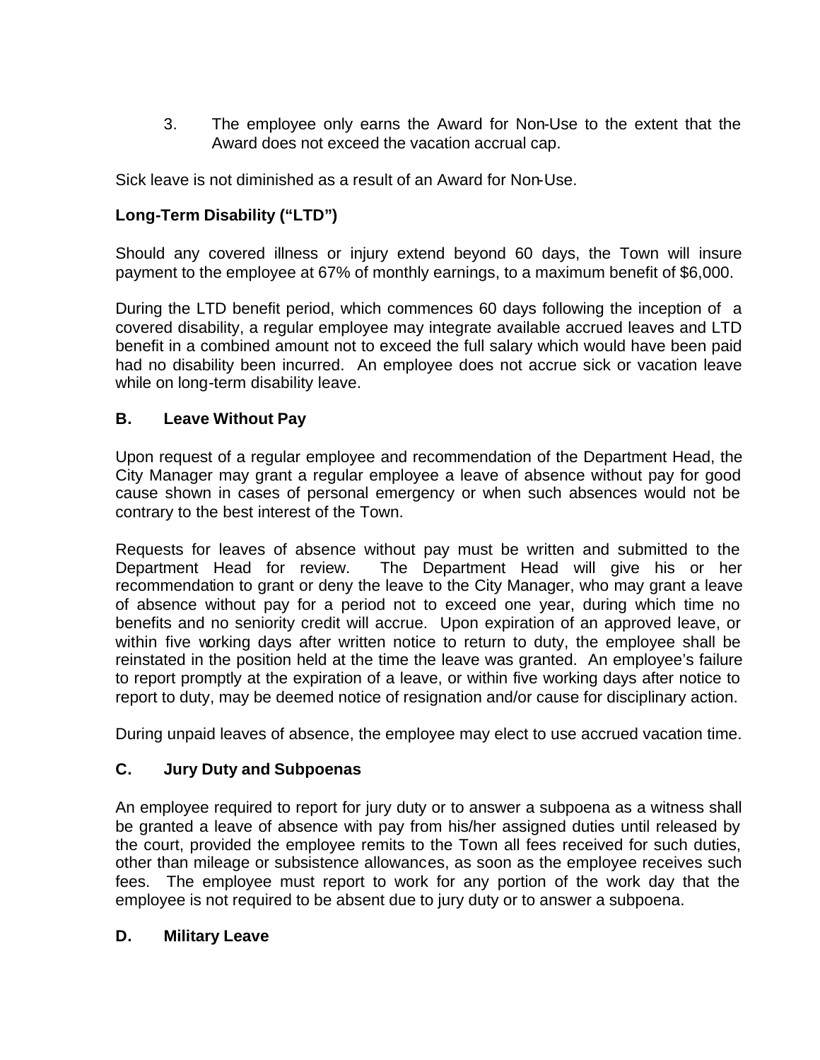3. The employee only earns the Award for Non-Use to the extent that the Award does not exceed the vacation accrual cap.

Sick leave is not diminished as a result of an Award for Non-Use.

**Long-Term Disability ("LTD")**

Should any covered illness or injury extend beyond 60 days, the Town will insure payment to the employee at 67% of monthly earnings, to a maximum benefit of $6,000.

During the LTD benefit period, which commences 60 days following the inception of a covered disability, a regular employee may integrate available accrued leaves and LTD benefit in a combined amount not to exceed the full salary which would have been paid had no disability been incurred. An employee does not accrue sick or vacation leave while on long-term disability leave.

### B. Leave Without Pay

Upon request of a regular employee and recommendation of the Department Head, the City Manager may grant a regular employee a leave of absence without pay for good cause shown in cases of personal emergency or when such absences would not be contrary to the best interest of the Town.

Requests for leaves of absence without pay must be written and submitted to the Department Head for review. The Department Head will give his or her recommendation to grant or deny the leave to the City Manager, who may grant a leave of absence without pay for a period not to exceed one year, during which time no benefits and no seniority credit will accrue. Upon expiration of an approved leave, or within five working days after written notice to return to duty, the employee shall be reinstated in the position held at the time the leave was granted. An employee's failure to report promptly at the expiration of a leave, or within five working days after notice to report to duty, may be deemed notice of resignation and/or cause for disciplinary action.

During unpaid leaves of absence, the employee may elect to use accrued vacation time.

### C. Jury Duty and Subpoenas

An employee required to report for jury duty or to answer a subpoena as a witness shall be granted a leave of absence with pay from his/her assigned duties until released by the court, provided the employee remits to the Town all fees received for such duties, other than mileage or subsistence allowances, as soon as the employee receives such fees. The employee must report to work for any portion of the work day that the employee is not required to be absent due to jury duty or to answer a subpoena.

### D. Military Leave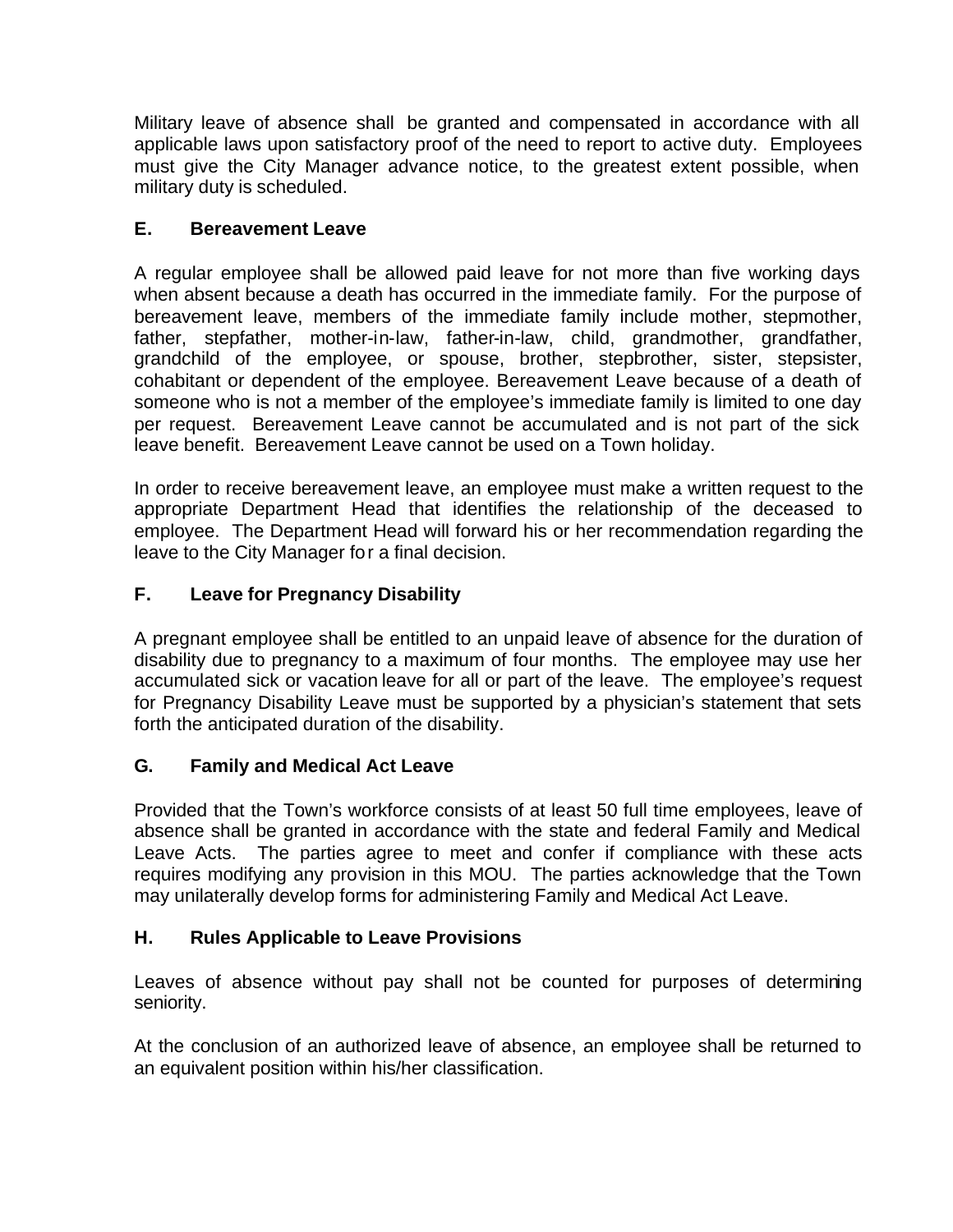Military leave of absence shall be granted and compensated in accordance with all applicable laws upon satisfactory proof of the need to report to active duty. Employees must give the City Manager advance notice, to the greatest extent possible, when military duty is scheduled.

### E. Bereavement Leave

A regular employee shall be allowed paid leave for not more than five working days when absent because a death has occurred in the immediate family. For the purpose of bereavement leave, members of the immediate family include mother, stepmother, father, stepfather, mother-in-law, father-in-law, child, grandmother, grandfather, grandchild of the employee, or spouse, brother, stepbrother, sister, stepsister, cohabitant or dependent of the employee. Bereavement Leave because of a death of someone who is not a member of the employee's immediate family is limited to one day per request. Bereavement Leave cannot be accumulated and is not part of the sick leave benefit. Bereavement Leave cannot be used on a Town holiday.

In order to receive bereavement leave, an employee must make a written request to the appropriate Department Head that identifies the relationship of the deceased to employee. The Department Head will forward his or her recommendation regarding the leave to the City Manager for a final decision.

### F. Leave for Pregnancy Disability

A pregnant employee shall be entitled to an unpaid leave of absence for the duration of disability due to pregnancy to a maximum of four months. The employee may use her accumulated sick or vacation leave for all or part of the leave. The employee's request for Pregnancy Disability Leave must be supported by a physician's statement that sets forth the anticipated duration of the disability.

### G. Family and Medical Act Leave

Provided that the Town's workforce consists of at least 50 full time employees, leave of absence shall be granted in accordance with the state and federal Family and Medical Leave Acts. The parties agree to meet and confer if compliance with these acts requires modifying any provision in this MOU. The parties acknowledge that the Town may unilaterally develop forms for administering Family and Medical Act Leave.

### H. Rules Applicable to Leave Provisions

Leaves of absence without pay shall not be counted for purposes of determining seniority.

At the conclusion of an authorized leave of absence, an employee shall be returned to an equivalent position within his/her classification.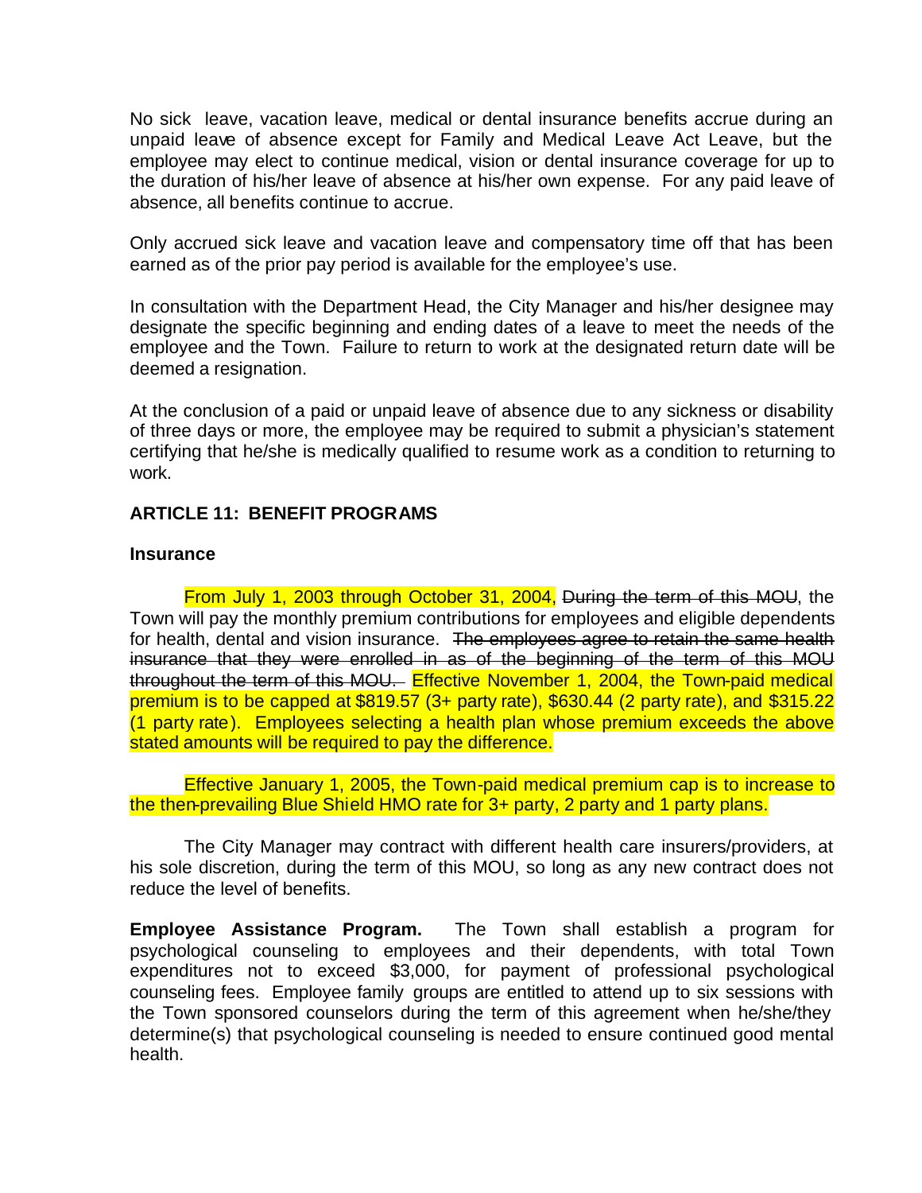No sick leave, vacation leave, medical or dental insurance benefits accrue during an unpaid leave of absence except for Family and Medical Leave Act Leave, but the employee may elect to continue medical, vision or dental insurance coverage for up to the duration of his/her leave of absence at his/her own expense. For any paid leave of absence, all benefits continue to accrue.

Only accrued sick leave and vacation leave and compensatory time off that has been earned as of the prior pay period is available for the employee's use.

In consultation with the Department Head, the City Manager and his/her designee may designate the specific beginning and ending dates of a leave to meet the needs of the employee and the Town. Failure to return to work at the designated return date will be deemed a resignation.

At the conclusion of a paid or unpaid leave of absence due to any sickness or disability of three days or more, the employee may be required to submit a physician's statement certifying that he/she is medically qualified to resume work as a condition to returning to work.

## ARTICLE 11: BENEFIT PROGRAMS

### Insurance

From July 1, 2003 through October 31, 2004, ~~During the term of this MOU~~, the Town will pay the monthly premium contributions for employees and eligible dependents for health, dental and vision insurance. ~~The employees agree to retain the same health insurance that they were enrolled in as of the beginning of the term of this MOU throughout the term of this MOU.~~ Effective November 1, 2004, the Town-paid medical premium is to be capped at $819.57 (3+ party rate), $630.44 (2 party rate), and $315.22 (1 party rate). Employees selecting a health plan whose premium exceeds the above stated amounts will be required to pay the difference.

Effective January 1, 2005, the Town-paid medical premium cap is to increase to the then-prevailing Blue Shield HMO rate for 3+ party, 2 party and 1 party plans.

The City Manager may contract with different health care insurers/providers, at his sole discretion, during the term of this MOU, so long as any new contract does not reduce the level of benefits.

**Employee Assistance Program.** The Town shall establish a program for psychological counseling to employees and their dependents, with total Town expenditures not to exceed $3,000, for payment of professional psychological counseling fees. Employee family groups are entitled to attend up to six sessions with the Town sponsored counselors during the term of this agreement when he/she/they determine(s) that psychological counseling is needed to ensure continued good mental health.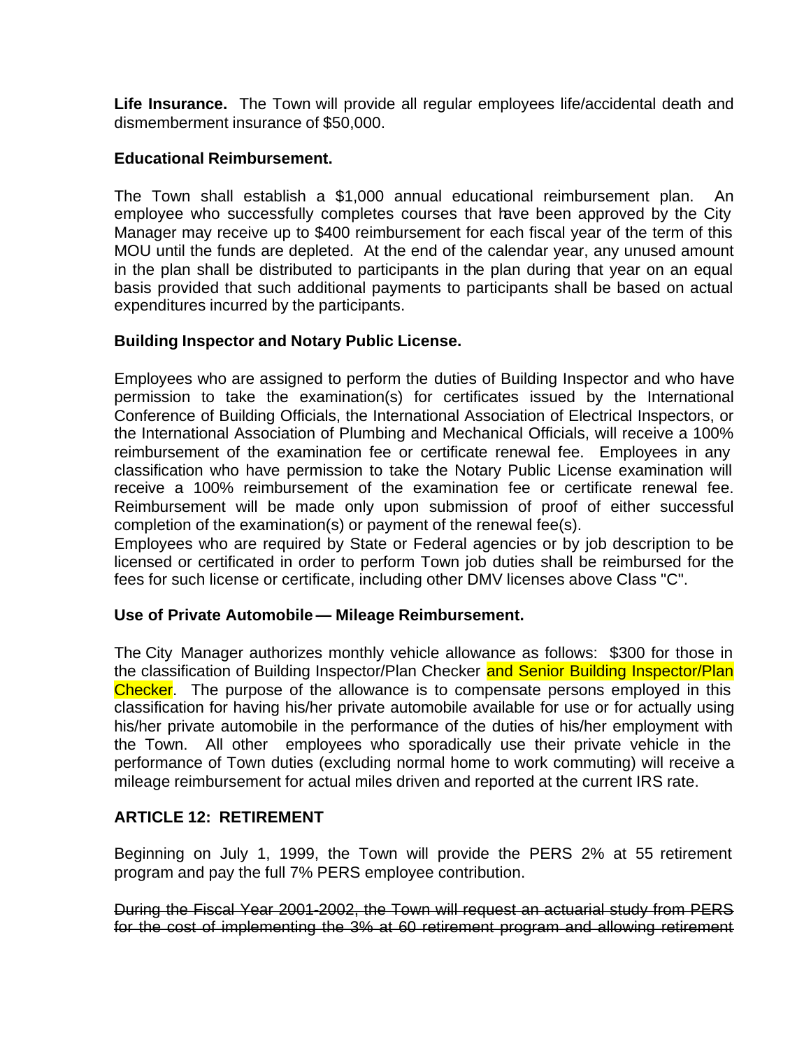**Life Insurance.** The Town will provide all regular employees life/accidental death and dismemberment insurance of $50,000.

**Educational Reimbursement.**

The Town shall establish a $1,000 annual educational reimbursement plan. An employee who successfully completes courses that have been approved by the City Manager may receive up to $400 reimbursement for each fiscal year of the term of this MOU until the funds are depleted. At the end of the calendar year, any unused amount in the plan shall be distributed to participants in the plan during that year on an equal basis provided that such additional payments to participants shall be based on actual expenditures incurred by the participants.

**Building Inspector and Notary Public License.**

Employees who are assigned to perform the duties of Building Inspector and who have permission to take the examination(s) for certificates issued by the International Conference of Building Officials, the International Association of Electrical Inspectors, or the International Association of Plumbing and Mechanical Officials, will receive a 100% reimbursement of the examination fee or certificate renewal fee. Employees in any classification who have permission to take the Notary Public License examination will receive a 100% reimbursement of the examination fee or certificate renewal fee. Reimbursement will be made only upon submission of proof of either successful completion of the examination(s) or payment of the renewal fee(s).
Employees who are required by State or Federal agencies or by job description to be licensed or certificated in order to perform Town job duties shall be reimbursed for the fees for such license or certificate, including other DMV licenses above Class "C".

**Use of Private Automobile — Mileage Reimbursement.**

The City Manager authorizes monthly vehicle allowance as follows: $300 for those in the classification of Building Inspector/Plan Checker and Senior Building Inspector/Plan Checker. The purpose of the allowance is to compensate persons employed in this classification for having his/her private automobile available for use or for actually using his/her private automobile in the performance of the duties of his/her employment with the Town. All other employees who sporadically use their private vehicle in the performance of Town duties (excluding normal home to work commuting) will receive a mileage reimbursement for actual miles driven and reported at the current IRS rate.

**ARTICLE 12: RETIREMENT**

Beginning on July 1, 1999, the Town will provide the PERS 2% at 55 retirement program and pay the full 7% PERS employee contribution.

~~During the Fiscal Year 2001-2002, the Town will request an actuarial study from PERS for the cost of implementing the 3% at 60 retirement program and allowing retirement~~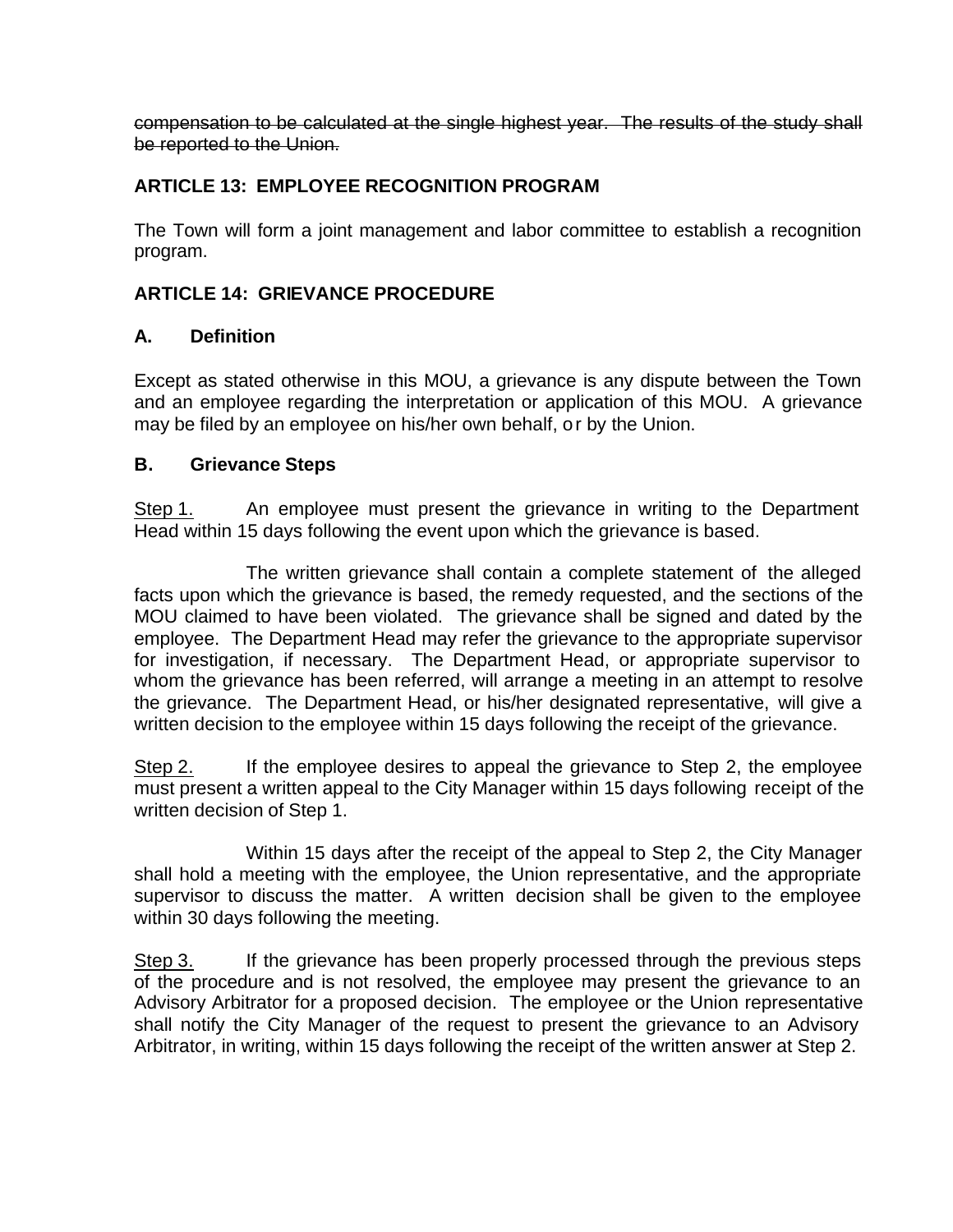~~compensation to be calculated at the single highest year. The results of the study shall be reported to the Union.~~

## ARTICLE 13: EMPLOYEE RECOGNITION PROGRAM

The Town will form a joint management and labor committee to establish a recognition program.

## ARTICLE 14: GRIEVANCE PROCEDURE

### A. Definition

Except as stated otherwise in this MOU, a grievance is any dispute between the Town and an employee regarding the interpretation or application of this MOU. A grievance may be filed by an employee on his/her own behalf, or by the Union.

### B. Grievance Steps

<u>Step 1.</u> An employee must present the grievance in writing to the Department Head within 15 days following the event upon which the grievance is based.

The written grievance shall contain a complete statement of the alleged facts upon which the grievance is based, the remedy requested, and the sections of the MOU claimed to have been violated. The grievance shall be signed and dated by the employee. The Department Head may refer the grievance to the appropriate supervisor for investigation, if necessary. The Department Head, or appropriate supervisor to whom the grievance has been referred, will arrange a meeting in an attempt to resolve the grievance. The Department Head, or his/her designated representative, will give a written decision to the employee within 15 days following the receipt of the grievance.

<u>Step 2.</u> If the employee desires to appeal the grievance to Step 2, the employee must present a written appeal to the City Manager within 15 days following receipt of the written decision of Step 1.

Within 15 days after the receipt of the appeal to Step 2, the City Manager shall hold a meeting with the employee, the Union representative, and the appropriate supervisor to discuss the matter. A written decision shall be given to the employee within 30 days following the meeting.

<u>Step 3.</u> If the grievance has been properly processed through the previous steps of the procedure and is not resolved, the employee may present the grievance to an Advisory Arbitrator for a proposed decision. The employee or the Union representative shall notify the City Manager of the request to present the grievance to an Advisory Arbitrator, in writing, within 15 days following the receipt of the written answer at Step 2.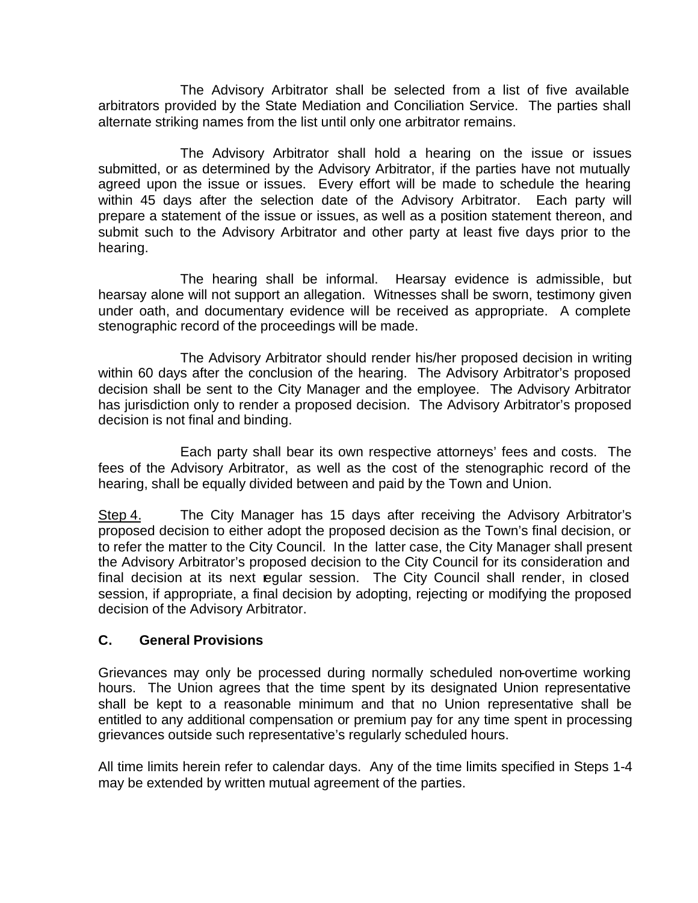The Advisory Arbitrator shall be selected from a list of five available arbitrators provided by the State Mediation and Conciliation Service. The parties shall alternate striking names from the list until only one arbitrator remains.

The Advisory Arbitrator shall hold a hearing on the issue or issues submitted, or as determined by the Advisory Arbitrator, if the parties have not mutually agreed upon the issue or issues. Every effort will be made to schedule the hearing within 45 days after the selection date of the Advisory Arbitrator. Each party will prepare a statement of the issue or issues, as well as a position statement thereon, and submit such to the Advisory Arbitrator and other party at least five days prior to the hearing.

The hearing shall be informal. Hearsay evidence is admissible, but hearsay alone will not support an allegation. Witnesses shall be sworn, testimony given under oath, and documentary evidence will be received as appropriate. A complete stenographic record of the proceedings will be made.

The Advisory Arbitrator should render his/her proposed decision in writing within 60 days after the conclusion of the hearing. The Advisory Arbitrator's proposed decision shall be sent to the City Manager and the employee. The Advisory Arbitrator has jurisdiction only to render a proposed decision. The Advisory Arbitrator's proposed decision is not final and binding.

Each party shall bear its own respective attorneys' fees and costs. The fees of the Advisory Arbitrator, as well as the cost of the stenographic record of the hearing, shall be equally divided between and paid by the Town and Union.

Step 4. The City Manager has 15 days after receiving the Advisory Arbitrator's proposed decision to either adopt the proposed decision as the Town's final decision, or to refer the matter to the City Council. In the latter case, the City Manager shall present the Advisory Arbitrator's proposed decision to the City Council for its consideration and final decision at its next regular session. The City Council shall render, in closed session, if appropriate, a final decision by adopting, rejecting or modifying the proposed decision of the Advisory Arbitrator.

**C. General Provisions**

Grievances may only be processed during normally scheduled non-overtime working hours. The Union agrees that the time spent by its designated Union representative shall be kept to a reasonable minimum and that no Union representative shall be entitled to any additional compensation or premium pay for any time spent in processing grievances outside such representative's regularly scheduled hours.

All time limits herein refer to calendar days. Any of the time limits specified in Steps 1-4 may be extended by written mutual agreement of the parties.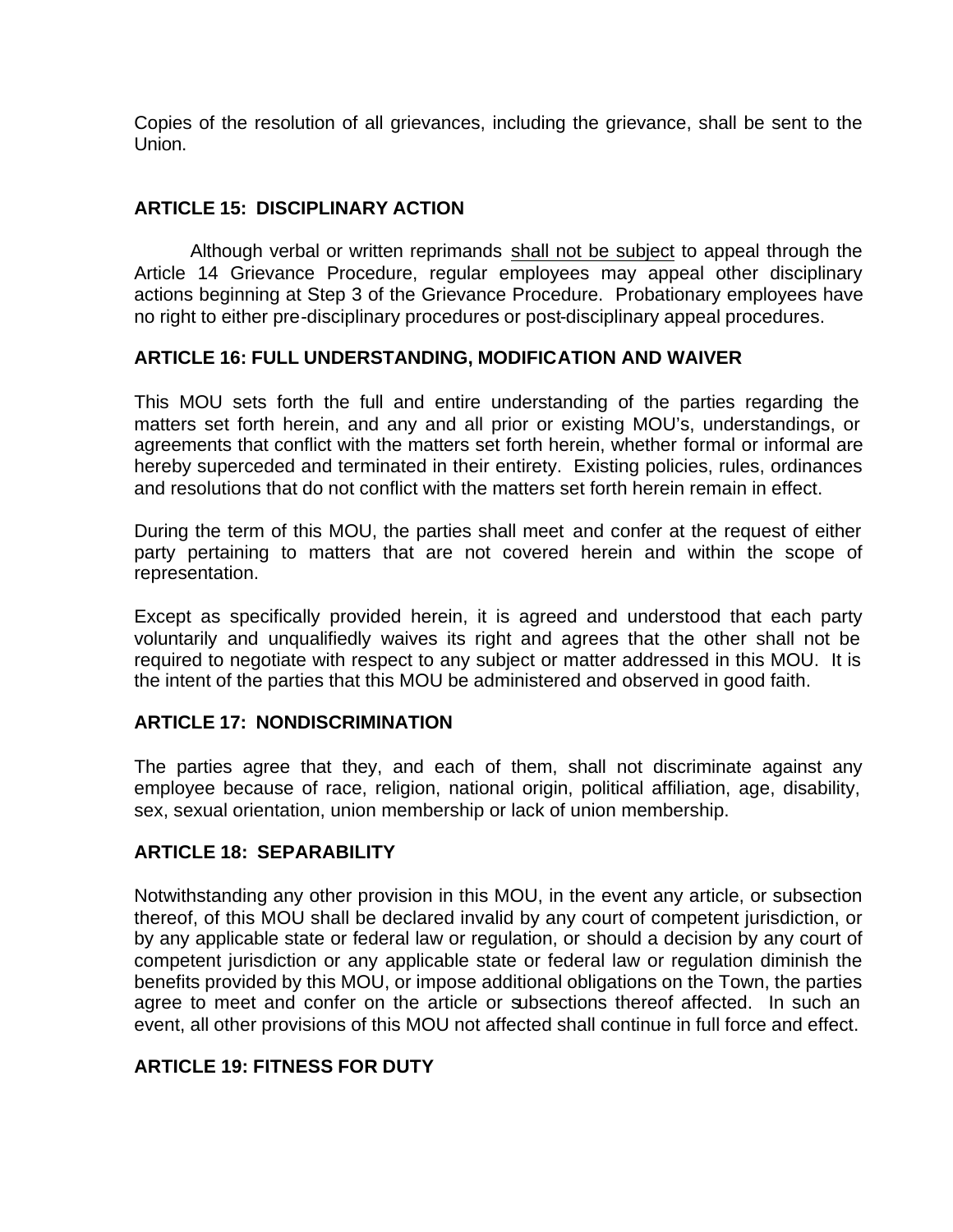Copies of the resolution of all grievances, including the grievance, shall be sent to the Union.

## ARTICLE 15: DISCIPLINARY ACTION

Although verbal or written reprimands <u>shall not be subject</u> to appeal through the Article 14 Grievance Procedure, regular employees may appeal other disciplinary actions beginning at Step 3 of the Grievance Procedure. Probationary employees have no right to either pre-disciplinary procedures or post-disciplinary appeal procedures.

## ARTICLE 16: FULL UNDERSTANDING, MODIFICATION AND WAIVER

This MOU sets forth the full and entire understanding of the parties regarding the matters set forth herein, and any and all prior or existing MOU's, understandings, or agreements that conflict with the matters set forth herein, whether formal or informal are hereby superceded and terminated in their entirety. Existing policies, rules, ordinances and resolutions that do not conflict with the matters set forth herein remain in effect.

During the term of this MOU, the parties shall meet and confer at the request of either party pertaining to matters that are not covered herein and within the scope of representation.

Except as specifically provided herein, it is agreed and understood that each party voluntarily and unqualifiedly waives its right and agrees that the other shall not be required to negotiate with respect to any subject or matter addressed in this MOU. It is the intent of the parties that this MOU be administered and observed in good faith.

## ARTICLE 17: NONDISCRIMINATION

The parties agree that they, and each of them, shall not discriminate against any employee because of race, religion, national origin, political affiliation, age, disability, sex, sexual orientation, union membership or lack of union membership.

## ARTICLE 18: SEPARABILITY

Notwithstanding any other provision in this MOU, in the event any article, or subsection thereof, of this MOU shall be declared invalid by any court of competent jurisdiction, or by any applicable state or federal law or regulation, or should a decision by any court of competent jurisdiction or any applicable state or federal law or regulation diminish the benefits provided by this MOU, or impose additional obligations on the Town, the parties agree to meet and confer on the article or subsections thereof affected. In such an event, all other provisions of this MOU not affected shall continue in full force and effect.

## ARTICLE 19: FITNESS FOR DUTY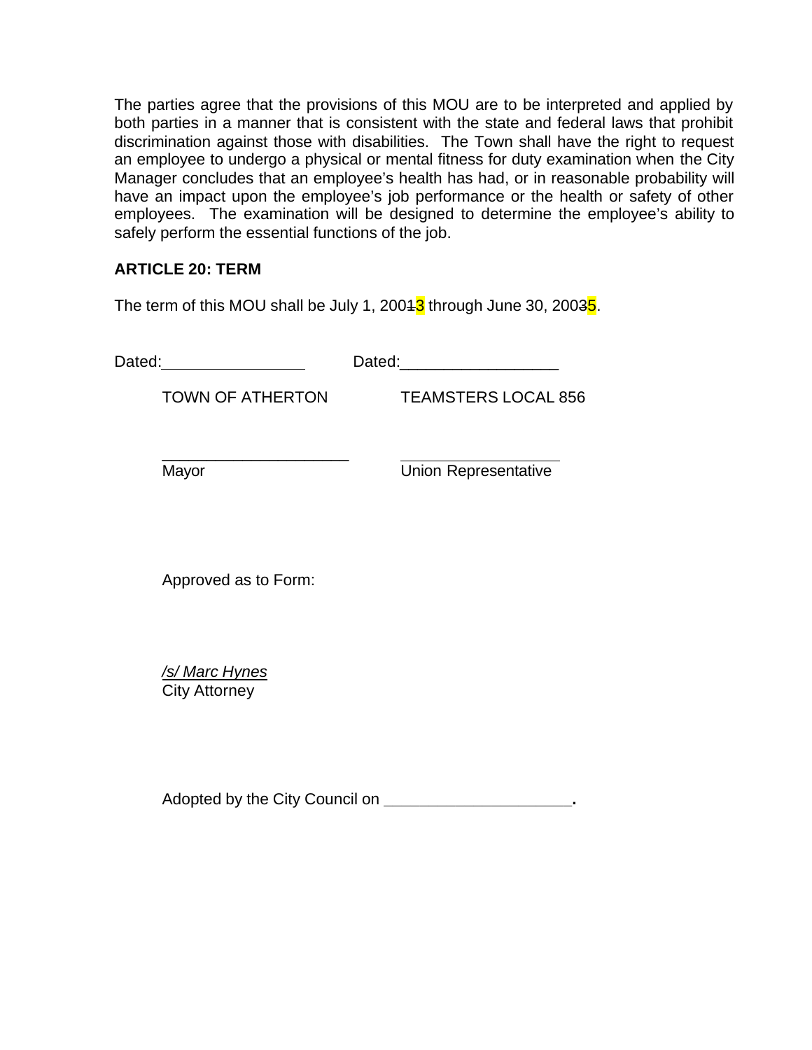The parties agree that the provisions of this MOU are to be interpreted and applied by both parties in a manner that is consistent with the state and federal laws that prohibit discrimination against those with disabilities. The Town shall have the right to request an employee to undergo a physical or mental fitness for duty examination when the City Manager concludes that an employee's health has had, or in reasonable probability will have an impact upon the employee's job performance or the health or safety of other employees. The examination will be designed to determine the employee's ability to safely perform the essential functions of the job.

**ARTICLE 20: TERM**

The term of this MOU shall be July 1, 2001~~1~~3 through June 30, 2003~~3~~5.

Dated:________________ Dated:__________________

TOWN OF ATHERTON TEAMSTERS LOCAL 856

_____________________ __________________

Mayor Union Representative

Approved as to Form:

*/s/ Marc Hynes*

City Attorney

Adopted by the City Council on _____________________.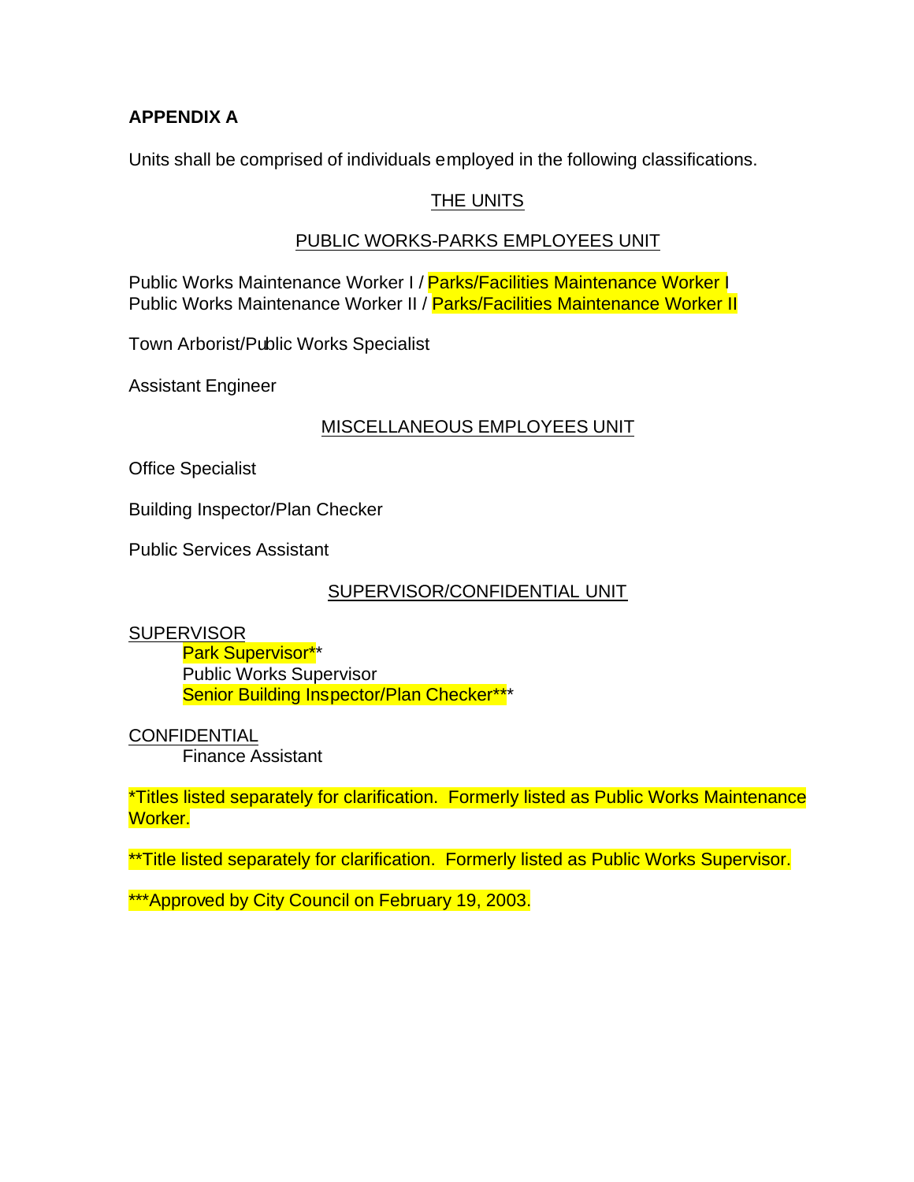**APPENDIX A**

Units shall be comprised of individuals employed in the following classifications.

THE UNITS

PUBLIC WORKS-PARKS EMPLOYEES UNIT

Public Works Maintenance Worker I / Parks/Facilities Maintenance Worker I
Public Works Maintenance Worker II / Parks/Facilities Maintenance Worker II

Town Arborist/Public Works Specialist

Assistant Engineer

MISCELLANEOUS EMPLOYEES UNIT

Office Specialist

Building Inspector/Plan Checker

Public Services Assistant

SUPERVISOR/CONFIDENTIAL UNIT

SUPERVISOR

- Park Supervisor**
- Public Works Supervisor
- Senior Building Inspector/Plan Checker***

CONFIDENTIAL

- Finance Assistant

*Titles listed separately for clarification. Formerly listed as Public Works Maintenance Worker.

**Title listed separately for clarification. Formerly listed as Public Works Supervisor.

***Approved by City Council on February 19, 2003.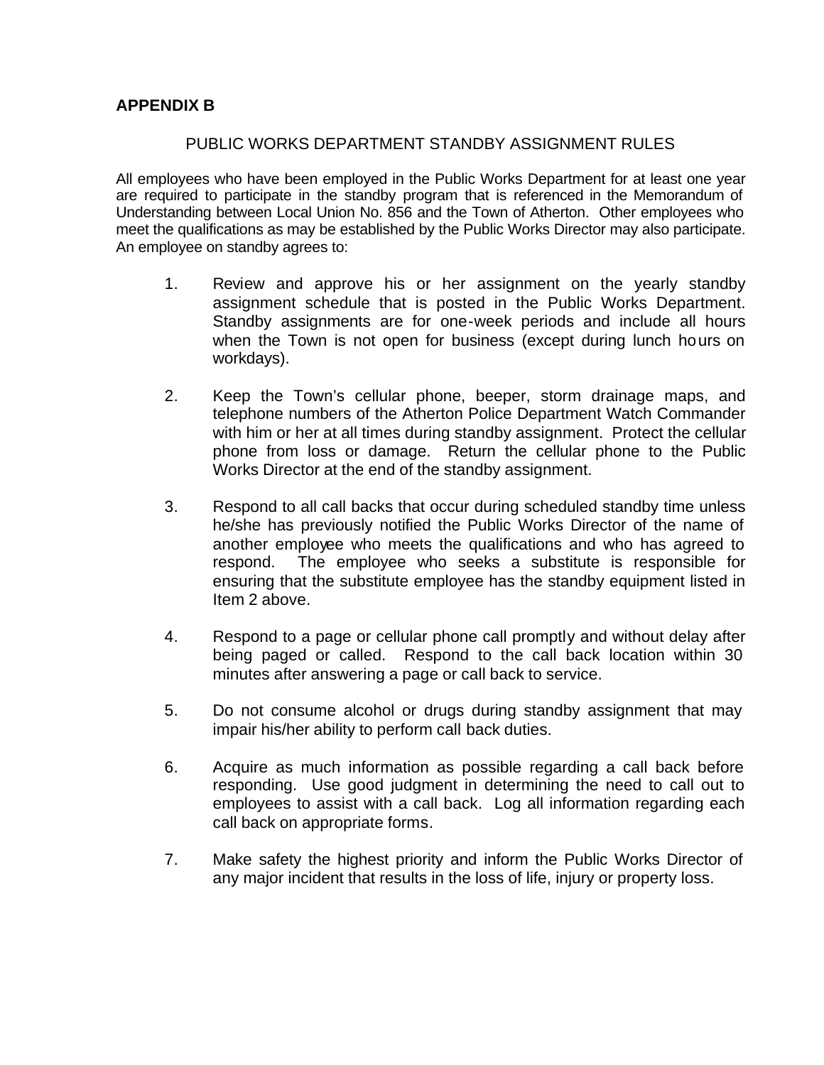# APPENDIX B

## PUBLIC WORKS DEPARTMENT STANDBY ASSIGNMENT RULES

All employees who have been employed in the Public Works Department for at least one year are required to participate in the standby program that is referenced in the Memorandum of Understanding between Local Union No. 856 and the Town of Atherton. Other employees who meet the qualifications as may be established by the Public Works Director may also participate. An employee on standby agrees to:

1. Review and approve his or her assignment on the yearly standby assignment schedule that is posted in the Public Works Department. Standby assignments are for one-week periods and include all hours when the Town is not open for business (except during lunch hours on workdays).

2. Keep the Town's cellular phone, beeper, storm drainage maps, and telephone numbers of the Atherton Police Department Watch Commander with him or her at all times during standby assignment. Protect the cellular phone from loss or damage. Return the cellular phone to the Public Works Director at the end of the standby assignment.

3. Respond to all call backs that occur during scheduled standby time unless he/she has previously notified the Public Works Director of the name of another employee who meets the qualifications and who has agreed to respond. The employee who seeks a substitute is responsible for ensuring that the substitute employee has the standby equipment listed in Item 2 above.

4. Respond to a page or cellular phone call promptly and without delay after being paged or called. Respond to the call back location within 30 minutes after answering a page or call back to service.

5. Do not consume alcohol or drugs during standby assignment that may impair his/her ability to perform call back duties.

6. Acquire as much information as possible regarding a call back before responding. Use good judgment in determining the need to call out to employees to assist with a call back. Log all information regarding each call back on appropriate forms.

7. Make safety the highest priority and inform the Public Works Director of any major incident that results in the loss of life, injury or property loss.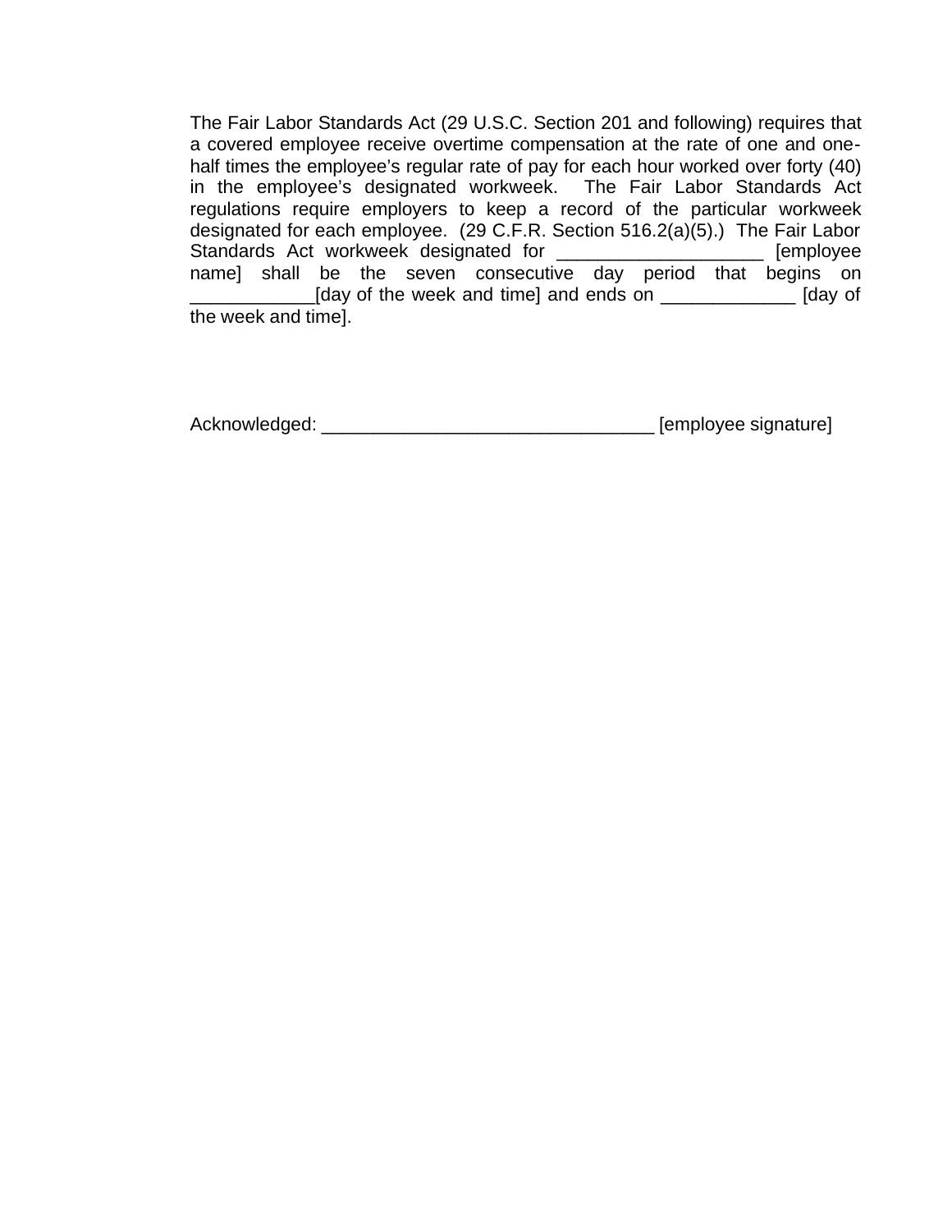The Fair Labor Standards Act (29 U.S.C. Section 201 and following) requires that a covered employee receive overtime compensation at the rate of one and one-half times the employee's regular rate of pay for each hour worked over forty (40) in the employee's designated workweek. The Fair Labor Standards Act regulations require employers to keep a record of the particular workweek designated for each employee. (29 C.F.R. Section 516.2(a)(5).) The Fair Labor Standards Act workweek designated for ____________________ [employee name] shall be the seven consecutive day period that begins on ____________[day of the week and time] and ends on _____________ [day of the week and time].

Acknowledged: ________________________________ [employee signature]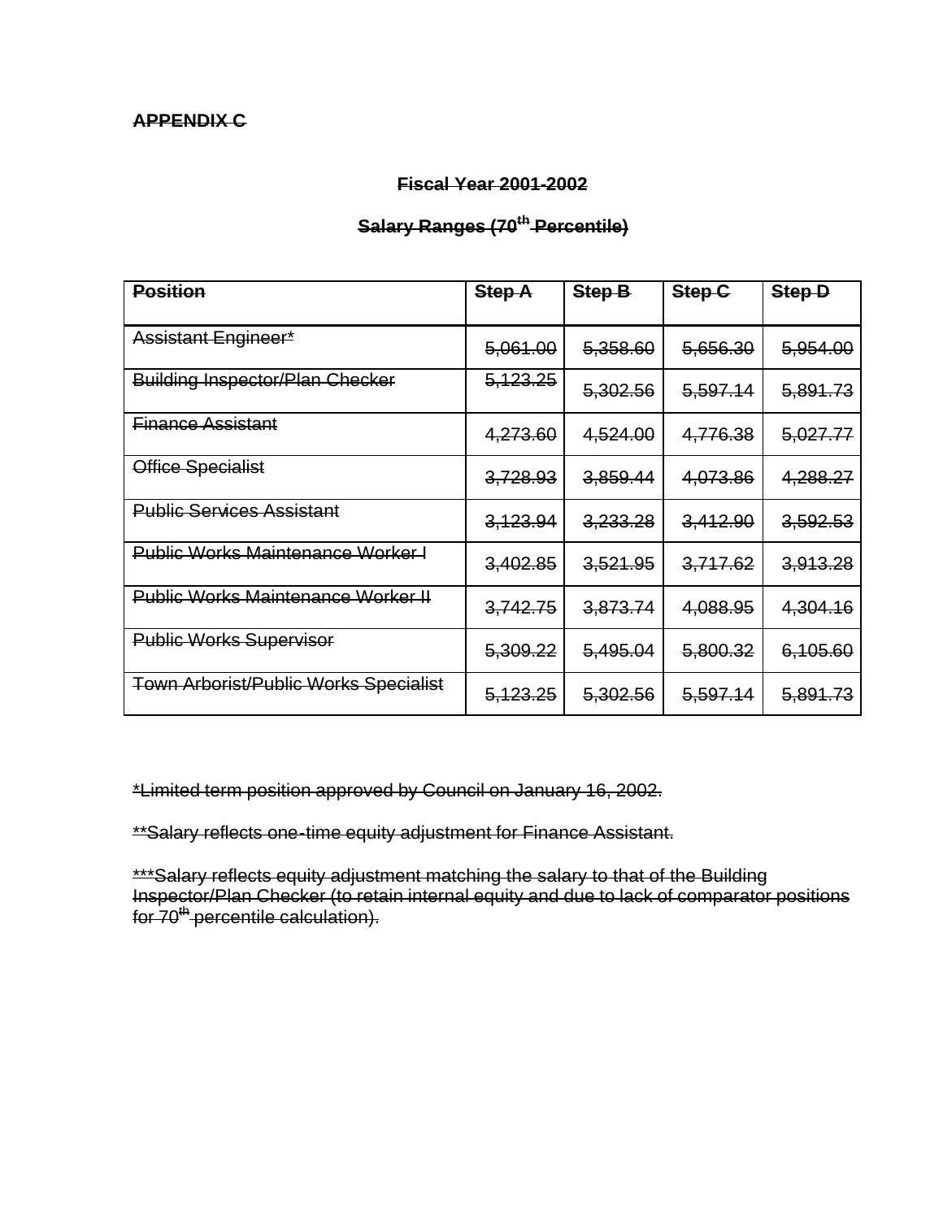~~**APPENDIX C**~~

~~**Fiscal Year 2001-2002**~~

~~**Salary Ranges (70th Percentile)**~~

| ~~**Position**~~ | ~~**Step A**~~ | ~~**Step B**~~ | ~~**Step C**~~ | ~~**Step D**~~ |
|---|---|---|---|---|
| ~~Assistant Engineer*~~ | ~~5,061.00~~ | ~~5,358.60~~ | ~~5,656.30~~ | ~~5,954.00~~ |
| ~~Building Inspector/Plan Checker~~ | ~~5,123.25~~ | ~~5,302.56~~ | ~~5,597.14~~ | ~~5,891.73~~ |
| ~~Finance Assistant~~ | ~~4,273.60~~ | ~~4,524.00~~ | ~~4,776.38~~ | ~~5,027.77~~ |
| ~~Office Specialist~~ | ~~3,728.93~~ | ~~3,859.44~~ | ~~4,073.86~~ | ~~4,288.27~~ |
| ~~Public Services Assistant~~ | ~~3,123.94~~ | ~~3,233.28~~ | ~~3,412.90~~ | ~~3,592.53~~ |
| ~~Public Works Maintenance Worker I~~ | ~~3,402.85~~ | ~~3,521.95~~ | ~~3,717.62~~ | ~~3,913.28~~ |
| ~~Public Works Maintenance Worker II~~ | ~~3,742.75~~ | ~~3,873.74~~ | ~~4,088.95~~ | ~~4,304.16~~ |
| ~~Public Works Supervisor~~ | ~~5,309.22~~ | ~~5,495.04~~ | ~~5,800.32~~ | ~~6,105.60~~ |
| ~~Town Arborist/Public Works Specialist~~ | ~~5,123.25~~ | ~~5,302.56~~ | ~~5,597.14~~ | ~~5,891.73~~ |

~~*Limited term position approved by Council on January 16, 2002.~~

~~**Salary reflects one-time equity adjustment for Finance Assistant.~~

~~***Salary reflects equity adjustment matching the salary to that of the Building Inspector/Plan Checker (to retain internal equity and due to lack of comparator positions for 70th percentile calculation).~~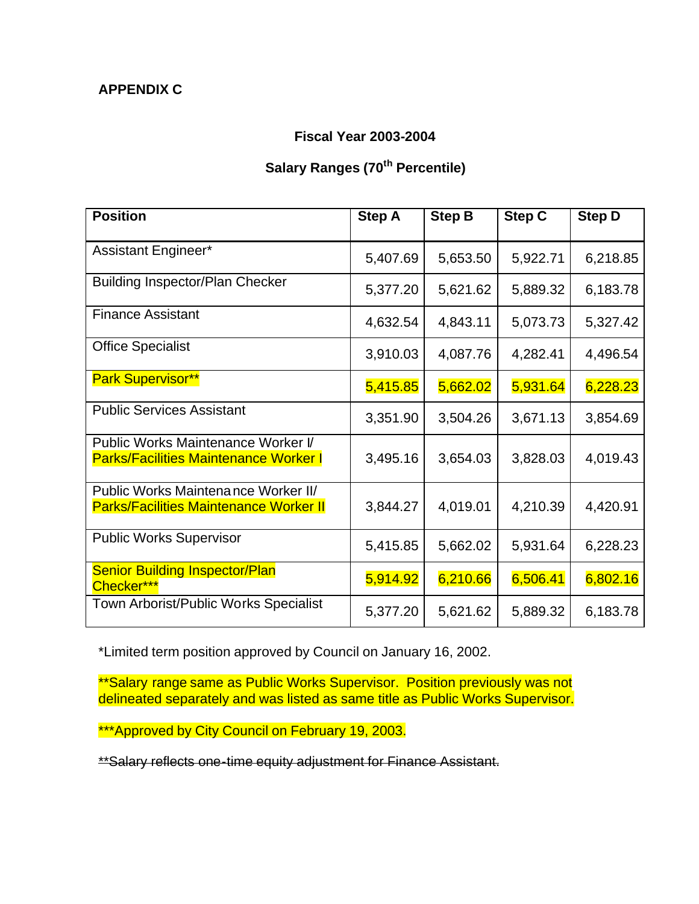**APPENDIX C**

**Fiscal Year 2003-2004**

**Salary Ranges (70th Percentile)**

| Position | Step A | Step B | Step C | Step D |
|---|---|---|---|---|
| Assistant Engineer* | 5,407.69 | 5,653.50 | 5,922.71 | 6,218.85 |
| Building Inspector/Plan Checker | 5,377.20 | 5,621.62 | 5,889.32 | 6,183.78 |
| Finance Assistant | 4,632.54 | 4,843.11 | 5,073.73 | 5,327.42 |
| Office Specialist | 3,910.03 | 4,087.76 | 4,282.41 | 4,496.54 |
| Park Supervisor** | 5,415.85 | 5,662.02 | 5,931.64 | 6,228.23 |
| Public Services Assistant | 3,351.90 | 3,504.26 | 3,671.13 | 3,854.69 |
| Public Works Maintenance Worker I/ Parks/Facilities Maintenance Worker I | 3,495.16 | 3,654.03 | 3,828.03 | 4,019.43 |
| Public Works Maintenance Worker II/ Parks/Facilities Maintenance Worker II | 3,844.27 | 4,019.01 | 4,210.39 | 4,420.91 |
| Public Works Supervisor | 5,415.85 | 5,662.02 | 5,931.64 | 6,228.23 |
| Senior Building Inspector/Plan Checker*** | 5,914.92 | 6,210.66 | 6,506.41 | 6,802.16 |
| Town Arborist/Public Works Specialist | 5,377.20 | 5,621.62 | 5,889.32 | 6,183.78 |

*Limited term position approved by Council on January 16, 2002.

**Salary range same as Public Works Supervisor. Position previously was not delineated separately and was listed as same title as Public Works Supervisor.

***Approved by City Council on February 19, 2003.

~~**Salary reflects one-time equity adjustment for Finance Assistant.~~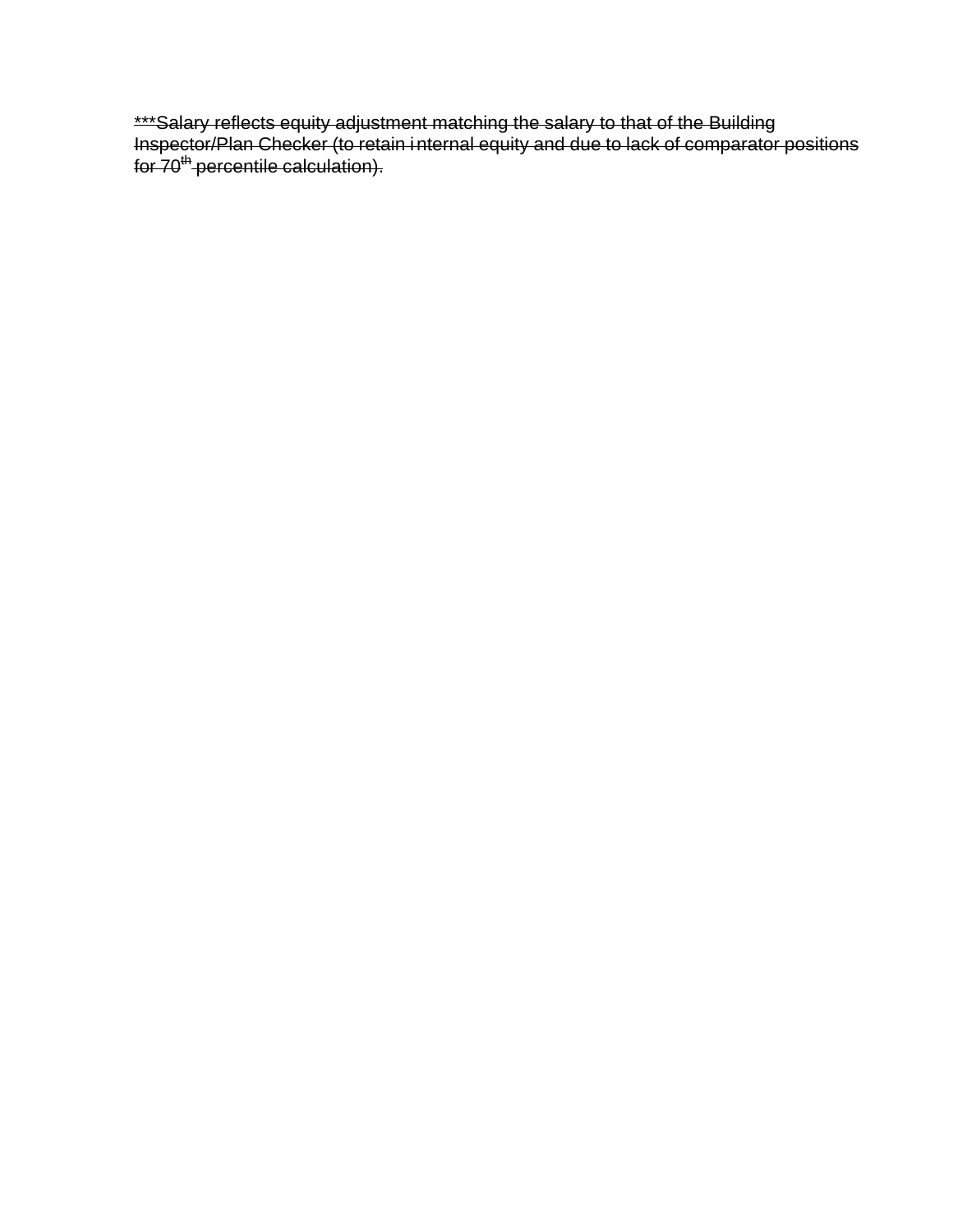~~***Salary reflects equity adjustment matching the salary to that of the Building Inspector/Plan Checker (to retain internal equity and due to lack of comparator positions for 70th percentile calculation).~~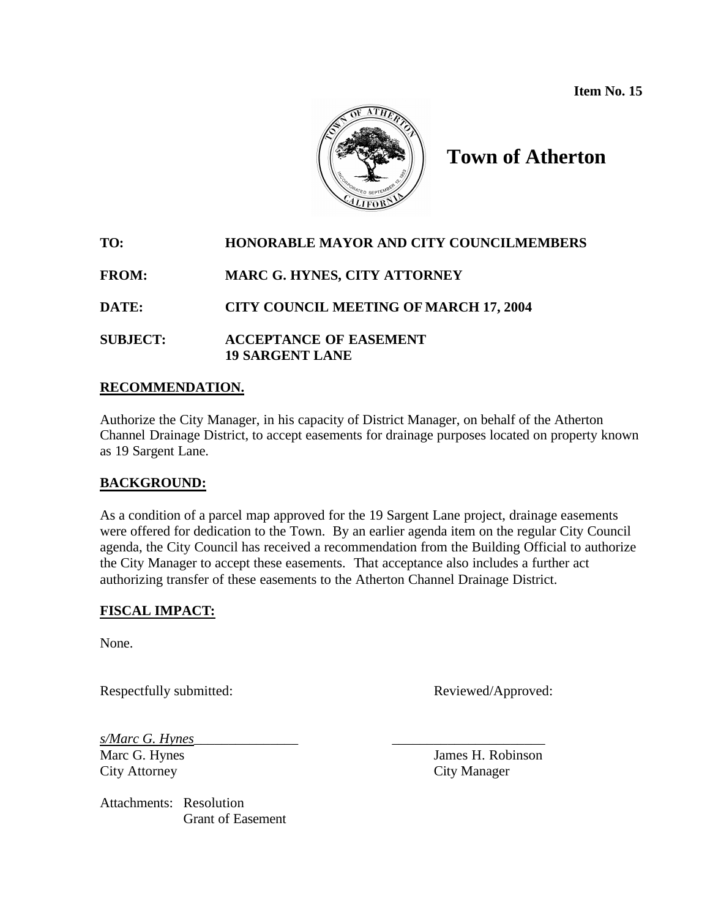**Item No. 15**

# Town of Atherton

**TO:** HONORABLE MAYOR AND CITY COUNCILMEMBERS

**FROM:** MARC G. HYNES, CITY ATTORNEY

**DATE:** CITY COUNCIL MEETING OF MARCH 17, 2004

**SUBJECT:** ACCEPTANCE OF EASEMENT
**19 SARGENT LANE**

## RECOMMENDATION.

Authorize the City Manager, in his capacity of District Manager, on behalf of the Atherton Channel Drainage District, to accept easements for drainage purposes located on property known as 19 Sargent Lane.

## BACKGROUND:

As a condition of a parcel map approved for the 19 Sargent Lane project, drainage easements were offered for dedication to the Town. By an earlier agenda item on the regular City Council agenda, the City Council has received a recommendation from the Building Official to authorize the City Manager to accept these easements. That acceptance also includes a further act authorizing transfer of these easements to the Atherton Channel Drainage District.

## FISCAL IMPACT:

None.

Respectfully submitted: Reviewed/Approved:

*s/Marc G. Hynes*
Marc G. Hynes
City Attorney

James H. Robinson
City Manager

Attachments: Resolution
Grant of Easement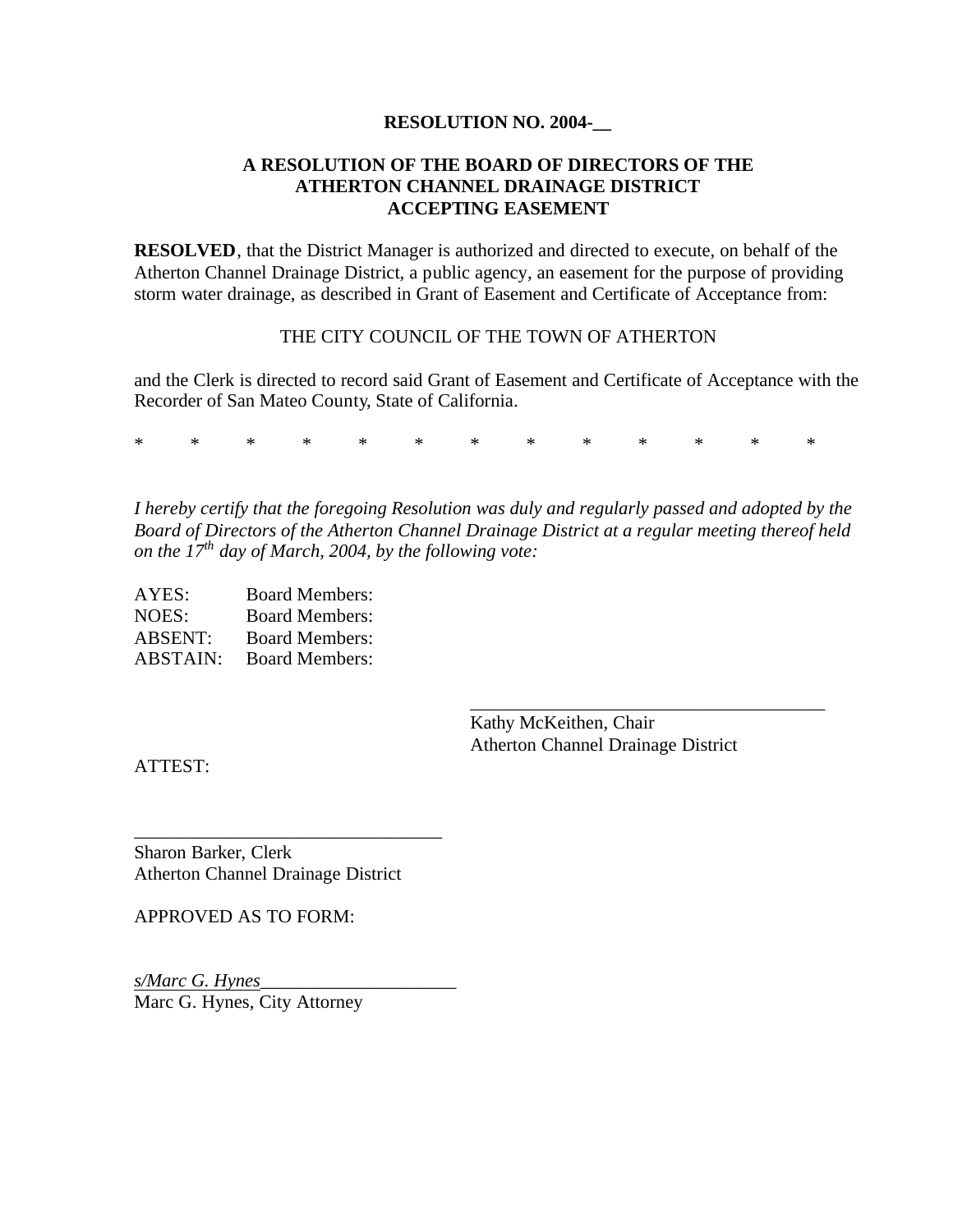**RESOLUTION NO. 2004-__**

**A RESOLUTION OF THE BOARD OF DIRECTORS OF THE ATHERTON CHANNEL DRAINAGE DISTRICT ACCEPTING EASEMENT**

**RESOLVED**, that the District Manager is authorized and directed to execute, on behalf of the Atherton Channel Drainage District, a public agency, an easement for the purpose of providing storm water drainage, as described in Grant of Easement and Certificate of Acceptance from:

THE CITY COUNCIL OF THE TOWN OF ATHERTON

and the Clerk is directed to record said Grant of Easement and Certificate of Acceptance with the Recorder of San Mateo County, State of California.

\* \* \* \* \* \* \* \* \* \* \* \* \*

*I hereby certify that the foregoing Resolution was duly and regularly passed and adopted by the Board of Directors of the Atherton Channel Drainage District at a regular meeting thereof held on the 17th day of March, 2004, by the following vote:*

AYES: Board Members:
NOES: Board Members:
ABSENT: Board Members:
ABSTAIN: Board Members:

______________________________________
Kathy McKeithen, Chair
Atherton Channel Drainage District

ATTEST:

________________________________
Sharon Barker, Clerk
Atherton Channel Drainage District

APPROVED AS TO FORM:

*s/Marc G. Hynes*_____________________
Marc G. Hynes, City Attorney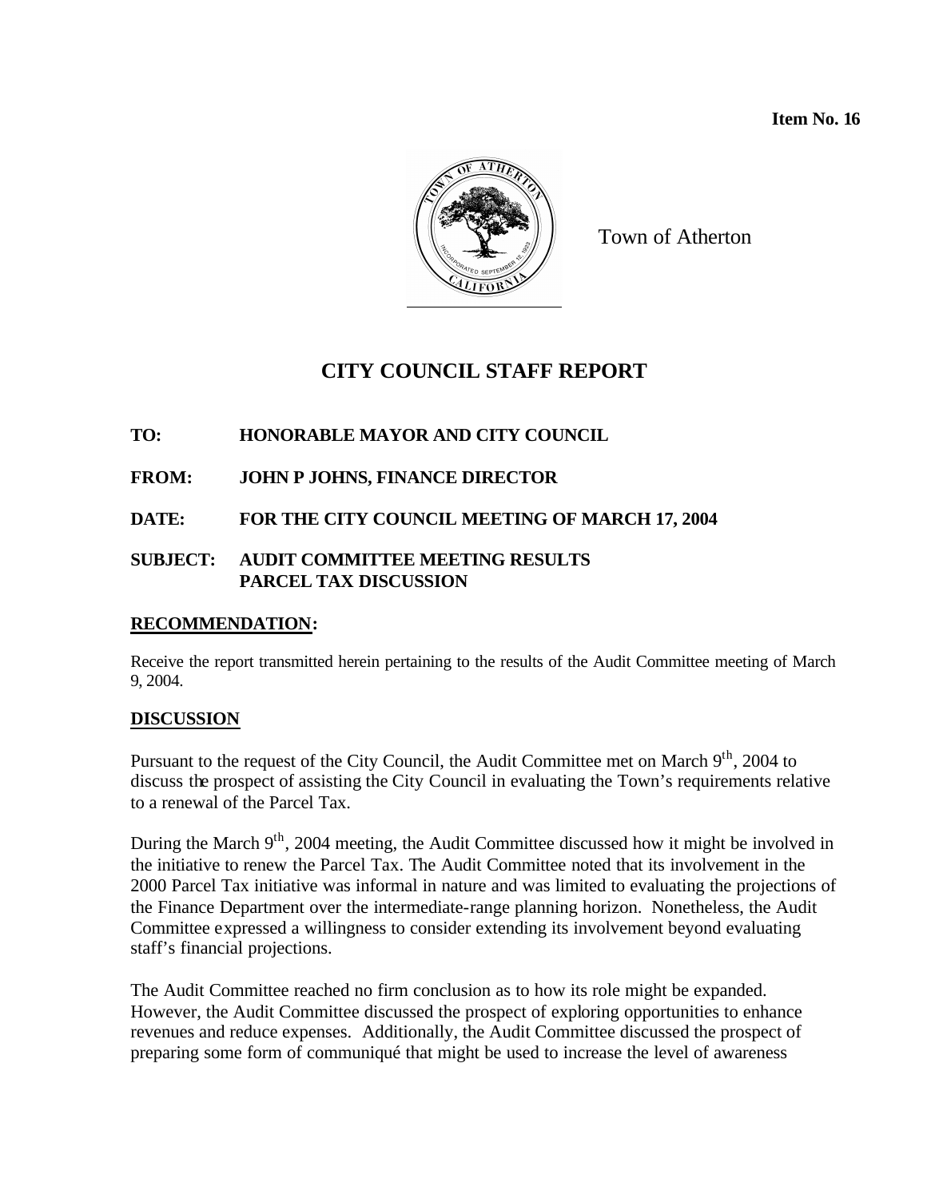**Item No. 16**

Town of Atherton

# CITY COUNCIL STAFF REPORT

**TO:** HONORABLE MAYOR AND CITY COUNCIL

**FROM:** JOHN P JOHNS, FINANCE DIRECTOR

**DATE:** FOR THE CITY COUNCIL MEETING OF MARCH 17, 2004

**SUBJECT:** AUDIT COMMITTEE MEETING RESULTS
PARCEL TAX DISCUSSION

## RECOMMENDATION:

Receive the report transmitted herein pertaining to the results of the Audit Committee meeting of March 9, 2004.

## DISCUSSION

Pursuant to the request of the City Council, the Audit Committee met on March 9th, 2004 to discuss the prospect of assisting the City Council in evaluating the Town's requirements relative to a renewal of the Parcel Tax.

During the March 9th, 2004 meeting, the Audit Committee discussed how it might be involved in the initiative to renew the Parcel Tax. The Audit Committee noted that its involvement in the 2000 Parcel Tax initiative was informal in nature and was limited to evaluating the projections of the Finance Department over the intermediate-range planning horizon. Nonetheless, the Audit Committee expressed a willingness to consider extending its involvement beyond evaluating staff's financial projections.

The Audit Committee reached no firm conclusion as to how its role might be expanded. However, the Audit Committee discussed the prospect of exploring opportunities to enhance revenues and reduce expenses. Additionally, the Audit Committee discussed the prospect of preparing some form of communiqué that might be used to increase the level of awareness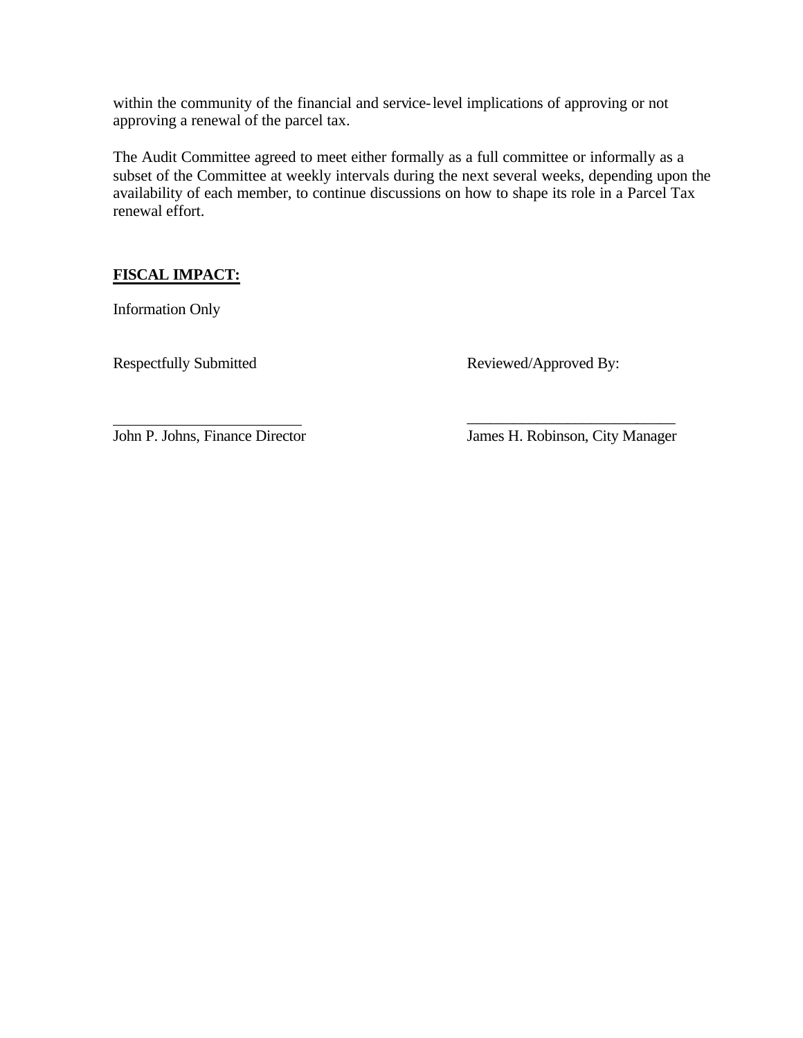within the community of the financial and service-level implications of approving or not approving a renewal of the parcel tax.

The Audit Committee agreed to meet either formally as a full committee or informally as a subset of the Committee at weekly intervals during the next several weeks, depending upon the availability of each member, to continue discussions on how to shape its role in a Parcel Tax renewal effort.

**FISCAL IMPACT:**

Information Only

| Respectfully Submitted | Reviewed/Approved By: |
|---|---|
| \_\_\_\_\_\_\_\_\_\_\_\_\_\_\_\_\_\_\_\_\_\_\_\_ | \_\_\_\_\_\_\_\_\_\_\_\_\_\_\_\_\_\_\_\_\_\_\_\_\_\_\_ |
| John P. Johns, Finance Director | James H. Robinson, City Manager |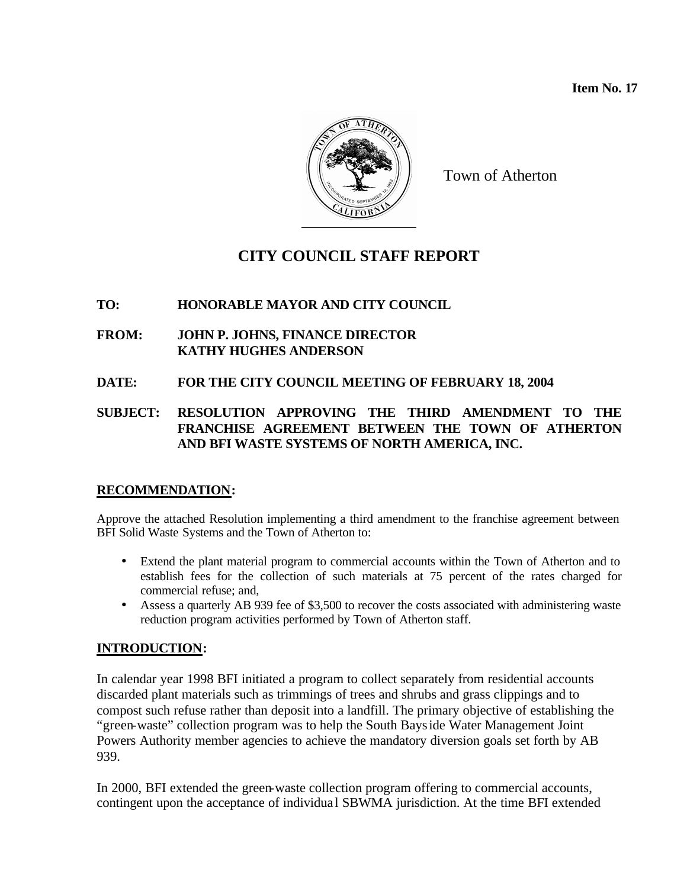**Item No. 17**

Town of Atherton

# CITY COUNCIL STAFF REPORT

**TO:** HONORABLE MAYOR AND CITY COUNCIL

**FROM:** JOHN P. JOHNS, FINANCE DIRECTOR
KATHY HUGHES ANDERSON

**DATE:** FOR THE CITY COUNCIL MEETING OF FEBRUARY 18, 2004

**SUBJECT:** RESOLUTION APPROVING THE THIRD AMENDMENT TO THE FRANCHISE AGREEMENT BETWEEN THE TOWN OF ATHERTON AND BFI WASTE SYSTEMS OF NORTH AMERICA, INC.

## RECOMMENDATION:

Approve the attached Resolution implementing a third amendment to the franchise agreement between BFI Solid Waste Systems and the Town of Atherton to:

- Extend the plant material program to commercial accounts within the Town of Atherton and to establish fees for the collection of such materials at 75 percent of the rates charged for commercial refuse; and,
- Assess a quarterly AB 939 fee of $3,500 to recover the costs associated with administering waste reduction program activities performed by Town of Atherton staff.

## INTRODUCTION:

In calendar year 1998 BFI initiated a program to collect separately from residential accounts discarded plant materials such as trimmings of trees and shrubs and grass clippings and to compost such refuse rather than deposit into a landfill. The primary objective of establishing the "green-waste" collection program was to help the South Bayside Water Management Joint Powers Authority member agencies to achieve the mandatory diversion goals set forth by AB 939.

In 2000, BFI extended the green-waste collection program offering to commercial accounts, contingent upon the acceptance of individual SBWMA jurisdiction. At the time BFI extended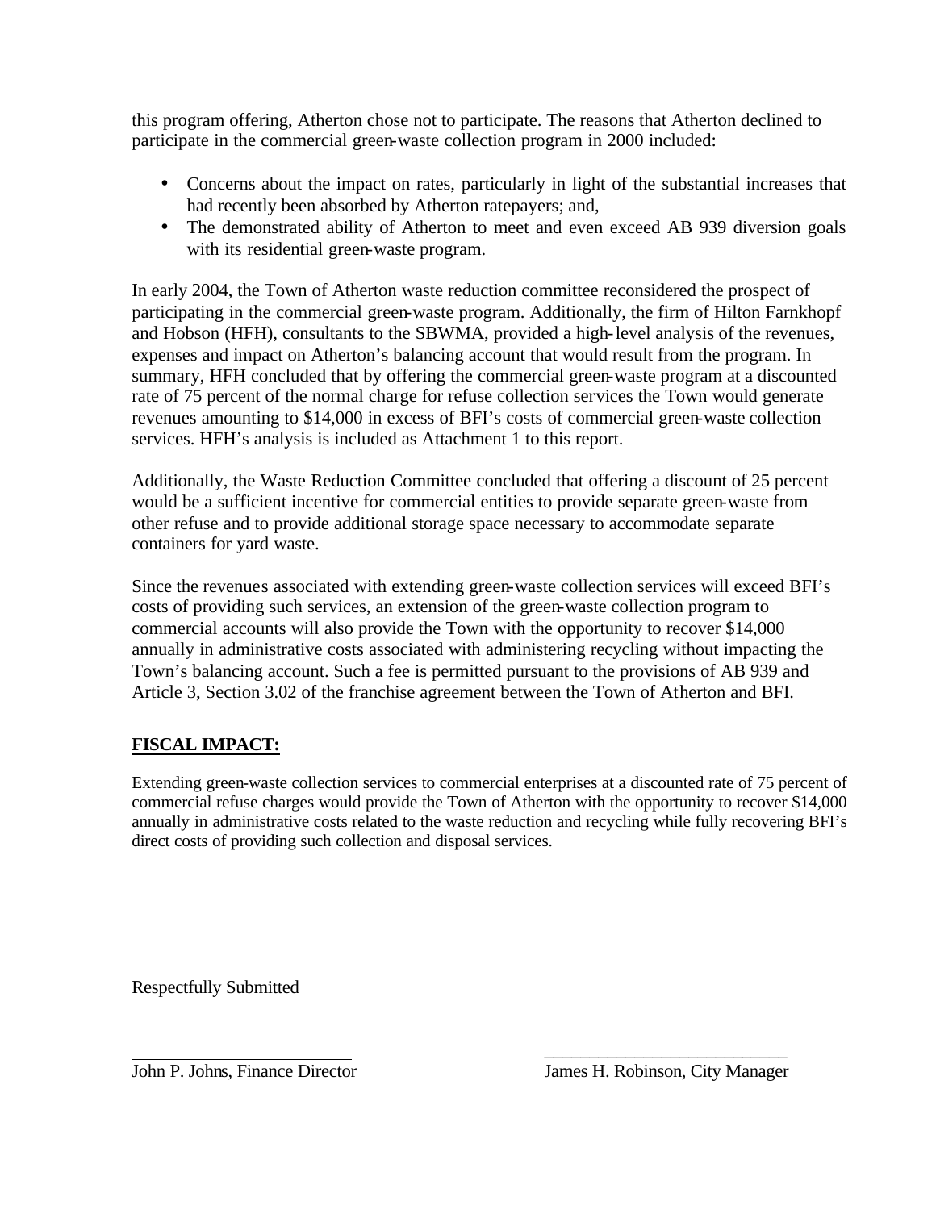this program offering, Atherton chose not to participate. The reasons that Atherton declined to participate in the commercial green-waste collection program in 2000 included:

- Concerns about the impact on rates, particularly in light of the substantial increases that had recently been absorbed by Atherton ratepayers; and,
- The demonstrated ability of Atherton to meet and even exceed AB 939 diversion goals with its residential green-waste program.

In early 2004, the Town of Atherton waste reduction committee reconsidered the prospect of participating in the commercial green-waste program. Additionally, the firm of Hilton Farnkhopf and Hobson (HFH), consultants to the SBWMA, provided a high-level analysis of the revenues, expenses and impact on Atherton's balancing account that would result from the program. In summary, HFH concluded that by offering the commercial green-waste program at a discounted rate of 75 percent of the normal charge for refuse collection services the Town would generate revenues amounting to $14,000 in excess of BFI's costs of commercial green-waste collection services. HFH's analysis is included as Attachment 1 to this report.

Additionally, the Waste Reduction Committee concluded that offering a discount of 25 percent would be a sufficient incentive for commercial entities to provide separate green-waste from other refuse and to provide additional storage space necessary to accommodate separate containers for yard waste.

Since the revenues associated with extending green-waste collection services will exceed BFI's costs of providing such services, an extension of the green-waste collection program to commercial accounts will also provide the Town with the opportunity to recover $14,000 annually in administrative costs associated with administering recycling without impacting the Town's balancing account. Such a fee is permitted pursuant to the provisions of AB 939 and Article 3, Section 3.02 of the franchise agreement between the Town of Atherton and BFI.

## FISCAL IMPACT:

Extending green-waste collection services to commercial enterprises at a discounted rate of 75 percent of commercial refuse charges would provide the Town of Atherton with the opportunity to recover $14,000 annually in administrative costs related to the waste reduction and recycling while fully recovering BFI's direct costs of providing such collection and disposal services.

Respectfully Submitted

John P. Johns, Finance Director

James H. Robinson, City Manager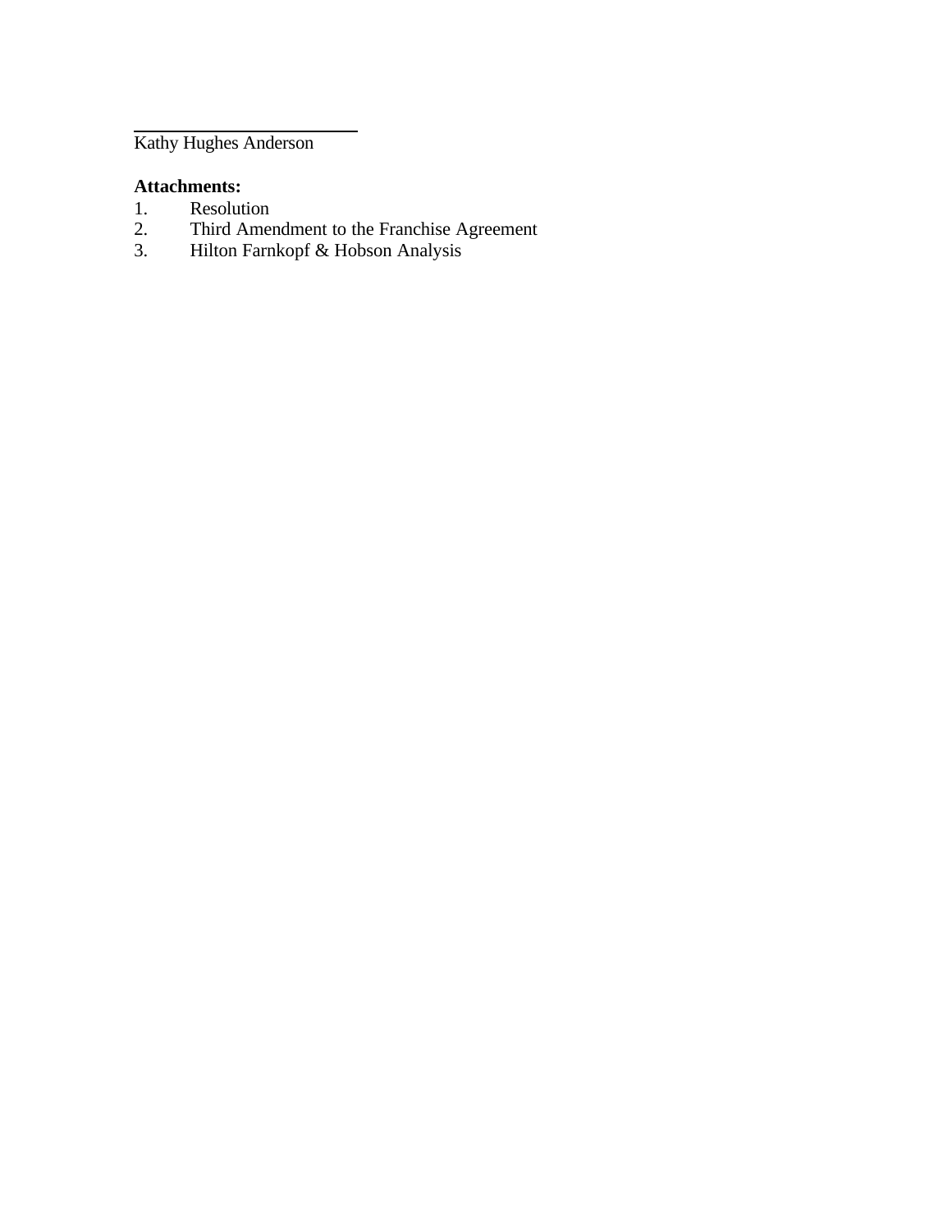\_\_\_\_\_\_\_\_\_\_\_\_\_\_\_\_\_\_\_\_\_\_\_\_\_\_
Kathy Hughes Anderson

**Attachments:**
1. Resolution
2. Third Amendment to the Franchise Agreement
3. Hilton Farnkopf & Hobson Analysis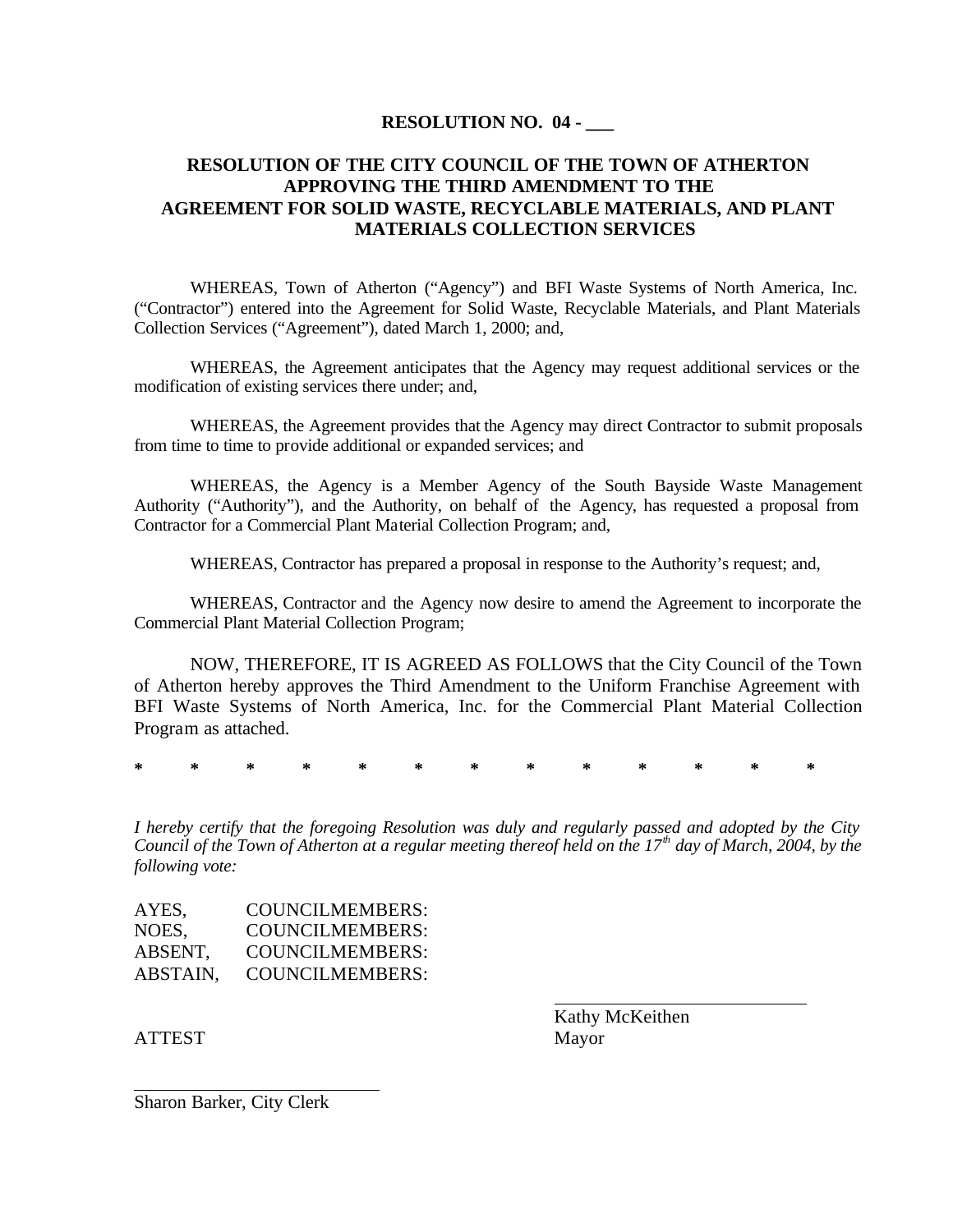**RESOLUTION NO. 04 - ___**

**RESOLUTION OF THE CITY COUNCIL OF THE TOWN OF ATHERTON APPROVING THE THIRD AMENDMENT TO THE AGREEMENT FOR SOLID WASTE, RECYCLABLE MATERIALS, AND PLANT MATERIALS COLLECTION SERVICES**

WHEREAS, Town of Atherton ("Agency") and BFI Waste Systems of North America, Inc. ("Contractor") entered into the Agreement for Solid Waste, Recyclable Materials, and Plant Materials Collection Services ("Agreement"), dated March 1, 2000; and,

WHEREAS, the Agreement anticipates that the Agency may request additional services or the modification of existing services there under; and,

WHEREAS, the Agreement provides that the Agency may direct Contractor to submit proposals from time to time to provide additional or expanded services; and

WHEREAS, the Agency is a Member Agency of the South Bayside Waste Management Authority ("Authority"), and the Authority, on behalf of the Agency, has requested a proposal from Contractor for a Commercial Plant Material Collection Program; and,

WHEREAS, Contractor has prepared a proposal in response to the Authority's request; and,

WHEREAS, Contractor and the Agency now desire to amend the Agreement to incorporate the Commercial Plant Material Collection Program;

NOW, THEREFORE, IT IS AGREED AS FOLLOWS that the City Council of the Town of Atherton hereby approves the Third Amendment to the Uniform Franchise Agreement with BFI Waste Systems of North America, Inc. for the Commercial Plant Material Collection Program as attached.

\* \* \* \* \* \* \* \* \* \* \* \* \*

*I hereby certify that the foregoing Resolution was duly and regularly passed and adopted by the City Council of the Town of Atherton at a regular meeting thereof held on the 17th day of March, 2004, by the following vote:*

AYES, COUNCILMEMBERS:
NOES, COUNCILMEMBERS:
ABSENT, COUNCILMEMBERS:
ABSTAIN, COUNCILMEMBERS:

\_\_\_\_\_\_\_\_\_\_\_\_\_\_\_\_\_\_\_\_\_\_\_\_\_\_
Kathy McKeithen
Mayor

ATTEST

\_\_\_\_\_\_\_\_\_\_\_\_\_\_\_\_\_\_\_\_\_\_\_\_\_\_
Sharon Barker, City Clerk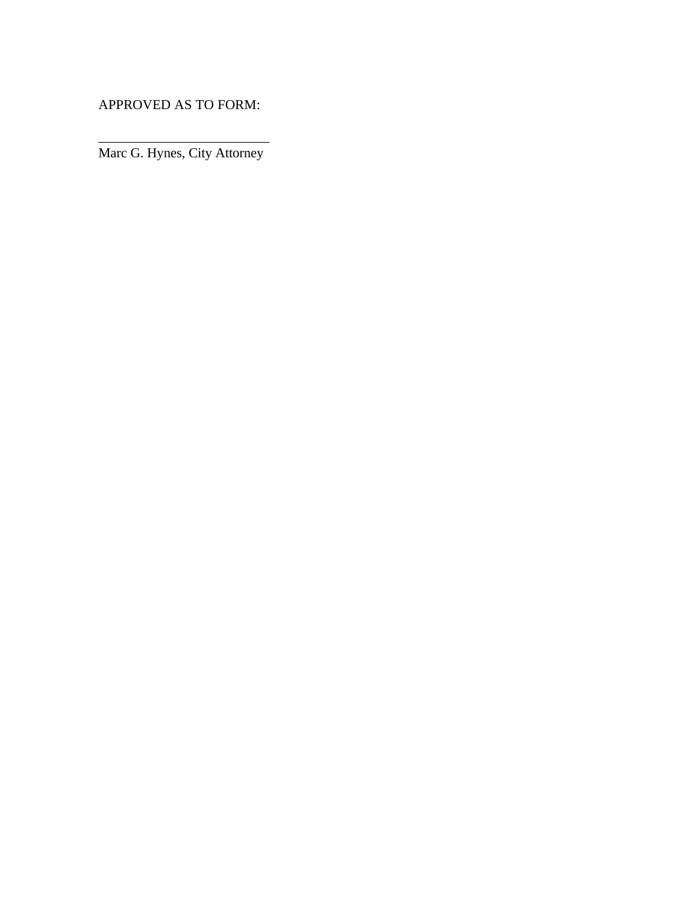APPROVED AS TO FORM:

\_\_\_\_\_\_\_\_\_\_\_\_\_\_\_\_\_\_\_\_\_\_\_\_\_\_

Marc G. Hynes, City Attorney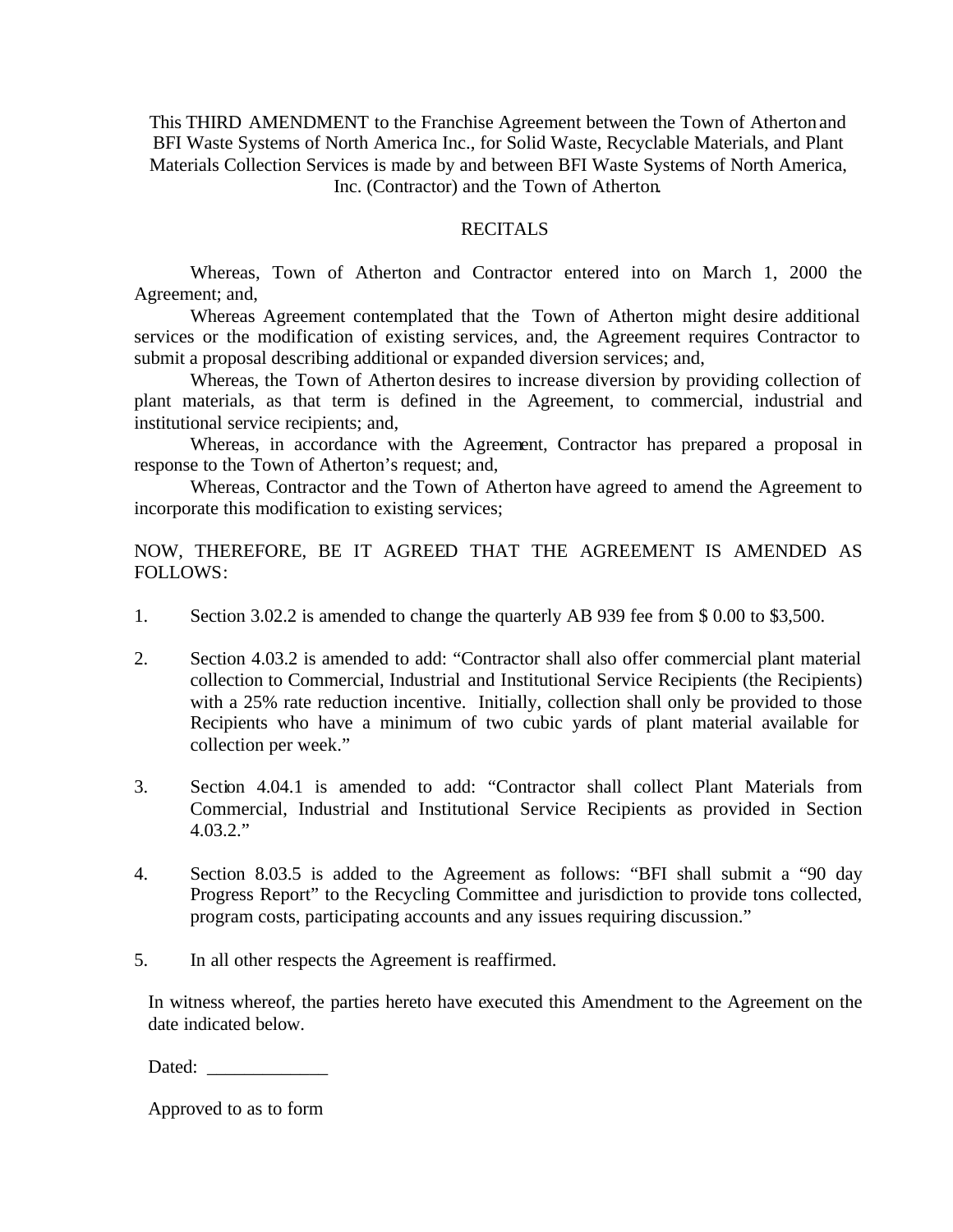This THIRD AMENDMENT to the Franchise Agreement between the Town of Atherton and BFI Waste Systems of North America Inc., for Solid Waste, Recyclable Materials, and Plant Materials Collection Services is made by and between BFI Waste Systems of North America, Inc. (Contractor) and the Town of Atherton.

## RECITALS

Whereas, Town of Atherton and Contractor entered into on March 1, 2000 the Agreement; and,

Whereas Agreement contemplated that the Town of Atherton might desire additional services or the modification of existing services, and, the Agreement requires Contractor to submit a proposal describing additional or expanded diversion services; and,

Whereas, the Town of Atherton desires to increase diversion by providing collection of plant materials, as that term is defined in the Agreement, to commercial, industrial and institutional service recipients; and,

Whereas, in accordance with the Agreement, Contractor has prepared a proposal in response to the Town of Atherton's request; and,

Whereas, Contractor and the Town of Atherton have agreed to amend the Agreement to incorporate this modification to existing services;

NOW, THEREFORE, BE IT AGREED THAT THE AGREEMENT IS AMENDED AS FOLLOWS:

1. Section 3.02.2 is amended to change the quarterly AB 939 fee from $ 0.00 to $3,500.

2. Section 4.03.2 is amended to add: "Contractor shall also offer commercial plant material collection to Commercial, Industrial and Institutional Service Recipients (the Recipients) with a 25% rate reduction incentive. Initially, collection shall only be provided to those Recipients who have a minimum of two cubic yards of plant material available for collection per week."

3. Section 4.04.1 is amended to add: "Contractor shall collect Plant Materials from Commercial, Industrial and Institutional Service Recipients as provided in Section 4.03.2."

4. Section 8.03.5 is added to the Agreement as follows: "BFI shall submit a "90 day Progress Report" to the Recycling Committee and jurisdiction to provide tons collected, program costs, participating accounts and any issues requiring discussion."

5. In all other respects the Agreement is reaffirmed.

In witness whereof, the parties hereto have executed this Amendment to the Agreement on the date indicated below.

Dated: _____________

Approved to as to form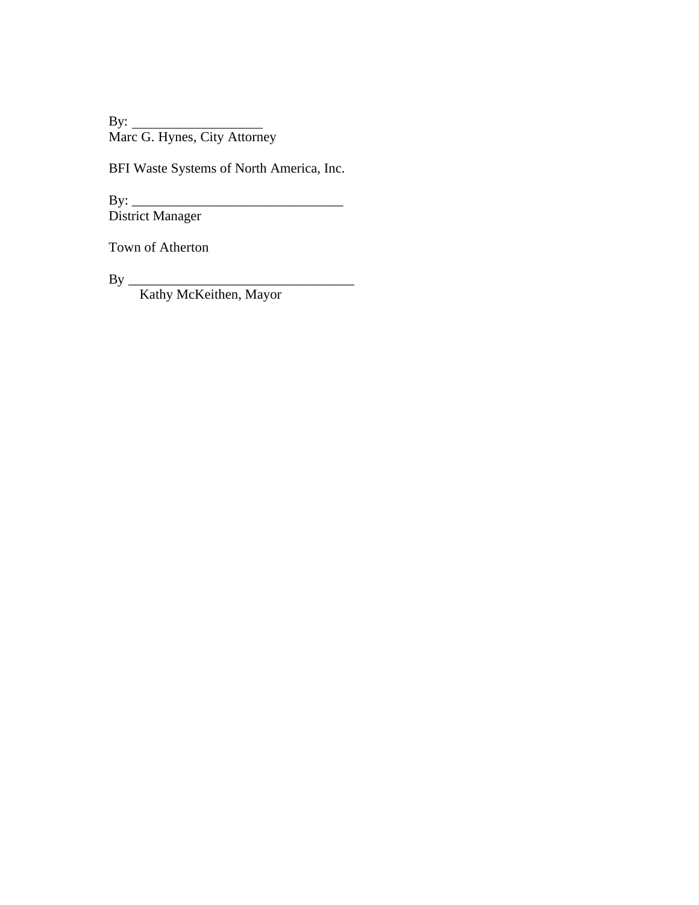By: ___________________
Marc G. Hynes, City Attorney

BFI Waste Systems of North America, Inc.

By: _______________________________
District Manager

Town of Atherton

By _________________________________
Kathy McKeithen, Mayor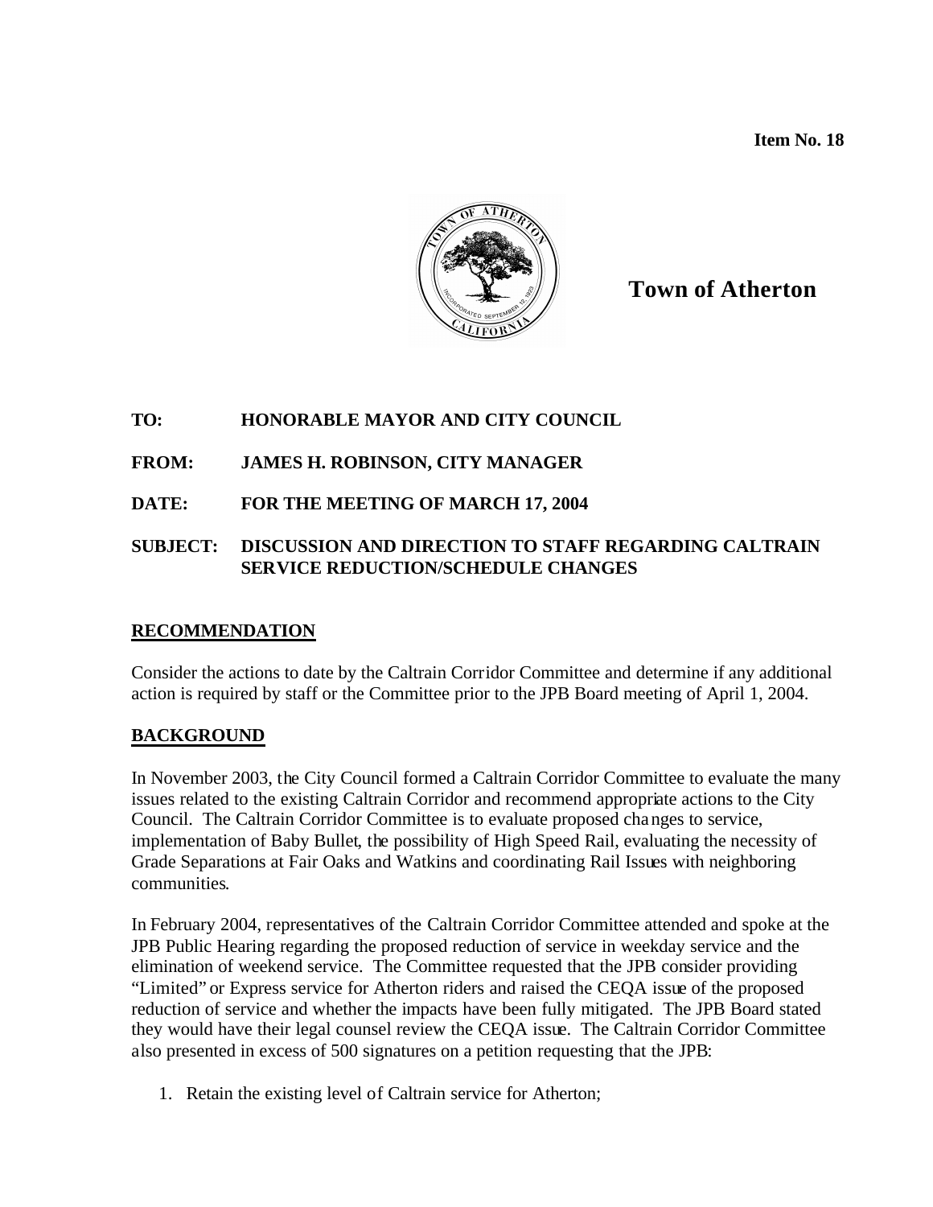**Item No. 18**

**Town of Atherton**

**TO:** HONORABLE MAYOR AND CITY COUNCIL

**FROM:** JAMES H. ROBINSON, CITY MANAGER

**DATE:** FOR THE MEETING OF MARCH 17, 2004

**SUBJECT:** DISCUSSION AND DIRECTION TO STAFF REGARDING CALTRAIN SERVICE REDUCTION/SCHEDULE CHANGES

## RECOMMENDATION

Consider the actions to date by the Caltrain Corridor Committee and determine if any additional action is required by staff or the Committee prior to the JPB Board meeting of April 1, 2004.

## BACKGROUND

In November 2003, the City Council formed a Caltrain Corridor Committee to evaluate the many issues related to the existing Caltrain Corridor and recommend appropriate actions to the City Council. The Caltrain Corridor Committee is to evaluate proposed changes to service, implementation of Baby Bullet, the possibility of High Speed Rail, evaluating the necessity of Grade Separations at Fair Oaks and Watkins and coordinating Rail Issues with neighboring communities.

In February 2004, representatives of the Caltrain Corridor Committee attended and spoke at the JPB Public Hearing regarding the proposed reduction of service in weekday service and the elimination of weekend service. The Committee requested that the JPB consider providing "Limited" or Express service for Atherton riders and raised the CEQA issue of the proposed reduction of service and whether the impacts have been fully mitigated. The JPB Board stated they would have their legal counsel review the CEQA issue. The Caltrain Corridor Committee also presented in excess of 500 signatures on a petition requesting that the JPB:

1. Retain the existing level of Caltrain service for Atherton;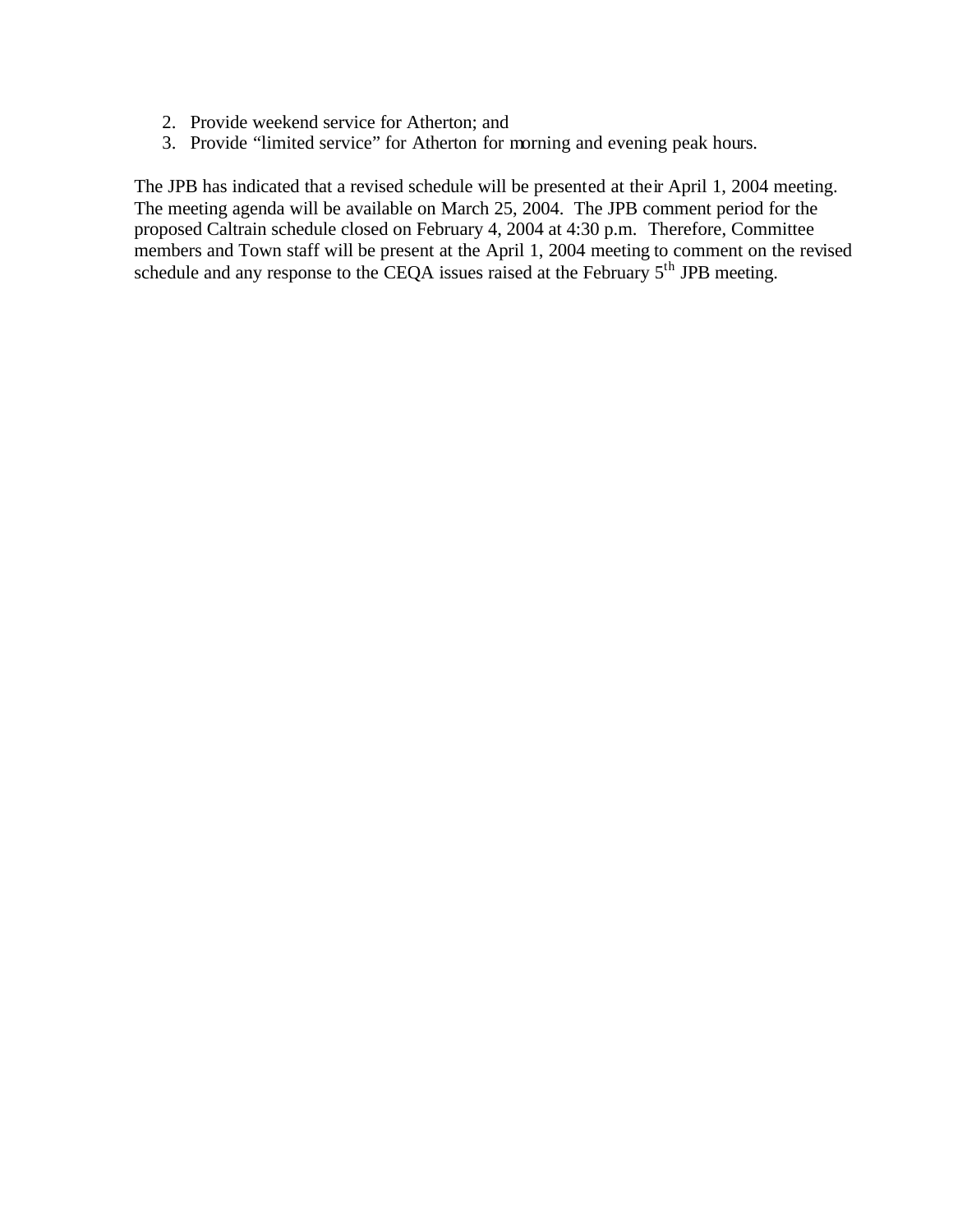2. Provide weekend service for Atherton; and
3. Provide "limited service" for Atherton for morning and evening peak hours.

The JPB has indicated that a revised schedule will be presented at their April 1, 2004 meeting. The meeting agenda will be available on March 25, 2004. The JPB comment period for the proposed Caltrain schedule closed on February 4, 2004 at 4:30 p.m. Therefore, Committee members and Town staff will be present at the April 1, 2004 meeting to comment on the revised schedule and any response to the CEQA issues raised at the February 5th JPB meeting.